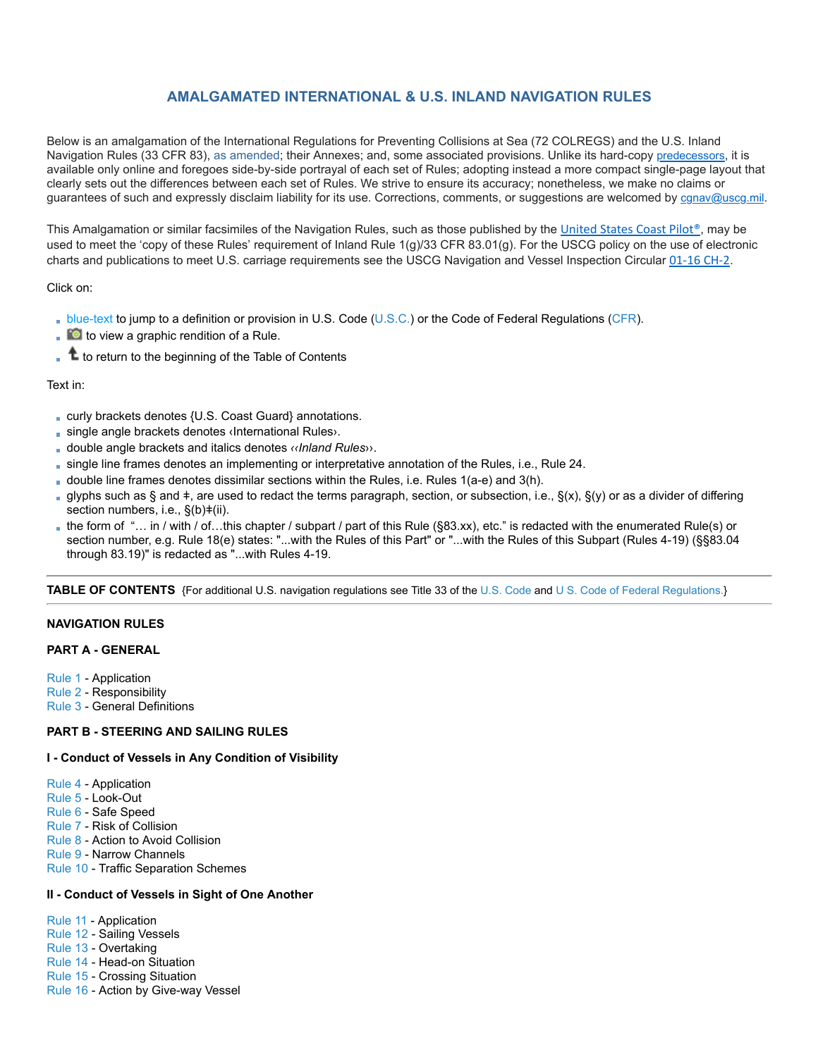# AMALGAMATED INTERNATIONAL & U.S. INLAND NAVIGATION RULES

Below is an amalgamation of the International Regulations for Preventing Collisions at Sea (72 COLREGS) and the U.S. Inland Navigation Rules (33 CFR 83), as amended; their Annexes; and, some associated provisions. Unlike its hard-copy predecessors, it is available only online and foregoes side-by-side portrayal of each set of Rules; adopting instead a more compact single-page layout that clearly sets out the differences between each set of Rules. We strive to ensure its accuracy; nonetheless, we make no claims or guarantees of such and expressly disclaim liability for its use. Corrections, comments, or suggestions are welcomed by cgnav@uscg.mil.

This Amalgamation or similar facsimiles of the Navigation Rules, such as those published by the United States Coast Pilot®, may be used to meet the 'copy of these Rules' requirement of Inland Rule 1(g)/33 CFR 83.01(g). For the USCG policy on the use of electronic charts and publications to meet U.S. carriage requirements see the USCG Navigation and Vessel Inspection Circular 01-16 CH-2.

Click on:

- blue-text to jump to a definition or provision in U.S. Code (U.S.C.) or the Code of Federal Regulations (CFR).
- to view a graphic rendition of a Rule.
- to return to the beginning of the Table of Contents

Text in:

- curly brackets denotes {U.S. Coast Guard} annotations.
- single angle brackets denotes ‹International Rules›.
- double angle brackets and italics denotes *‹‹Inland Rules››*.
- single line frames denotes an implementing or interpretative annotation of the Rules, i.e., Rule 24.
- double line frames denotes dissimilar sections within the Rules, i.e. Rules 1(a-e) and 3(h).
- glyphs such as § and ǂ, are used to redact the terms paragraph, section, or subsection, i.e., §(x), §(y) or as a divider of differing section numbers, i.e., §(b)ǂ(ii).
- the form of "… in / with / of…this chapter / subpart / part of this Rule (§83.xx), etc." is redacted with the enumerated Rule(s) or section number, e.g. Rule 18(e) states: "...with the Rules of this Part" or "...with the Rules of this Subpart (Rules 4-19) (§§83.04 through 83.19)" is redacted as "...with Rules 4-19.

---

**TABLE OF CONTENTS** {For additional U.S. navigation regulations see Title 33 of the U.S. Code and U S. Code of Federal Regulations.}

---

**NAVIGATION RULES**

**PART A - GENERAL**

Rule 1 - Application
Rule 2 - Responsibility
Rule 3 - General Definitions

**PART B - STEERING AND SAILING RULES**

**I - Conduct of Vessels in Any Condition of Visibility**

Rule 4 - Application
Rule 5 - Look-Out
Rule 6 - Safe Speed
Rule 7 - Risk of Collision
Rule 8 - Action to Avoid Collision
Rule 9 - Narrow Channels
Rule 10 - Traffic Separation Schemes

**II - Conduct of Vessels in Sight of One Another**

Rule 11 - Application
Rule 12 - Sailing Vessels
Rule 13 - Overtaking
Rule 14 - Head-on Situation
Rule 15 - Crossing Situation
Rule 16 - Action by Give-way Vessel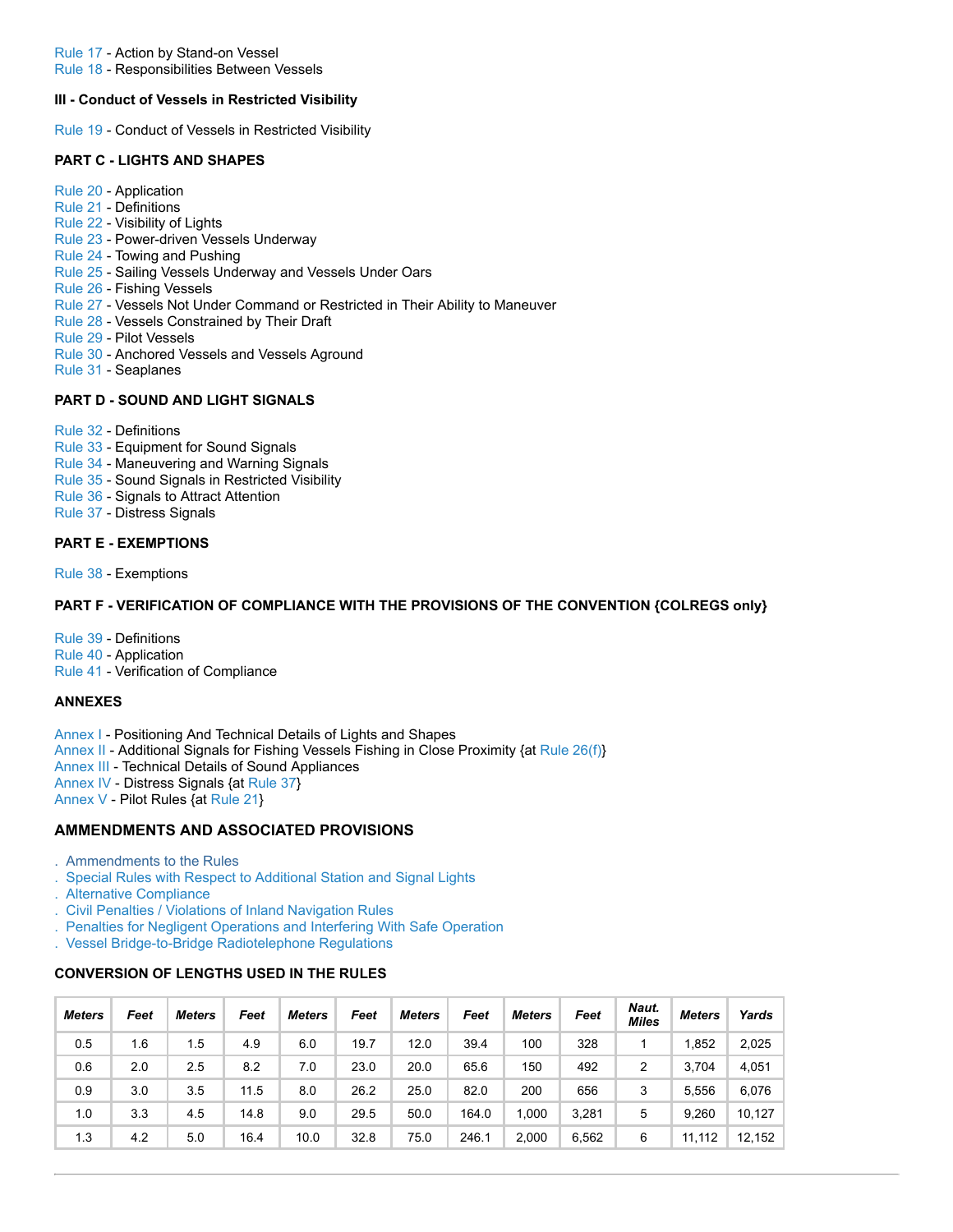Rule 17 - Action by Stand-on Vessel
Rule 18 - Responsibilities Between Vessels

**III - Conduct of Vessels in Restricted Visibility**

Rule 19 - Conduct of Vessels in Restricted Visibility

**PART C - LIGHTS AND SHAPES**

Rule 20 - Application
Rule 21 - Definitions
Rule 22 - Visibility of Lights
Rule 23 - Power-driven Vessels Underway
Rule 24 - Towing and Pushing
Rule 25 - Sailing Vessels Underway and Vessels Under Oars
Rule 26 - Fishing Vessels
Rule 27 - Vessels Not Under Command or Restricted in Their Ability to Maneuver
Rule 28 - Vessels Constrained by Their Draft
Rule 29 - Pilot Vessels
Rule 30 - Anchored Vessels and Vessels Aground
Rule 31 - Seaplanes

**PART D - SOUND AND LIGHT SIGNALS**

Rule 32 - Definitions
Rule 33 - Equipment for Sound Signals
Rule 34 - Maneuvering and Warning Signals
Rule 35 - Sound Signals in Restricted Visibility
Rule 36 - Signals to Attract Attention
Rule 37 - Distress Signals

**PART E - EXEMPTIONS**

Rule 38 - Exemptions

**PART F - VERIFICATION OF COMPLIANCE WITH THE PROVISIONS OF THE CONVENTION {COLREGS only}**

Rule 39 - Definitions
Rule 40 - Application
Rule 41 - Verification of Compliance

**ANNEXES**

Annex I - Positioning And Technical Details of Lights and Shapes
Annex II - Additional Signals for Fishing Vessels Fishing in Close Proximity {at Rule 26(f)}
Annex III - Technical Details of Sound Appliances
Annex IV - Distress Signals {at Rule 37}
Annex V - Pilot Rules {at Rule 21}

## AMMENDMENTS AND ASSOCIATED PROVISIONS

. Ammendments to the Rules
. Special Rules with Respect to Additional Station and Signal Lights
. Alternative Compliance
. Civil Penalties / Violations of Inland Navigation Rules
. Penalties for Negligent Operations and Interfering With Safe Operation
. Vessel Bridge-to-Bridge Radiotelephone Regulations

**CONVERSION OF LENGTHS USED IN THE RULES**

| Meters | Feet | Meters | Feet | Meters | Feet | Meters | Feet | Meters | Feet | Naut. Miles | Meters | Yards |
|---|---|---|---|---|---|---|---|---|---|---|---|---|
| 0.5 | 1.6 | 1.5 | 4.9 | 6.0 | 19.7 | 12.0 | 39.4 | 100 | 328 | 1 | 1,852 | 2,025 |
| 0.6 | 2.0 | 2.5 | 8.2 | 7.0 | 23.0 | 20.0 | 65.6 | 150 | 492 | 2 | 3,704 | 4,051 |
| 0.9 | 3.0 | 3.5 | 11.5 | 8.0 | 26.2 | 25.0 | 82.0 | 200 | 656 | 3 | 5,556 | 6,076 |
| 1.0 | 3.3 | 4.5 | 14.8 | 9.0 | 29.5 | 50.0 | 164.0 | 1,000 | 3,281 | 5 | 9,260 | 10,127 |
| 1.3 | 4.2 | 5.0 | 16.4 | 10.0 | 32.8 | 75.0 | 246.1 | 2,000 | 6,562 | 6 | 11,112 | 12,152 |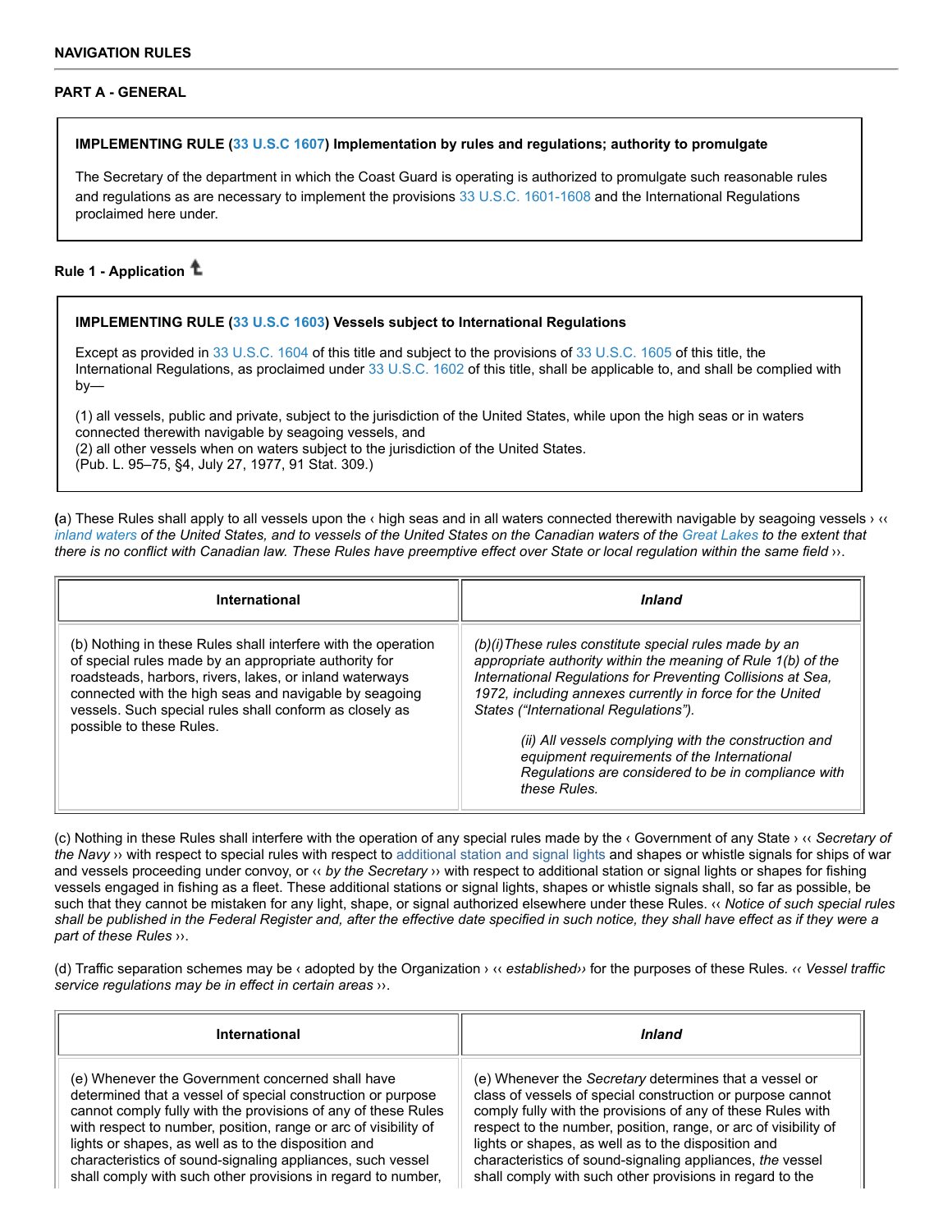**NAVIGATION RULES**

**PART A - GENERAL**

> **IMPLEMENTING RULE (33 U.S.C 1607) Implementation by rules and regulations; authority to promulgate**
>
> The Secretary of the department in which the Coast Guard is operating is authorized to promulgate such reasonable rules and regulations as are necessary to implement the provisions 33 U.S.C. 1601-1608 and the International Regulations proclaimed here under.

**Rule 1 - Application**

> **IMPLEMENTING RULE (33 U.S.C 1603) Vessels subject to International Regulations**
>
> Except as provided in 33 U.S.C. 1604 of this title and subject to the provisions of 33 U.S.C. 1605 of this title, the International Regulations, as proclaimed under 33 U.S.C. 1602 of this title, shall be applicable to, and shall be complied with by—
>
> (1) all vessels, public and private, subject to the jurisdiction of the United States, while upon the high seas or in waters connected therewith navigable by seagoing vessels, and
> (2) all other vessels when on waters subject to the jurisdiction of the United States.
> (Pub. L. 95–75, §4, July 27, 1977, 91 Stat. 309.)

**(**a) These Rules shall apply to all vessels upon the ‹ high seas and in all waters connected therewith navigable by seagoing vessels › ‹‹ *inland waters of the United States, and to vessels of the United States on the Canadian waters of the Great Lakes to the extent that there is no conflict with Canadian law. These Rules have preemptive effect over State or local regulation within the same field* ››.

| International | *Inland* |
|---|---|
| (b) Nothing in these Rules shall interfere with the operation of special rules made by an appropriate authority for roadsteads, harbors, rivers, lakes, or inland waterways connected with the high seas and navigable by seagoing vessels. Such special rules shall conform as closely as possible to these Rules. | *(b)(i)These rules constitute special rules made by an appropriate authority within the meaning of Rule 1(b) of the International Regulations for Preventing Collisions at Sea, 1972, including annexes currently in force for the United States ("International Regulations").*<br><br>*(ii) All vessels complying with the construction and equipment requirements of the International Regulations are considered to be in compliance with these Rules.* |

(c) Nothing in these Rules shall interfere with the operation of any special rules made by the ‹ Government of any State › ‹‹ *Secretary of the Navy* ›› with respect to special rules with respect to additional station and signal lights and shapes or whistle signals for ships of war and vessels proceeding under convoy, or ‹‹ *by the Secretary* ›› with respect to additional station or signal lights or shapes for fishing vessels engaged in fishing as a fleet. These additional stations or signal lights, shapes or whistle signals shall, so far as possible, be such that they cannot be mistaken for any light, shape, or signal authorized elsewhere under these Rules. ‹‹ *Notice of such special rules shall be published in the Federal Register and, after the effective date specified in such notice, they shall have effect as if they were a part of these Rules* ››.

(d) Traffic separation schemes may be ‹ adopted by the Organization › ‹‹ *established*›› for the purposes of these Rules. *‹‹ Vessel traffic service regulations may be in effect in certain areas* ››.

| International | *Inland* |
|---|---|
| (e) Whenever the Government concerned shall have determined that a vessel of special construction or purpose cannot comply fully with the provisions of any of these Rules with respect to number, position, range or arc of visibility of lights or shapes, as well as to the disposition and characteristics of sound-signaling appliances, such vessel shall comply with such other provisions in regard to number, | (e) Whenever the *Secretary* determines that a vessel or class of vessels of special construction or purpose cannot comply fully with the provisions of any of these Rules with respect to the number, position, range, or arc of visibility of lights or shapes, as well as to the disposition and characteristics of sound-signaling appliances, *the* vessel shall comply with such other provisions in regard to the |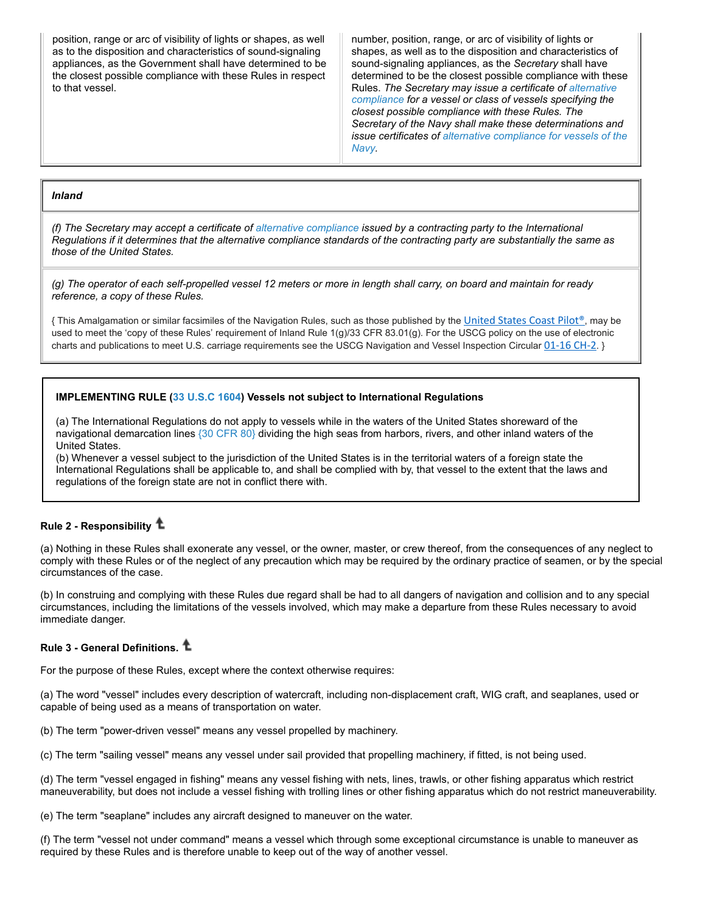| | |
|---|---|
| position, range or arc of visibility of lights or shapes, as well as to the disposition and characteristics of sound-signaling appliances, as the Government shall have determined to be the closest possible compliance with these Rules in respect to that vessel. | number, position, range, or arc of visibility of lights or shapes, as well as to the disposition and characteristics of sound-signaling appliances, as the *Secretary* shall have determined to be the closest possible compliance with these Rules. *The Secretary may issue a certificate of alternative compliance for a vessel or class of vessels specifying the closest possible compliance with these Rules. The Secretary of the Navy shall make these determinations and issue certificates of alternative compliance for vessels of the Navy.* |

| ***Inland*** |
|---|
| *(f) The Secretary may accept a certificate of alternative compliance issued by a contracting party to the International Regulations if it determines that the alternative compliance standards of the contracting party are substantially the same as those of the United States.* |
| *(g) The operator of each self-propelled vessel 12 meters or more in length shall carry, on board and maintain for ready reference, a copy of these Rules.* { This Amalgamation or similar facsimiles of the Navigation Rules, such as those published by the United States Coast Pilot®, may be used to meet the 'copy of these Rules' requirement of Inland Rule 1(g)/33 CFR 83.01(g). For the USCG policy on the use of electronic charts and publications to meet U.S. carriage requirements see the USCG Navigation and Vessel Inspection Circular 01-16 CH-2. } |

**IMPLEMENTING RULE (33 U.S.C 1604) Vessels not subject to International Regulations**

(a) The International Regulations do not apply to vessels while in the waters of the United States shoreward of the navigational demarcation lines {30 CFR 80} dividing the high seas from harbors, rivers, and other inland waters of the United States.
(b) Whenever a vessel subject to the jurisdiction of the United States is in the territorial waters of a foreign state the International Regulations shall be applicable to, and shall be complied with by, that vessel to the extent that the laws and regulations of the foreign state are not in conflict there with.

#### Rule 2 - Responsibility

(a) Nothing in these Rules shall exonerate any vessel, or the owner, master, or crew thereof, from the consequences of any neglect to comply with these Rules or of the neglect of any precaution which may be required by the ordinary practice of seamen, or by the special circumstances of the case.

(b) In construing and complying with these Rules due regard shall be had to all dangers of navigation and collision and to any special circumstances, including the limitations of the vessels involved, which may make a departure from these Rules necessary to avoid immediate danger.

#### Rule 3 - General Definitions.

For the purpose of these Rules, except where the context otherwise requires:

(a) The word "vessel" includes every description of watercraft, including non-displacement craft, WIG craft, and seaplanes, used or capable of being used as a means of transportation on water.

(b) The term "power-driven vessel" means any vessel propelled by machinery.

(c) The term "sailing vessel" means any vessel under sail provided that propelling machinery, if fitted, is not being used.

(d) The term "vessel engaged in fishing" means any vessel fishing with nets, lines, trawls, or other fishing apparatus which restrict maneuverability, but does not include a vessel fishing with trolling lines or other fishing apparatus which do not restrict maneuverability.

(e) The term "seaplane" includes any aircraft designed to maneuver on the water.

(f) The term "vessel not under command" means a vessel which through some exceptional circumstance is unable to maneuver as required by these Rules and is therefore unable to keep out of the way of another vessel.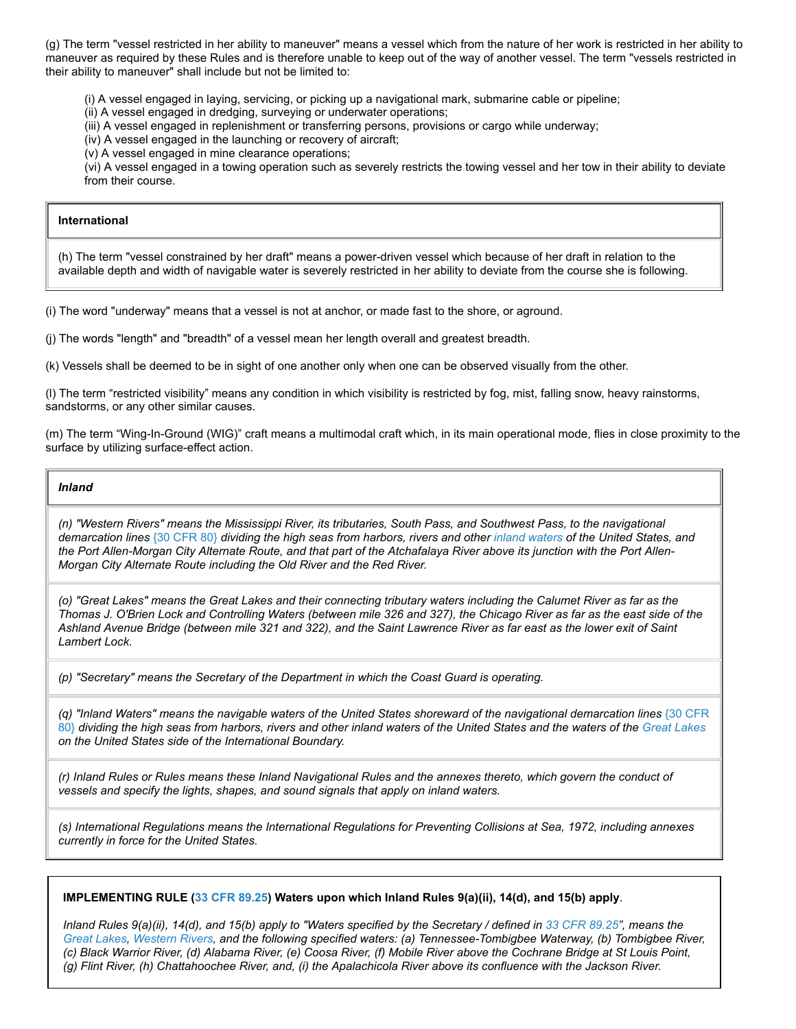(g) The term "vessel restricted in her ability to maneuver" means a vessel which from the nature of her work is restricted in her ability to maneuver as required by these Rules and is therefore unable to keep out of the way of another vessel. The term "vessels restricted in their ability to maneuver" shall include but not be limited to:

(i) A vessel engaged in laying, servicing, or picking up a navigational mark, submarine cable or pipeline;
(ii) A vessel engaged in dredging, surveying or underwater operations;
(iii) A vessel engaged in replenishment or transferring persons, provisions or cargo while underway;
(iv) A vessel engaged in the launching or recovery of aircraft;
(v) A vessel engaged in mine clearance operations;
(vi) A vessel engaged in a towing operation such as severely restricts the towing vessel and her tow in their ability to deviate from their course.

| **International** |
|---|
| (h) The term "vessel constrained by her draft" means a power-driven vessel which because of her draft in relation to the available depth and width of navigable water is severely restricted in her ability to deviate from the course she is following. |

(i) The word "underway" means that a vessel is not at anchor, or made fast to the shore, or aground.

(j) The words "length" and "breadth" of a vessel mean her length overall and greatest breadth.

(k) Vessels shall be deemed to be in sight of one another only when one can be observed visually from the other.

(l) The term "restricted visibility" means any condition in which visibility is restricted by fog, mist, falling snow, heavy rainstorms, sandstorms, or any other similar causes.

(m) The term "Wing-In-Ground (WIG)" craft means a multimodal craft which, in its main operational mode, flies in close proximity to the surface by utilizing surface-effect action.

| ***Inland*** |
|---|
| *(n) "Western Rivers" means the Mississippi River, its tributaries, South Pass, and Southwest Pass, to the navigational demarcation lines {30 CFR 80} dividing the high seas from harbors, rivers and other inland waters of the United States, and the Port Allen-Morgan City Alternate Route, and that part of the Atchafalaya River above its junction with the Port Allen-Morgan City Alternate Route including the Old River and the Red River.* |
| *(o) "Great Lakes" means the Great Lakes and their connecting tributary waters including the Calumet River as far as the Thomas J. O'Brien Lock and Controlling Waters (between mile 326 and 327), the Chicago River as far as the east side of the Ashland Avenue Bridge (between mile 321 and 322), and the Saint Lawrence River as far east as the lower exit of Saint Lambert Lock.* |
| *(p) "Secretary" means the Secretary of the Department in which the Coast Guard is operating.* |
| *(q) "Inland Waters" means the navigable waters of the United States shoreward of the navigational demarcation lines {30 CFR 80} dividing the high seas from harbors, rivers and other inland waters of the United States and the waters of the Great Lakes on the United States side of the International Boundary.* |
| *(r) Inland Rules or Rules means these Inland Navigational Rules and the annexes thereto, which govern the conduct of vessels and specify the lights, shapes, and sound signals that apply on inland waters.* |
| *(s) International Regulations means the International Regulations for Preventing Collisions at Sea, 1972, including annexes currently in force for the United States.* |

**IMPLEMENTING RULE (33 CFR 89.25) Waters upon which Inland Rules 9(a)(ii), 14(d), and 15(b) apply**.

*Inland Rules 9(a)(ii), 14(d), and 15(b) apply to "Waters specified by the Secretary / defined in 33 CFR 89.25", means the Great Lakes, Western Rivers, and the following specified waters: (a) Tennessee-Tombigbee Waterway, (b) Tombigbee River, (c) Black Warrior River, (d) Alabama River, (e) Coosa River, (f) Mobile River above the Cochrane Bridge at St Louis Point, (g) Flint River, (h) Chattahoochee River, and, (i) the Apalachicola River above its confluence with the Jackson River.*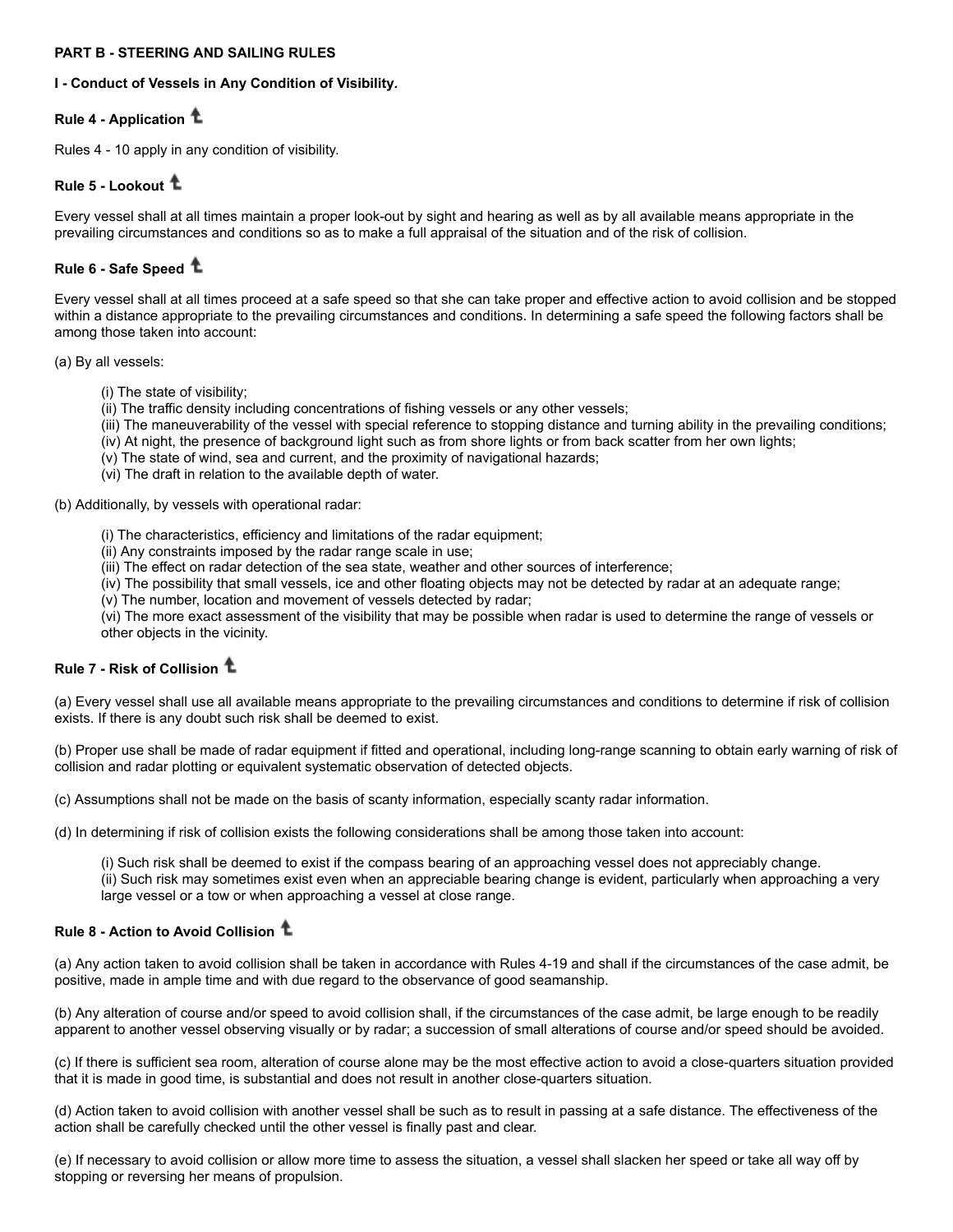**PART B - STEERING AND SAILING RULES**

**I - Conduct of Vessels in Any Condition of Visibility.**

**Rule 4 - Application**

Rules 4 - 10 apply in any condition of visibility.

**Rule 5 - Lookout**

Every vessel shall at all times maintain a proper look-out by sight and hearing as well as by all available means appropriate in the prevailing circumstances and conditions so as to make a full appraisal of the situation and of the risk of collision.

**Rule 6 - Safe Speed**

Every vessel shall at all times proceed at a safe speed so that she can take proper and effective action to avoid collision and be stopped within a distance appropriate to the prevailing circumstances and conditions. In determining a safe speed the following factors shall be among those taken into account:

(a) By all vessels:

> (i) The state of visibility;
> (ii) The traffic density including concentrations of fishing vessels or any other vessels;
> (iii) The maneuverability of the vessel with special reference to stopping distance and turning ability in the prevailing conditions;
> (iv) At night, the presence of background light such as from shore lights or from back scatter from her own lights;
> (v) The state of wind, sea and current, and the proximity of navigational hazards;
> (vi) The draft in relation to the available depth of water.

(b) Additionally, by vessels with operational radar:

> (i) The characteristics, efficiency and limitations of the radar equipment;
> (ii) Any constraints imposed by the radar range scale in use;
> (iii) The effect on radar detection of the sea state, weather and other sources of interference;
> (iv) The possibility that small vessels, ice and other floating objects may not be detected by radar at an adequate range;
> (v) The number, location and movement of vessels detected by radar;
> (vi) The more exact assessment of the visibility that may be possible when radar is used to determine the range of vessels or other objects in the vicinity.

**Rule 7 - Risk of Collision**

(a) Every vessel shall use all available means appropriate to the prevailing circumstances and conditions to determine if risk of collision exists. If there is any doubt such risk shall be deemed to exist.

(b) Proper use shall be made of radar equipment if fitted and operational, including long-range scanning to obtain early warning of risk of collision and radar plotting or equivalent systematic observation of detected objects.

(c) Assumptions shall not be made on the basis of scanty information, especially scanty radar information.

(d) In determining if risk of collision exists the following considerations shall be among those taken into account:

> (i) Such risk shall be deemed to exist if the compass bearing of an approaching vessel does not appreciably change.
> (ii) Such risk may sometimes exist even when an appreciable bearing change is evident, particularly when approaching a very large vessel or a tow or when approaching a vessel at close range.

**Rule 8 - Action to Avoid Collision**

(a) Any action taken to avoid collision shall be taken in accordance with Rules 4-19 and shall if the circumstances of the case admit, be positive, made in ample time and with due regard to the observance of good seamanship.

(b) Any alteration of course and/or speed to avoid collision shall, if the circumstances of the case admit, be large enough to be readily apparent to another vessel observing visually or by radar; a succession of small alterations of course and/or speed should be avoided.

(c) If there is sufficient sea room, alteration of course alone may be the most effective action to avoid a close-quarters situation provided that it is made in good time, is substantial and does not result in another close-quarters situation.

(d) Action taken to avoid collision with another vessel shall be such as to result in passing at a safe distance. The effectiveness of the action shall be carefully checked until the other vessel is finally past and clear.

(e) If necessary to avoid collision or allow more time to assess the situation, a vessel shall slacken her speed or take all way off by stopping or reversing her means of propulsion.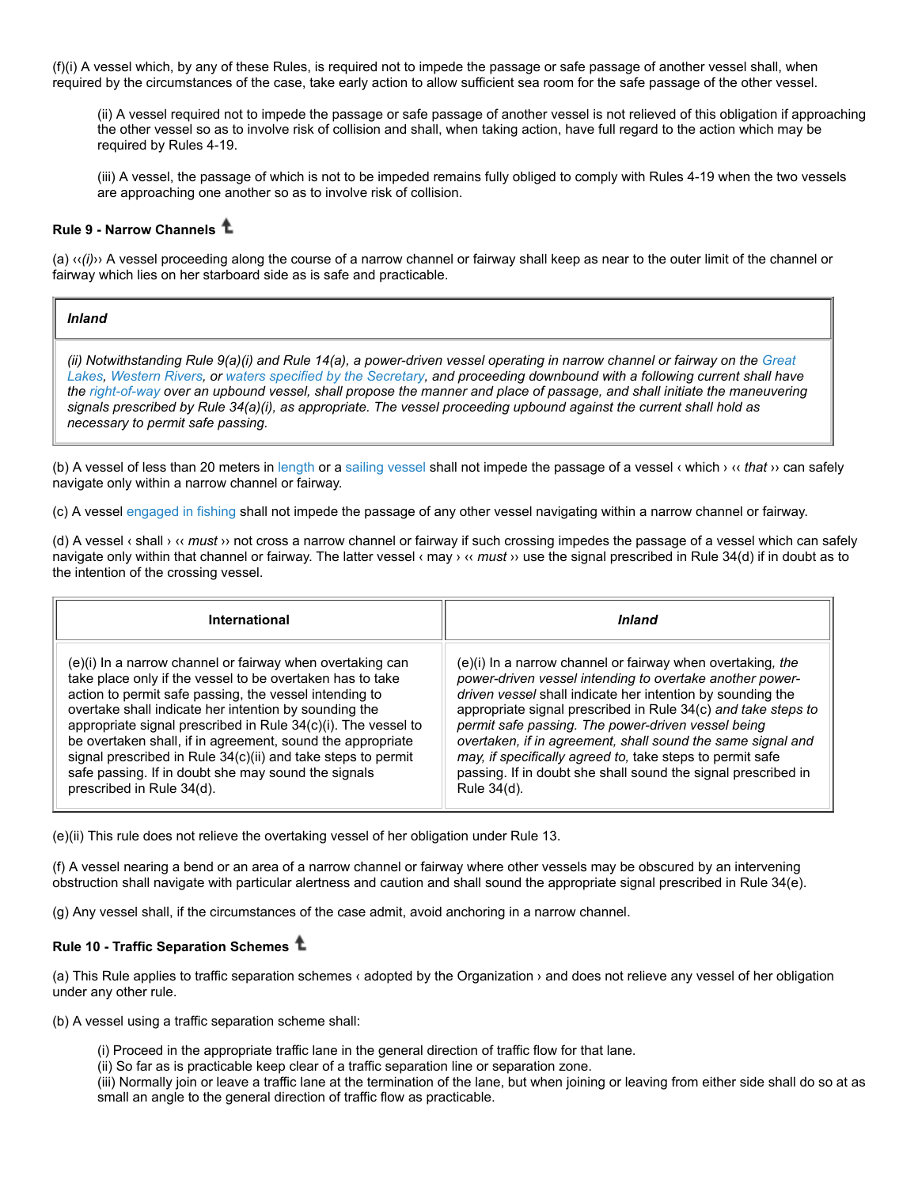(f)(i) A vessel which, by any of these Rules, is required not to impede the passage or safe passage of another vessel shall, when required by the circumstances of the case, take early action to allow sufficient sea room for the safe passage of the other vessel.

(ii) A vessel required not to impede the passage or safe passage of another vessel is not relieved of this obligation if approaching the other vessel so as to involve risk of collision and shall, when taking action, have full regard to the action which may be required by Rules 4-19.

(iii) A vessel, the passage of which is not to be impeded remains fully obliged to comply with Rules 4-19 when the two vessels are approaching one another so as to involve risk of collision.

### Rule 9 - Narrow Channels

(a) ‹‹*(i)*›› A vessel proceeding along the course of a narrow channel or fairway shall keep as near to the outer limit of the channel or fairway which lies on her starboard side as is safe and practicable.

| *Inland* |
|---|
| *(ii) Notwithstanding Rule 9(a)(i) and Rule 14(a), a power-driven vessel operating in narrow channel or fairway on the Great Lakes, Western Rivers, or waters specified by the Secretary, and proceeding downbound with a following current shall have the right-of-way over an upbound vessel, shall propose the manner and place of passage, and shall initiate the maneuvering signals prescribed by Rule 34(a)(i), as appropriate. The vessel proceeding upbound against the current shall hold as necessary to permit safe passing.* |

(b) A vessel of less than 20 meters in length or a sailing vessel shall not impede the passage of a vessel ‹ which › ‹‹ *that* ›› can safely navigate only within a narrow channel or fairway.

(c) A vessel engaged in fishing shall not impede the passage of any other vessel navigating within a narrow channel or fairway.

(d) A vessel ‹ shall › ‹‹ *must* ›› not cross a narrow channel or fairway if such crossing impedes the passage of a vessel which can safely navigate only within that channel or fairway. The latter vessel ‹ may › ‹‹ *must* ›› use the signal prescribed in Rule 34(d) if in doubt as to the intention of the crossing vessel.

| International | *Inland* |
|---|---|
| (e)(i) In a narrow channel or fairway when overtaking can take place only if the vessel to be overtaken has to take action to permit safe passing, the vessel intending to overtake shall indicate her intention by sounding the appropriate signal prescribed in Rule 34(c)(i). The vessel to be overtaken shall, if in agreement, sound the appropriate signal prescribed in Rule 34(c)(ii) and take steps to permit safe passing. If in doubt she may sound the signals prescribed in Rule 34(d). | (e)(i) In a narrow channel or fairway when overtaking, *the power-driven vessel intending to overtake another power-driven vessel* shall indicate her intention by sounding the appropriate signal prescribed in Rule 34(c) *and take steps to permit safe passing. The power-driven vessel being overtaken, if in agreement, shall sound the same signal and may, if specifically agreed to,* take steps to permit safe passing. If in doubt she shall sound the signal prescribed in Rule 34(d). |

(e)(ii) This rule does not relieve the overtaking vessel of her obligation under Rule 13.

(f) A vessel nearing a bend or an area of a narrow channel or fairway where other vessels may be obscured by an intervening obstruction shall navigate with particular alertness and caution and shall sound the appropriate signal prescribed in Rule 34(e).

(g) Any vessel shall, if the circumstances of the case admit, avoid anchoring in a narrow channel.

### Rule 10 - Traffic Separation Schemes

(a) This Rule applies to traffic separation schemes ‹ adopted by the Organization › and does not relieve any vessel of her obligation under any other rule.

(b) A vessel using a traffic separation scheme shall:

(i) Proceed in the appropriate traffic lane in the general direction of traffic flow for that lane.
(ii) So far as is practicable keep clear of a traffic separation line or separation zone.
(iii) Normally join or leave a traffic lane at the termination of the lane, but when joining or leaving from either side shall do so at as small an angle to the general direction of traffic flow as practicable.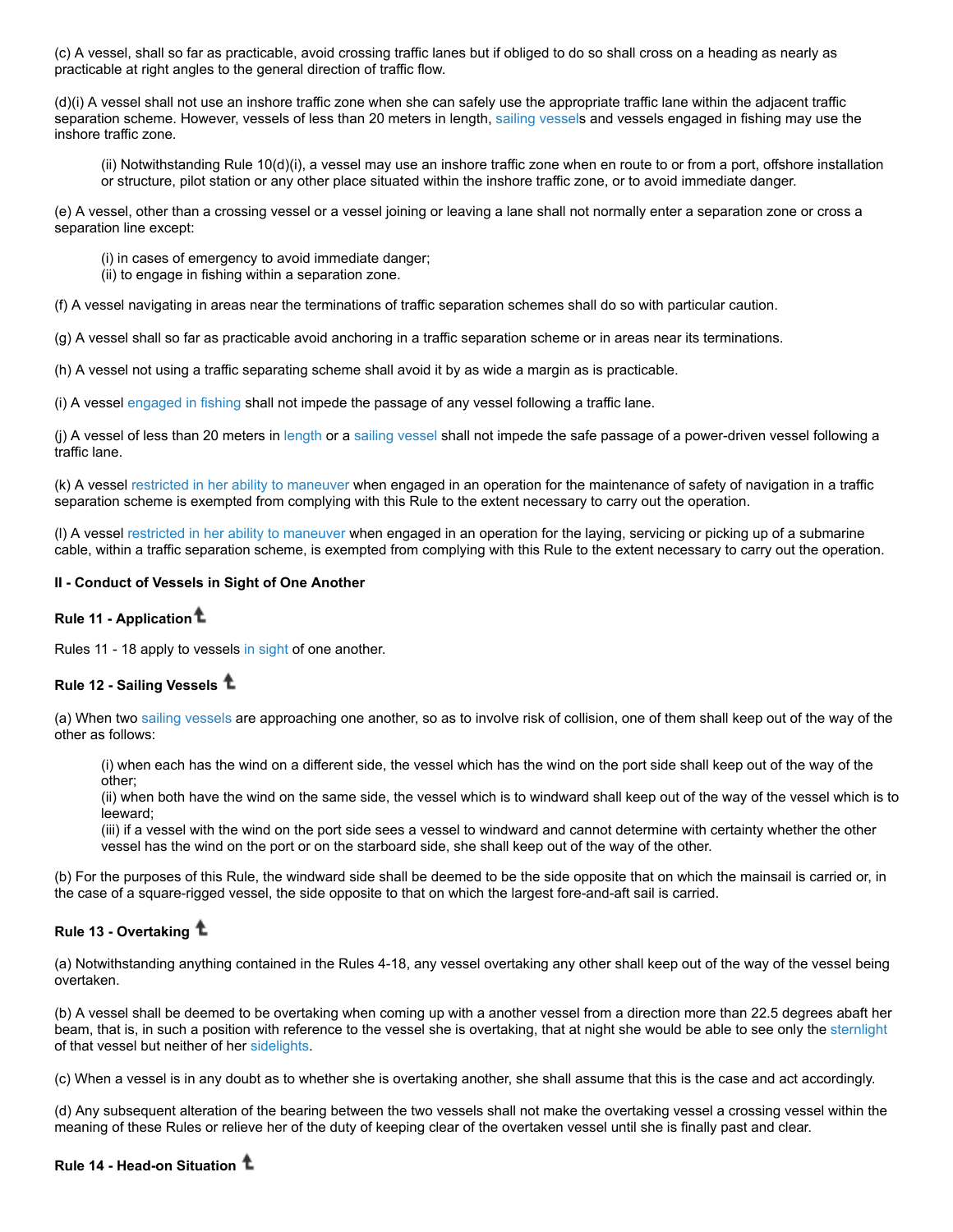(c) A vessel, shall so far as practicable, avoid crossing traffic lanes but if obliged to do so shall cross on a heading as nearly as practicable at right angles to the general direction of traffic flow.

(d)(i) A vessel shall not use an inshore traffic zone when she can safely use the appropriate traffic lane within the adjacent traffic separation scheme. However, vessels of less than 20 meters in length, sailing vessels and vessels engaged in fishing may use the inshore traffic zone.

> (ii) Notwithstanding Rule 10(d)(i), a vessel may use an inshore traffic zone when en route to or from a port, offshore installation or structure, pilot station or any other place situated within the inshore traffic zone, or to avoid immediate danger.

(e) A vessel, other than a crossing vessel or a vessel joining or leaving a lane shall not normally enter a separation zone or cross a separation line except:

> (i) in cases of emergency to avoid immediate danger;
> (ii) to engage in fishing within a separation zone.

(f) A vessel navigating in areas near the terminations of traffic separation schemes shall do so with particular caution.

(g) A vessel shall so far as practicable avoid anchoring in a traffic separation scheme or in areas near its terminations.

(h) A vessel not using a traffic separating scheme shall avoid it by as wide a margin as is practicable.

(i) A vessel engaged in fishing shall not impede the passage of any vessel following a traffic lane.

(j) A vessel of less than 20 meters in length or a sailing vessel shall not impede the safe passage of a power-driven vessel following a traffic lane.

(k) A vessel restricted in her ability to maneuver when engaged in an operation for the maintenance of safety of navigation in a traffic separation scheme is exempted from complying with this Rule to the extent necessary to carry out the operation.

(l) A vessel restricted in her ability to maneuver when engaged in an operation for the laying, servicing or picking up of a submarine cable, within a traffic separation scheme, is exempted from complying with this Rule to the extent necessary to carry out the operation.

**II - Conduct of Vessels in Sight of One Another**

#### Rule 11 - Application

Rules 11 - 18 apply to vessels in sight of one another.

#### Rule 12 - Sailing Vessels

(a) When two sailing vessels are approaching one another, so as to involve risk of collision, one of them shall keep out of the way of the other as follows:

> (i) when each has the wind on a different side, the vessel which has the wind on the port side shall keep out of the way of the other;
> (ii) when both have the wind on the same side, the vessel which is to windward shall keep out of the way of the vessel which is to leeward;
> (iii) if a vessel with the wind on the port side sees a vessel to windward and cannot determine with certainty whether the other vessel has the wind on the port or on the starboard side, she shall keep out of the way of the other.

(b) For the purposes of this Rule, the windward side shall be deemed to be the side opposite that on which the mainsail is carried or, in the case of a square-rigged vessel, the side opposite to that on which the largest fore-and-aft sail is carried.

#### Rule 13 - Overtaking

(a) Notwithstanding anything contained in the Rules 4-18, any vessel overtaking any other shall keep out of the way of the vessel being overtaken.

(b) A vessel shall be deemed to be overtaking when coming up with a another vessel from a direction more than 22.5 degrees abaft her beam, that is, in such a position with reference to the vessel she is overtaking, that at night she would be able to see only the sternlight of that vessel but neither of her sidelights.

(c) When a vessel is in any doubt as to whether she is overtaking another, she shall assume that this is the case and act accordingly.

(d) Any subsequent alteration of the bearing between the two vessels shall not make the overtaking vessel a crossing vessel within the meaning of these Rules or relieve her of the duty of keeping clear of the overtaken vessel until she is finally past and clear.

#### Rule 14 - Head-on Situation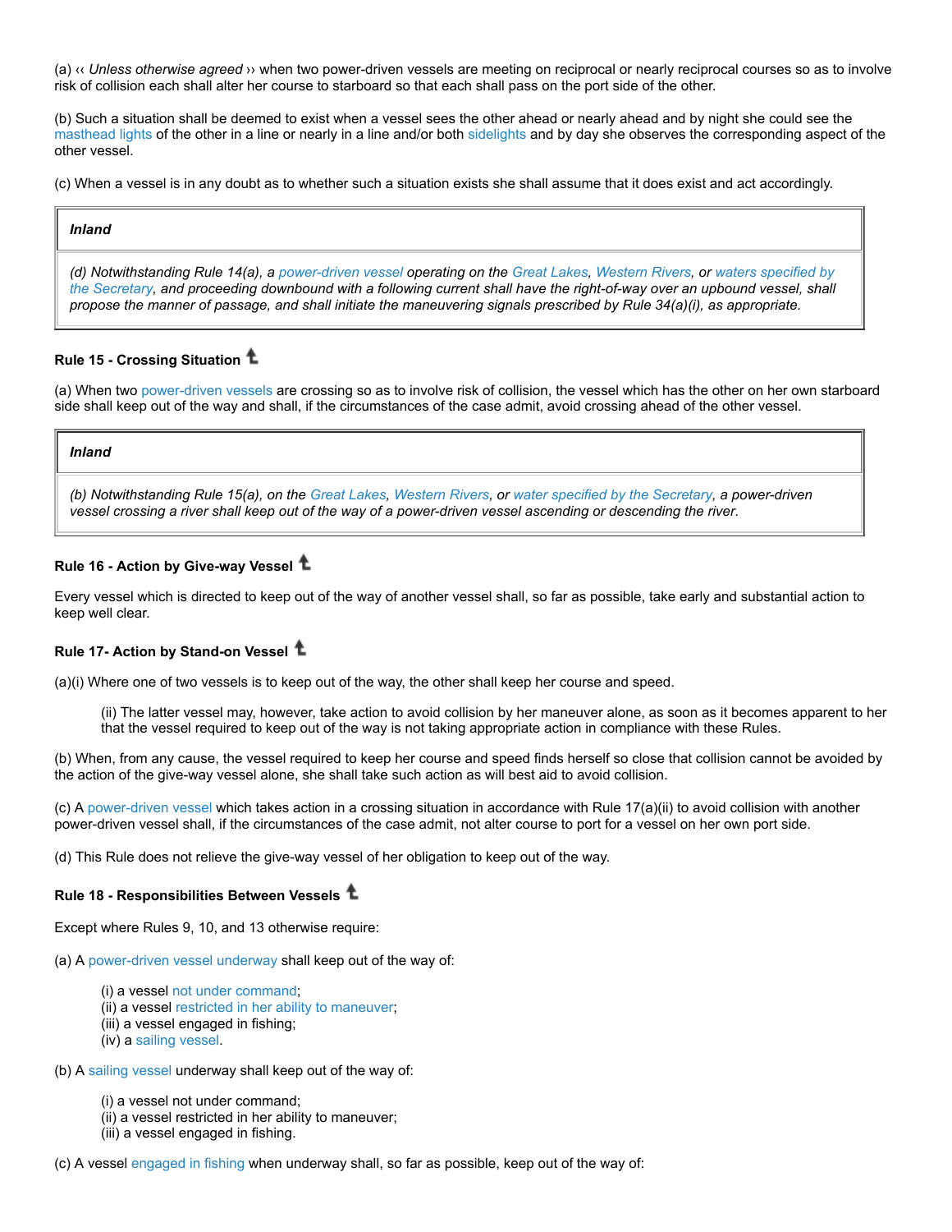(a) ‹‹ *Unless otherwise agreed* ›› when two power-driven vessels are meeting on reciprocal or nearly reciprocal courses so as to involve risk of collision each shall alter her course to starboard so that each shall pass on the port side of the other.

(b) Such a situation shall be deemed to exist when a vessel sees the other ahead or nearly ahead and by night she could see the masthead lights of the other in a line or nearly in a line and/or both sidelights and by day she observes the corresponding aspect of the other vessel.

(c) When a vessel is in any doubt as to whether such a situation exists she shall assume that it does exist and act accordingly.

| ***Inland*** |
|---|
| *(d) Notwithstanding Rule 14(a), a power-driven vessel operating on the Great Lakes, Western Rivers, or waters specified by the Secretary, and proceeding downbound with a following current shall have the right-of-way over an upbound vessel, shall propose the manner of passage, and shall initiate the maneuvering signals prescribed by Rule 34(a)(i), as appropriate.* |

#### Rule 15 - Crossing Situation

(a) When two power-driven vessels are crossing so as to involve risk of collision, the vessel which has the other on her own starboard side shall keep out of the way and shall, if the circumstances of the case admit, avoid crossing ahead of the other vessel.

| ***Inland*** |
|---|
| *(b) Notwithstanding Rule 15(a), on the Great Lakes, Western Rivers, or water specified by the Secretary, a power-driven vessel crossing a river shall keep out of the way of a power-driven vessel ascending or descending the river.* |

#### Rule 16 - Action by Give-way Vessel

Every vessel which is directed to keep out of the way of another vessel shall, so far as possible, take early and substantial action to keep well clear.

#### Rule 17- Action by Stand-on Vessel

(a)(i) Where one of two vessels is to keep out of the way, the other shall keep her course and speed.

(ii) The latter vessel may, however, take action to avoid collision by her maneuver alone, as soon as it becomes apparent to her that the vessel required to keep out of the way is not taking appropriate action in compliance with these Rules.

(b) When, from any cause, the vessel required to keep her course and speed finds herself so close that collision cannot be avoided by the action of the give-way vessel alone, she shall take such action as will best aid to avoid collision.

(c) A power-driven vessel which takes action in a crossing situation in accordance with Rule 17(a)(ii) to avoid collision with another power-driven vessel shall, if the circumstances of the case admit, not alter course to port for a vessel on her own port side.

(d) This Rule does not relieve the give-way vessel of her obligation to keep out of the way.

#### Rule 18 - Responsibilities Between Vessels

Except where Rules 9, 10, and 13 otherwise require:

(a) A power-driven vessel underway shall keep out of the way of:

(i) a vessel not under command;
(ii) a vessel restricted in her ability to maneuver;
(iii) a vessel engaged in fishing;
(iv) a sailing vessel.

(b) A sailing vessel underway shall keep out of the way of:

(i) a vessel not under command;
(ii) a vessel restricted in her ability to maneuver;
(iii) a vessel engaged in fishing.

(c) A vessel engaged in fishing when underway shall, so far as possible, keep out of the way of: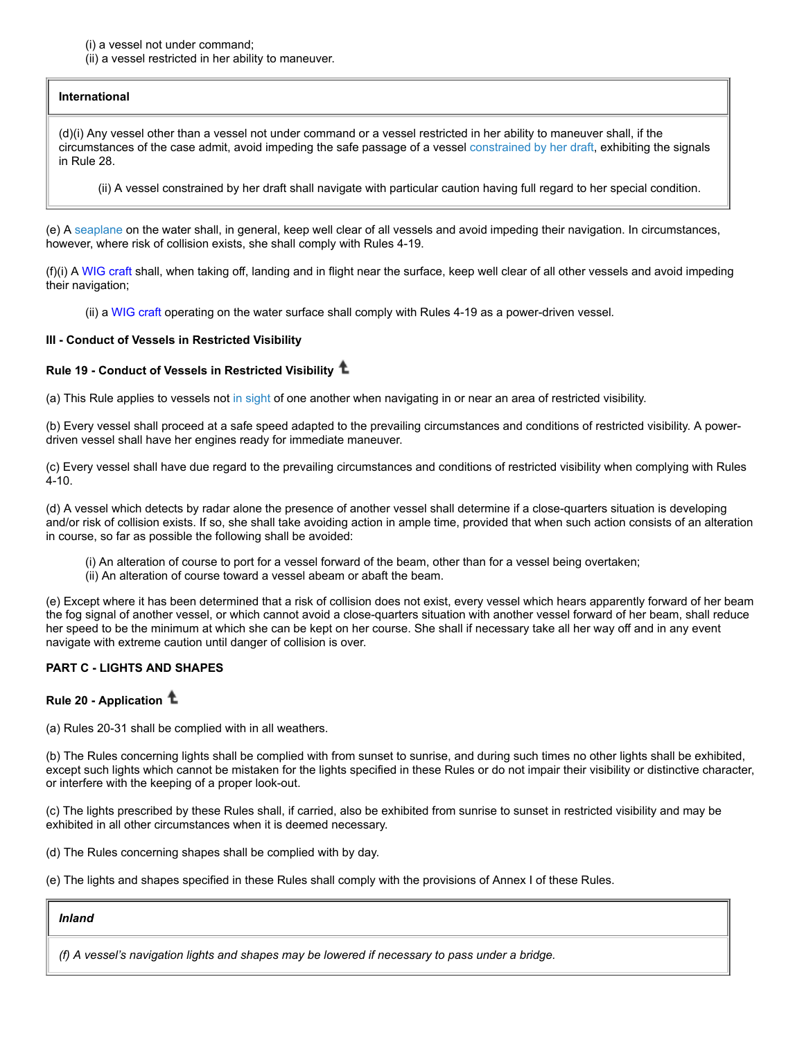(i) a vessel not under command;
(ii) a vessel restricted in her ability to maneuver.

| International |
| --- |
| (d)(i) Any vessel other than a vessel not under command or a vessel restricted in her ability to maneuver shall, if the circumstances of the case admit, avoid impeding the safe passage of a vessel constrained by her draft, exhibiting the signals in Rule 28.<br><br>(ii) A vessel constrained by her draft shall navigate with particular caution having full regard to her special condition. |

(e) A seaplane on the water shall, in general, keep well clear of all vessels and avoid impeding their navigation. In circumstances, however, where risk of collision exists, she shall comply with Rules 4-19.

(f)(i) A WIG craft shall, when taking off, landing and in flight near the surface, keep well clear of all other vessels and avoid impeding their navigation;

(ii) a WIG craft operating on the water surface shall comply with Rules 4-19 as a power-driven vessel.

**III - Conduct of Vessels in Restricted Visibility**

**Rule 19 - Conduct of Vessels in Restricted Visibility**

(a) This Rule applies to vessels not in sight of one another when navigating in or near an area of restricted visibility.

(b) Every vessel shall proceed at a safe speed adapted to the prevailing circumstances and conditions of restricted visibility. A power-driven vessel shall have her engines ready for immediate maneuver.

(c) Every vessel shall have due regard to the prevailing circumstances and conditions of restricted visibility when complying with Rules 4-10.

(d) A vessel which detects by radar alone the presence of another vessel shall determine if a close-quarters situation is developing and/or risk of collision exists. If so, she shall take avoiding action in ample time, provided that when such action consists of an alteration in course, so far as possible the following shall be avoided:

(i) An alteration of course to port for a vessel forward of the beam, other than for a vessel being overtaken;
(ii) An alteration of course toward a vessel abeam or abaft the beam.

(e) Except where it has been determined that a risk of collision does not exist, every vessel which hears apparently forward of her beam the fog signal of another vessel, or which cannot avoid a close-quarters situation with another vessel forward of her beam, shall reduce her speed to be the minimum at which she can be kept on her course. She shall if necessary take all her way off and in any event navigate with extreme caution until danger of collision is over.

**PART C - LIGHTS AND SHAPES**

**Rule 20 - Application**

(a) Rules 20-31 shall be complied with in all weathers.

(b) The Rules concerning lights shall be complied with from sunset to sunrise, and during such times no other lights shall be exhibited, except such lights which cannot be mistaken for the lights specified in these Rules or do not impair their visibility or distinctive character, or interfere with the keeping of a proper look-out.

(c) The lights prescribed by these Rules shall, if carried, also be exhibited from sunrise to sunset in restricted visibility and may be exhibited in all other circumstances when it is deemed necessary.

(d) The Rules concerning shapes shall be complied with by day.

(e) The lights and shapes specified in these Rules shall comply with the provisions of Annex I of these Rules.

| *Inland* |
| --- |
| *(f) A vessel's navigation lights and shapes may be lowered if necessary to pass under a bridge.* |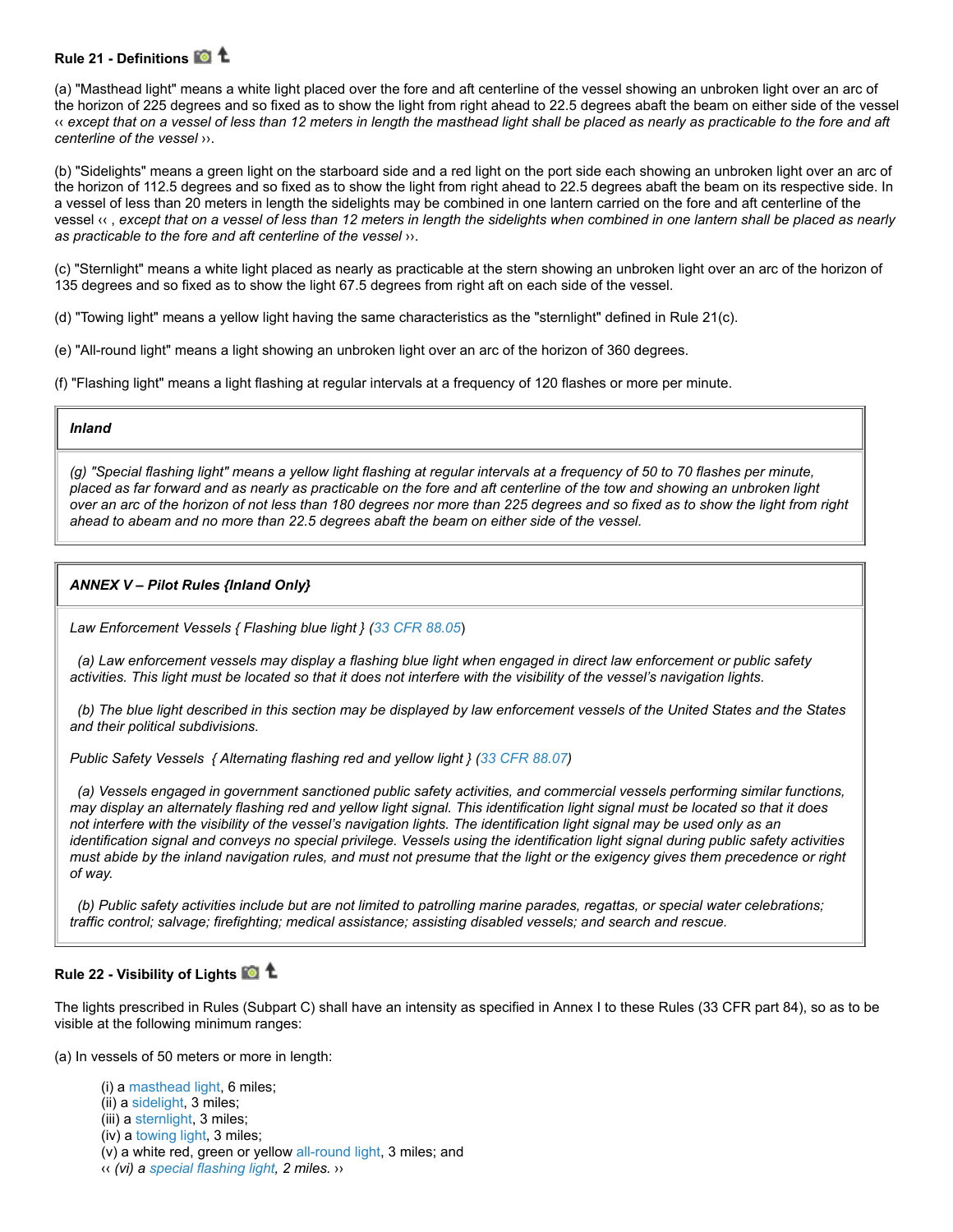### Rule 21 - Definitions

(a) "Masthead light" means a white light placed over the fore and aft centerline of the vessel showing an unbroken light over an arc of the horizon of 225 degrees and so fixed as to show the light from right ahead to 22.5 degrees abaft the beam on either side of the vessel ‹‹ *except that on a vessel of less than 12 meters in length the masthead light shall be placed as nearly as practicable to the fore and aft centerline of the vessel* ››.

(b) "Sidelights" means a green light on the starboard side and a red light on the port side each showing an unbroken light over an arc of the horizon of 112.5 degrees and so fixed as to show the light from right ahead to 22.5 degrees abaft the beam on its respective side. In a vessel of less than 20 meters in length the sidelights may be combined in one lantern carried on the fore and aft centerline of the vessel ‹‹ , *except that on a vessel of less than 12 meters in length the sidelights when combined in one lantern shall be placed as nearly as practicable to the fore and aft centerline of the vessel* ››.

(c) "Sternlight" means a white light placed as nearly as practicable at the stern showing an unbroken light over an arc of the horizon of 135 degrees and so fixed as to show the light 67.5 degrees from right aft on each side of the vessel.

(d) "Towing light" means a yellow light having the same characteristics as the "sternlight" defined in Rule 21(c).

(e) "All-round light" means a light showing an unbroken light over an arc of the horizon of 360 degrees.

(f) "Flashing light" means a light flashing at regular intervals at a frequency of 120 flashes or more per minute.

| ***Inland*** |
|---|
| *(g) "Special flashing light" means a yellow light flashing at regular intervals at a frequency of 50 to 70 flashes per minute, placed as far forward and as nearly as practicable on the fore and aft centerline of the tow and showing an unbroken light over an arc of the horizon of not less than 180 degrees nor more than 225 degrees and so fixed as to show the light from right ahead to abeam and no more than 22.5 degrees abaft the beam on either side of the vessel.* |

| ***ANNEX V – Pilot Rules {Inland Only}*** |
|---|
| *Law Enforcement Vessels { Flashing blue light } (33 CFR 88.05)* <br><br> *(a) Law enforcement vessels may display a flashing blue light when engaged in direct law enforcement or public safety activities. This light must be located so that it does not interfere with the visibility of the vessel's navigation lights.* <br><br> *(b) The blue light described in this section may be displayed by law enforcement vessels of the United States and the States and their political subdivisions.* <br><br> *Public Safety Vessels { Alternating flashing red and yellow light } (33 CFR 88.07)* <br><br> *(a) Vessels engaged in government sanctioned public safety activities, and commercial vessels performing similar functions, may display an alternately flashing red and yellow light signal. This identification light signal must be located so that it does not interfere with the visibility of the vessel's navigation lights. The identification light signal may be used only as an identification signal and conveys no special privilege. Vessels using the identification light signal during public safety activities must abide by the inland navigation rules, and must not presume that the light or the exigency gives them precedence or right of way.* <br><br> *(b) Public safety activities include but are not limited to patrolling marine parades, regattas, or special water celebrations; traffic control; salvage; firefighting; medical assistance; assisting disabled vessels; and search and rescue.* |

### Rule 22 - Visibility of Lights

The lights prescribed in Rules (Subpart C) shall have an intensity as specified in Annex I to these Rules (33 CFR part 84), so as to be visible at the following minimum ranges:

(a) In vessels of 50 meters or more in length:

(i) a masthead light, 6 miles;
(ii) a sidelight, 3 miles;
(iii) a sternlight, 3 miles;
(iv) a towing light, 3 miles;
(v) a white red, green or yellow all-round light, 3 miles; and
‹‹ *(vi) a special flashing light, 2 miles.* ››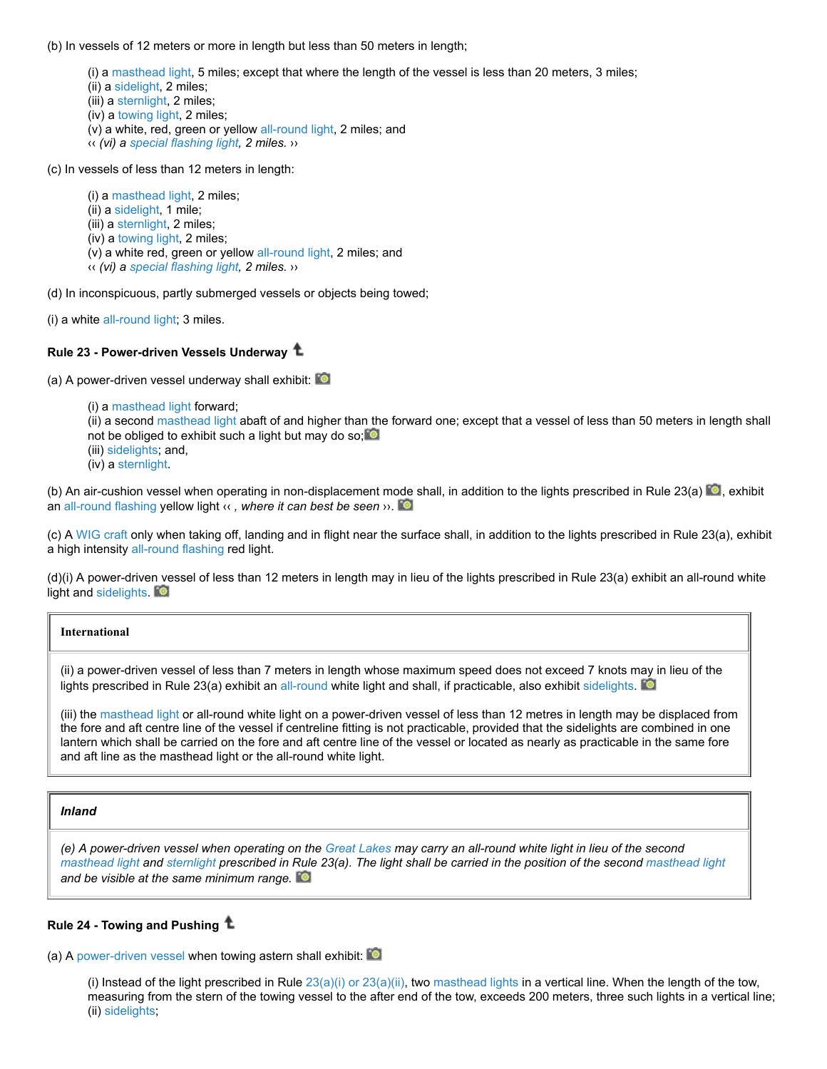(b) In vessels of 12 meters or more in length but less than 50 meters in length;

(i) a masthead light, 5 miles; except that where the length of the vessel is less than 20 meters, 3 miles;
(ii) a sidelight, 2 miles;
(iii) a sternlight, 2 miles;
(iv) a towing light, 2 miles;
(v) a white, red, green or yellow all-round light, 2 miles; and
‹‹ *(vi) a special flashing light, 2 miles.* ››

(c) In vessels of less than 12 meters in length:

(i) a masthead light, 2 miles;
(ii) a sidelight, 1 mile;
(iii) a sternlight, 2 miles;
(iv) a towing light, 2 miles;
(v) a white red, green or yellow all-round light, 2 miles; and
‹‹ *(vi) a special flashing light, 2 miles.* ››

(d) In inconspicuous, partly submerged vessels or objects being towed;

(i) a white all-round light; 3 miles.

**Rule 23 - Power-driven Vessels Underway**

(a) A power-driven vessel underway shall exhibit:

(i) a masthead light forward;
(ii) a second masthead light abaft of and higher than the forward one; except that a vessel of less than 50 meters in length shall not be obliged to exhibit such a light but may do so;
(iii) sidelights; and,
(iv) a sternlight.

(b) An air-cushion vessel when operating in non-displacement mode shall, in addition to the lights prescribed in Rule 23(a), exhibit an all-round flashing yellow light ‹‹ *, where it can best be seen* ››.

(c) A WIG craft only when taking off, landing and in flight near the surface shall, in addition to the lights prescribed in Rule 23(a), exhibit a high intensity all-round flashing red light.

(d)(i) A power-driven vessel of less than 12 meters in length may in lieu of the lights prescribed in Rule 23(a) exhibit an all-round white light and sidelights.

**International**

(ii) a power-driven vessel of less than 7 meters in length whose maximum speed does not exceed 7 knots may in lieu of the lights prescribed in Rule 23(a) exhibit an all-round white light and shall, if practicable, also exhibit sidelights.

(iii) the masthead light or all-round white light on a power-driven vessel of less than 12 metres in length may be displaced from the fore and aft centre line of the vessel if centreline fitting is not practicable, provided that the sidelights are combined in one lantern which shall be carried on the fore and aft centre line of the vessel or located as nearly as practicable in the same fore and aft line as the masthead light or the all-round white light.

***Inland***

*(e) A power-driven vessel when operating on the Great Lakes may carry an all-round white light in lieu of the second masthead light and sternlight prescribed in Rule 23(a). The light shall be carried in the position of the second masthead light and be visible at the same minimum range.*

**Rule 24 - Towing and Pushing**

(a) A power-driven vessel when towing astern shall exhibit:

(i) Instead of the light prescribed in Rule 23(a)(i) or 23(a)(ii), two masthead lights in a vertical line. When the length of the tow, measuring from the stern of the towing vessel to the after end of the tow, exceeds 200 meters, three such lights in a vertical line;
(ii) sidelights;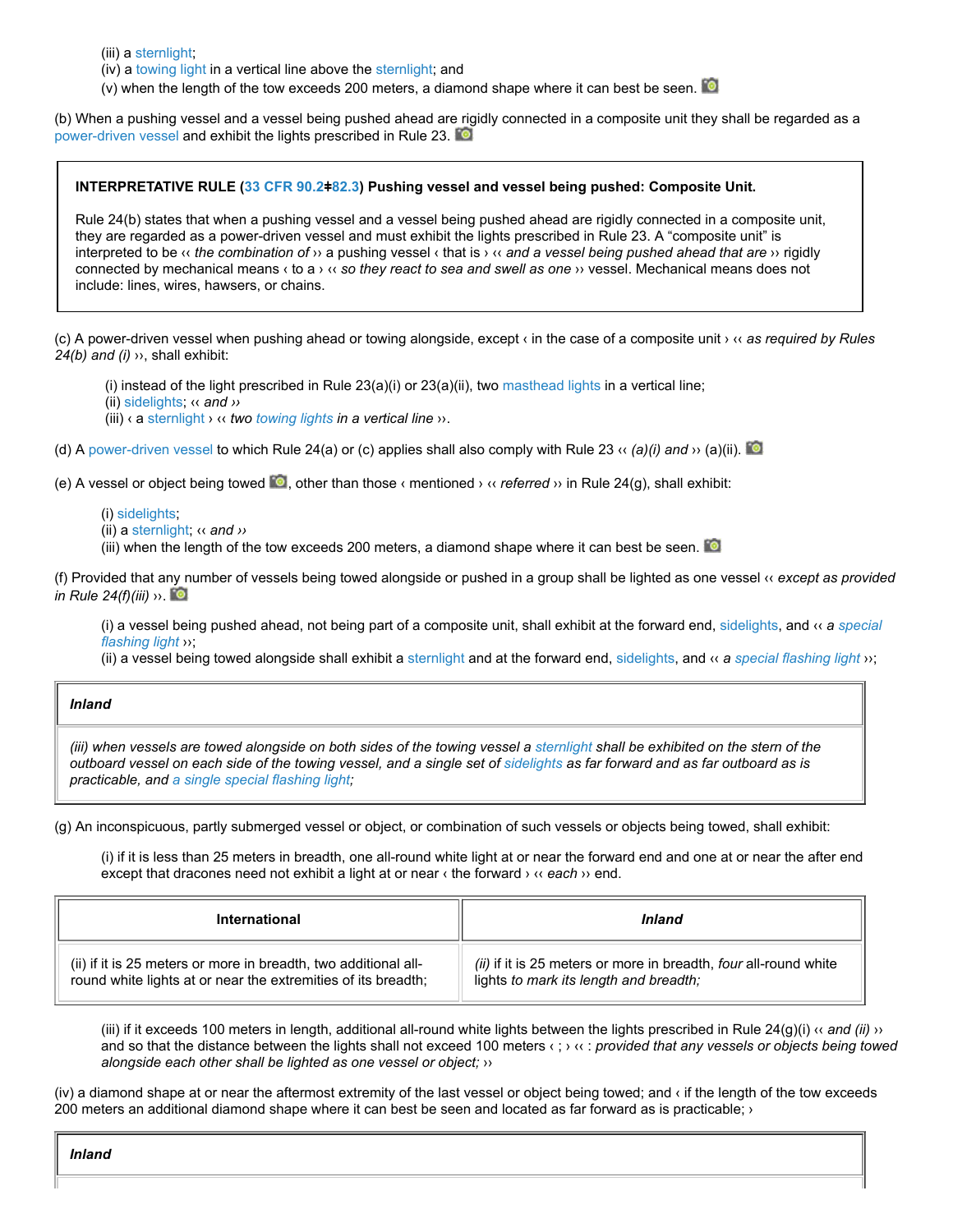(iii) a sternlight;
(iv) a towing light in a vertical line above the sternlight; and
(v) when the length of the tow exceeds 200 meters, a diamond shape where it can best be seen.

(b) When a pushing vessel and a vessel being pushed ahead are rigidly connected in a composite unit they shall be regarded as a power-driven vessel and exhibit the lights prescribed in Rule 23.

> **INTERPRETATIVE RULE (33 CFR 90.2‡82.3) Pushing vessel and vessel being pushed: Composite Unit.**
>
> Rule 24(b) states that when a pushing vessel and a vessel being pushed ahead are rigidly connected in a composite unit, they are regarded as a power-driven vessel and must exhibit the lights prescribed in Rule 23. A "composite unit" is interpreted to be ‹‹ *the combination of* ›› a pushing vessel ‹ that is › ‹‹ *and a vessel being pushed ahead that are* ›› rigidly connected by mechanical means ‹ to a › ‹‹ *so they react to sea and swell as one* ›› vessel. Mechanical means does not include: lines, wires, hawsers, or chains.

(c) A power-driven vessel when pushing ahead or towing alongside, except ‹ in the case of a composite unit › ‹‹ *as required by Rules 24(b) and (i)* ››, shall exhibit:

(i) instead of the light prescribed in Rule 23(a)(i) or 23(a)(ii), two masthead lights in a vertical line;
(ii) sidelights; ‹‹ *and* ››
(iii) ‹ a sternlight › ‹‹ *two towing lights in a vertical line* ››.

(d) A power-driven vessel to which Rule 24(a) or (c) applies shall also comply with Rule 23 ‹‹ *(a)(i) and* ›› (a)(ii).

(e) A vessel or object being towed, other than those ‹ mentioned › ‹‹ *referred* ›› in Rule 24(g), shall exhibit:

(i) sidelights;
(ii) a sternlight; ‹‹ *and* ››
(iii) when the length of the tow exceeds 200 meters, a diamond shape where it can best be seen.

(f) Provided that any number of vessels being towed alongside or pushed in a group shall be lighted as one vessel ‹‹ *except as provided in Rule 24(f)(iii)* ››.

(i) a vessel being pushed ahead, not being part of a composite unit, shall exhibit at the forward end, sidelights, and ‹‹ *a special flashing light* ››;
(ii) a vessel being towed alongside shall exhibit a sternlight and at the forward end, sidelights, and ‹‹ *a special flashing light* ››;

| *Inland* |
|---|
| *(iii) when vessels are towed alongside on both sides of the towing vessel a sternlight shall be exhibited on the stern of the outboard vessel on each side of the towing vessel, and a single set of sidelights as far forward and as far outboard as is practicable, and a single special flashing light;* |

(g) An inconspicuous, partly submerged vessel or object, or combination of such vessels or objects being towed, shall exhibit:

(i) if it is less than 25 meters in breadth, one all-round white light at or near the forward end and one at or near the after end except that dracones need not exhibit a light at or near ‹ the forward › ‹‹ *each* ›› end.

| International | *Inland* |
|---|---|
| (ii) if it is 25 meters or more in breadth, two additional all-round white lights at or near the extremities of its breadth; | *(ii)* if it is 25 meters or more in breadth, *four* all-round white lights *to mark its length and breadth;* |

(iii) if it exceeds 100 meters in length, additional all-round white lights between the lights prescribed in Rule 24(g)(i) ‹‹ *and (ii)* ›› and so that the distance between the lights shall not exceed 100 meters ‹ ; › ‹‹ : *provided that any vessels or objects being towed alongside each other shall be lighted as one vessel or object;* ››

(iv) a diamond shape at or near the aftermost extremity of the last vessel or object being towed; and ‹ if the length of the tow exceeds 200 meters an additional diamond shape where it can best be seen and located as far forward as is practicable; ›

| *Inland* |
|---|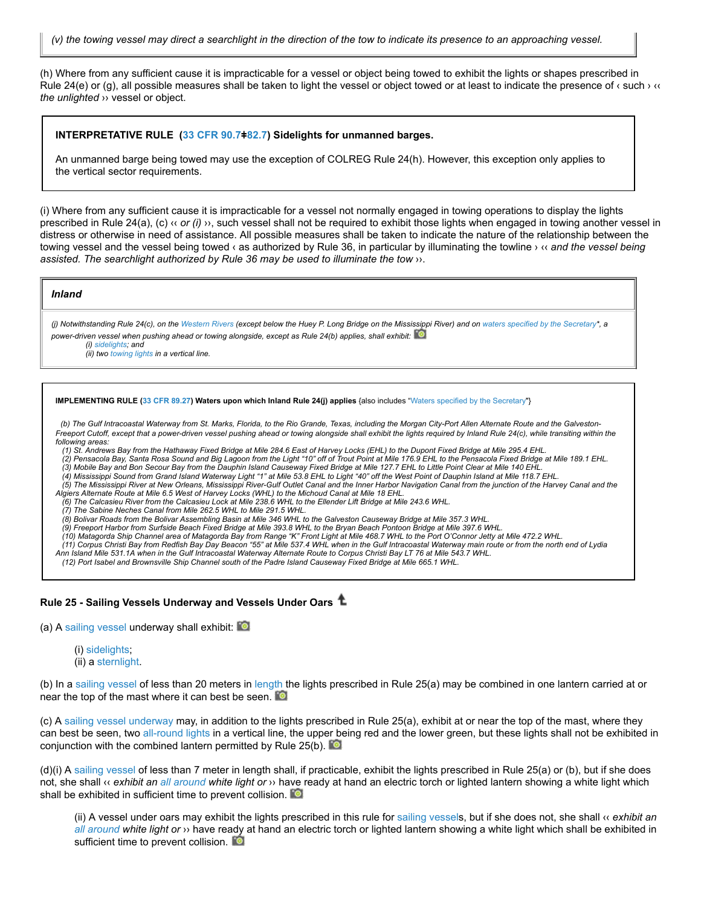*(v) the towing vessel may direct a searchlight in the direction of the tow to indicate its presence to an approaching vessel.*

(h) Where from any sufficient cause it is impracticable for a vessel or object being towed to exhibit the lights or shapes prescribed in Rule 24(e) or (g), all possible measures shall be taken to light the vessel or object towed or at least to indicate the presence of ‹ such › ‹‹ *the unlighted* ›› vessel or object.

> **INTERPRETATIVE RULE (33 CFR 90.7‡82.7) Sidelights for unmanned barges.**
>
> An unmanned barge being towed may use the exception of COLREG Rule 24(h). However, this exception only applies to the vertical sector requirements.

(i) Where from any sufficient cause it is impracticable for a vessel not normally engaged in towing operations to display the lights prescribed in Rule 24(a), (c) ‹‹ *or (i)* ››, such vessel shall not be required to exhibit those lights when engaged in towing another vessel in distress or otherwise in need of assistance. All possible measures shall be taken to indicate the nature of the relationship between the towing vessel and the vessel being towed ‹ as authorized by Rule 36, in particular by illuminating the towline › ‹‹ *and the vessel being assisted. The searchlight authorized by Rule 36 may be used to illuminate the tow* ››.

> ***Inland***
>
> *(j) Notwithstanding Rule 24(c), on the Western Rivers (except below the Huey P. Long Bridge on the Mississippi River) and on waters specified by the Secretary\*, a power-driven vessel when pushing ahead or towing alongside, except as Rule 24(b) applies, shall exhibit:*
> *(i) sidelights; and*
> *(ii) two towing lights in a vertical line.*

> **IMPLEMENTING RULE (33 CFR 89.27) Waters upon which Inland Rule 24(j) applies** {also includes "Waters specified by the Secretary"}
>
> *(b) The Gulf Intracoastal Waterway from St. Marks, Florida, to the Rio Grande, Texas, including the Morgan City-Port Allen Alternate Route and the Galveston-Freeport Cutoff, except that a power-driven vessel pushing ahead or towing alongside shall exhibit the lights required by Inland Rule 24(c), while transiting within the following areas:*
> *(1) St. Andrews Bay from the Hathaway Fixed Bridge at Mile 284.6 East of Harvey Locks (EHL) to the Dupont Fixed Bridge at Mile 295.4 EHL.*
> *(2) Pensacola Bay, Santa Rosa Sound and Big Lagoon from the Light "10" off of Trout Point at Mile 176.9 EHL to the Pensacola Fixed Bridge at Mile 189.1 EHL.*
> *(3) Mobile Bay and Bon Secour Bay from the Dauphin Island Causeway Fixed Bridge at Mile 127.7 EHL to Little Point Clear at Mile 140 EHL.*
> *(4) Mississippi Sound from Grand Island Waterway Light "1" at Mile 53.8 EHL to Light "40" off the West Point of Dauphin Island at Mile 118.7 EHL.*
> *(5) The Mississippi River at New Orleans, Mississippi River-Gulf Outlet Canal and the Inner Harbor Navigation Canal from the junction of the Harvey Canal and the Algiers Alternate Route at Mile 6.5 West of Harvey Locks (WHL) to the Michoud Canal at Mile 18 EHL.*
> *(6) The Calcasieu River from the Calcasieu Lock at Mile 238.6 WHL to the Ellender Lift Bridge at Mile 243.6 WHL.*
> *(7) The Sabine Neches Canal from Mile 262.5 WHL to Mile 291.5 WHL.*
> *(8) Bolivar Roads from the Bolivar Assembling Basin at Mile 346 WHL to the Galveston Causeway Bridge at Mile 357.3 WHL.*
> *(9) Freeport Harbor from Surfside Beach Fixed Bridge at Mile 393.8 WHL to the Bryan Beach Pontoon Bridge at Mile 397.6 WHL.*
> *(10) Matagorda Ship Channel area of Matagorda Bay from Range "K" Front Light at Mile 468.7 WHL to the Port O'Connor Jetty at Mile 472.2 WHL.*
> *(11) Corpus Christi Bay from Redfish Bay Day Beacon "55" at Mile 537.4 WHL when in the Gulf Intracoastal Waterway main route or from the north end of Lydia Ann Island Mile 531.1A when in the Gulf Intracoastal Waterway Alternate Route to Corpus Christi Bay LT 76 at Mile 543.7 WHL.*
> *(12) Port Isabel and Brownsville Ship Channel south of the Padre Island Causeway Fixed Bridge at Mile 665.1 WHL.*

#### Rule 25 - Sailing Vessels Underway and Vessels Under Oars

(a) A sailing vessel underway shall exhibit:

(i) sidelights;
(ii) a sternlight.

(b) In a sailing vessel of less than 20 meters in length the lights prescribed in Rule 25(a) may be combined in one lantern carried at or near the top of the mast where it can best be seen.

(c) A sailing vessel underway may, in addition to the lights prescribed in Rule 25(a), exhibit at or near the top of the mast, where they can best be seen, two all-round lights in a vertical line, the upper being red and the lower green, but these lights shall not be exhibited in conjunction with the combined lantern permitted by Rule 25(b).

(d)(i) A sailing vessel of less than 7 meter in length shall, if practicable, exhibit the lights prescribed in Rule 25(a) or (b), but if she does not, she shall ‹‹ *exhibit an all around white light or* ›› have ready at hand an electric torch or lighted lantern showing a white light which shall be exhibited in sufficient time to prevent collision.

(ii) A vessel under oars may exhibit the lights prescribed in this rule for sailing vessels, but if she does not, she shall ‹‹ *exhibit an all around white light or* ›› have ready at hand an electric torch or lighted lantern showing a white light which shall be exhibited in sufficient time to prevent collision.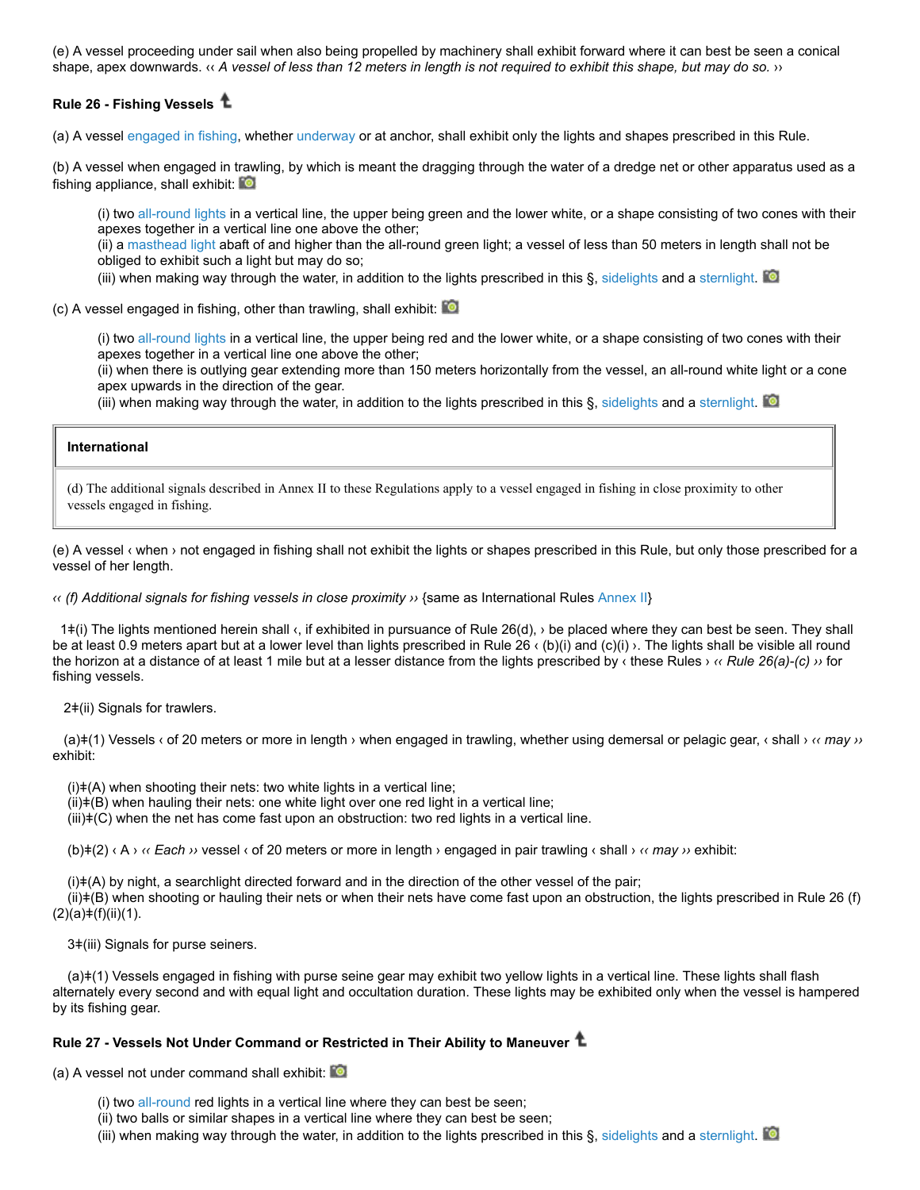(e) A vessel proceeding under sail when also being propelled by machinery shall exhibit forward where it can best be seen a conical shape, apex downwards. ‹‹ *A vessel of less than 12 meters in length is not required to exhibit this shape, but may do so.* ››

**Rule 26 - Fishing Vessels**

(a) A vessel engaged in fishing, whether underway or at anchor, shall exhibit only the lights and shapes prescribed in this Rule.

(b) A vessel when engaged in trawling, by which is meant the dragging through the water of a dredge net or other apparatus used as a fishing appliance, shall exhibit:

> (i) two all-round lights in a vertical line, the upper being green and the lower white, or a shape consisting of two cones with their apexes together in a vertical line one above the other;
> (ii) a masthead light abaft of and higher than the all-round green light; a vessel of less than 50 meters in length shall not be obliged to exhibit such a light but may do so;
> (iii) when making way through the water, in addition to the lights prescribed in this §, sidelights and a sternlight.

(c) A vessel engaged in fishing, other than trawling, shall exhibit:

> (i) two all-round lights in a vertical line, the upper being red and the lower white, or a shape consisting of two cones with their apexes together in a vertical line one above the other;
> (ii) when there is outlying gear extending more than 150 meters horizontally from the vessel, an all-round white light or a cone apex upwards in the direction of the gear.
> (iii) when making way through the water, in addition to the lights prescribed in this §, sidelights and a sternlight.

| International |
| --- |
| (d) The additional signals described in Annex II to these Regulations apply to a vessel engaged in fishing in close proximity to other vessels engaged in fishing. |

(e) A vessel ‹ when › not engaged in fishing shall not exhibit the lights or shapes prescribed in this Rule, but only those prescribed for a vessel of her length.

‹‹ *(f) Additional signals for fishing vessels in close proximity* ›› {same as International Rules Annex II}

1ǂ(i) The lights mentioned herein shall ‹, if exhibited in pursuance of Rule 26(d), › be placed where they can best be seen. They shall be at least 0.9 meters apart but at a lower level than lights prescribed in Rule 26 ‹ (b)(i) and (c)(i) ›. The lights shall be visible all round the horizon at a distance of at least 1 mile but at a lesser distance from the lights prescribed by ‹ these Rules › ‹‹ *Rule 26(a)-(c)* ›› for fishing vessels.

2ǂ(ii) Signals for trawlers.

(a)ǂ(1) Vessels ‹ of 20 meters or more in length › when engaged in trawling, whether using demersal or pelagic gear, ‹ shall › ‹‹ *may* ›› exhibit:

(i)ǂ(A) when shooting their nets: two white lights in a vertical line;
(ii)ǂ(B) when hauling their nets: one white light over one red light in a vertical line;
(iii)ǂ(C) when the net has come fast upon an obstruction: two red lights in a vertical line.

(b)ǂ(2) ‹ A › ‹‹ *Each* ›› vessel ‹ of 20 meters or more in length › engaged in pair trawling ‹ shall › ‹‹ *may* ›› exhibit:

(i)ǂ(A) by night, a searchlight directed forward and in the direction of the other vessel of the pair;
(ii)ǂ(B) when shooting or hauling their nets or when their nets have come fast upon an obstruction, the lights prescribed in Rule 26 (f)(2)(a)ǂ(f)(ii)(1).

3ǂ(iii) Signals for purse seiners.

(a)ǂ(1) Vessels engaged in fishing with purse seine gear may exhibit two yellow lights in a vertical line. These lights shall flash alternately every second and with equal light and occultation duration. These lights may be exhibited only when the vessel is hampered by its fishing gear.

**Rule 27 - Vessels Not Under Command or Restricted in Their Ability to Maneuver**

(a) A vessel not under command shall exhibit:

> (i) two all-round red lights in a vertical line where they can best be seen;
> (ii) two balls or similar shapes in a vertical line where they can best be seen;
> (iii) when making way through the water, in addition to the lights prescribed in this §, sidelights and a sternlight.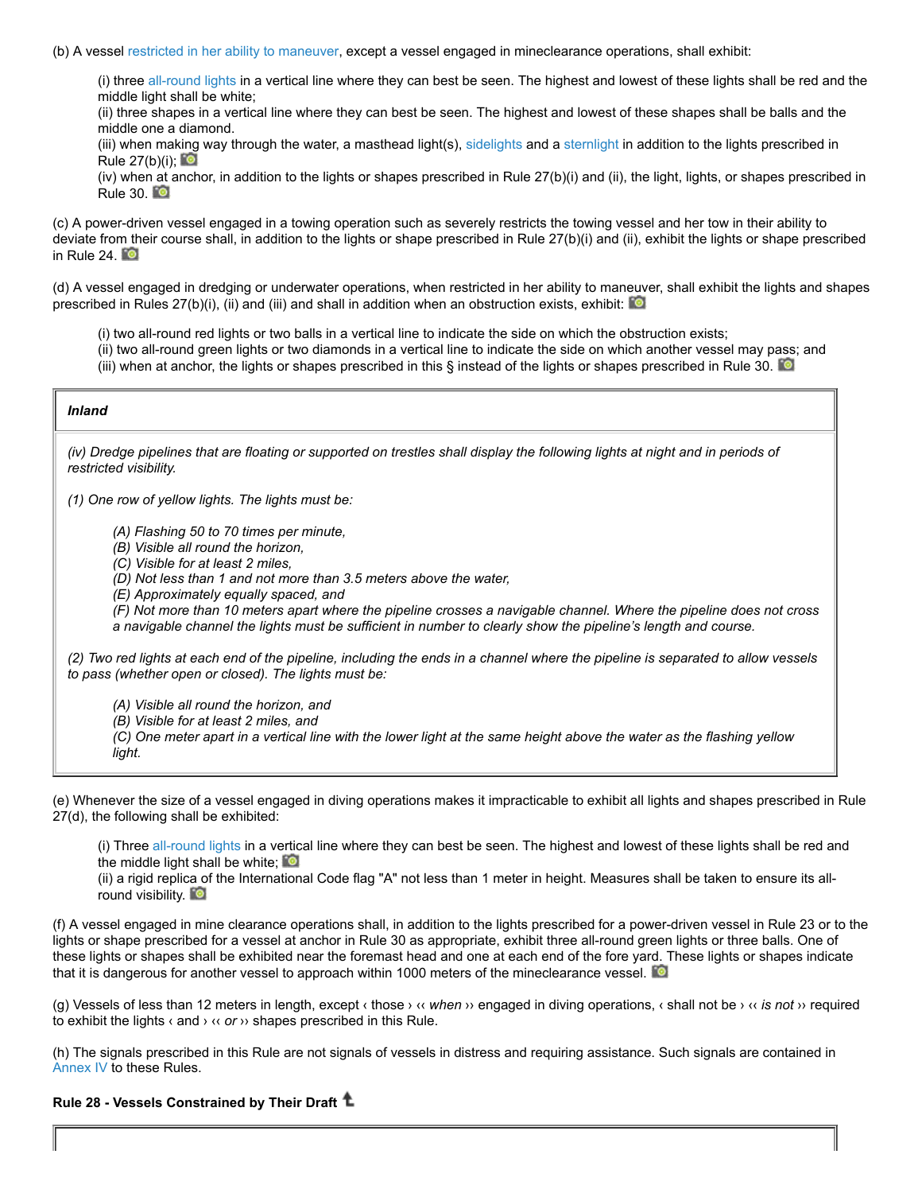(b) A vessel restricted in her ability to maneuver, except a vessel engaged in mineclearance operations, shall exhibit:

> (i) three all-round lights in a vertical line where they can best be seen. The highest and lowest of these lights shall be red and the middle light shall be white;
> (ii) three shapes in a vertical line where they can best be seen. The highest and lowest of these shapes shall be balls and the middle one a diamond.
> (iii) when making way through the water, a masthead light(s), sidelights and a sternlight in addition to the lights prescribed in Rule 27(b)(i);
> (iv) when at anchor, in addition to the lights or shapes prescribed in Rule 27(b)(i) and (ii), the light, lights, or shapes prescribed in Rule 30.

(c) A power-driven vessel engaged in a towing operation such as severely restricts the towing vessel and her tow in their ability to deviate from their course shall, in addition to the lights or shape prescribed in Rule 27(b)(i) and (ii), exhibit the lights or shape prescribed in Rule 24.

(d) A vessel engaged in dredging or underwater operations, when restricted in her ability to maneuver, shall exhibit the lights and shapes prescribed in Rules 27(b)(i), (ii) and (iii) and shall in addition when an obstruction exists, exhibit:

> (i) two all-round red lights or two balls in a vertical line to indicate the side on which the obstruction exists;
> (ii) two all-round green lights or two diamonds in a vertical line to indicate the side on which another vessel may pass; and
> (iii) when at anchor, the lights or shapes prescribed in this § instead of the lights or shapes prescribed in Rule 30.

| ***Inland*** |
|---|
| *(iv) Dredge pipelines that are floating or supported on trestles shall display the following lights at night and in periods of restricted visibility.*<br><br>*(1) One row of yellow lights. The lights must be:*<br><br>*(A) Flashing 50 to 70 times per minute,*<br>*(B) Visible all round the horizon,*<br>*(C) Visible for at least 2 miles,*<br>*(D) Not less than 1 and not more than 3.5 meters above the water,*<br>*(E) Approximately equally spaced, and*<br>*(F) Not more than 10 meters apart where the pipeline crosses a navigable channel. Where the pipeline does not cross a navigable channel the lights must be sufficient in number to clearly show the pipeline's length and course.*<br><br>*(2) Two red lights at each end of the pipeline, including the ends in a channel where the pipeline is separated to allow vessels to pass (whether open or closed). The lights must be:*<br><br>*(A) Visible all round the horizon, and*<br>*(B) Visible for at least 2 miles, and*<br>*(C) One meter apart in a vertical line with the lower light at the same height above the water as the flashing yellow light.* |

(e) Whenever the size of a vessel engaged in diving operations makes it impracticable to exhibit all lights and shapes prescribed in Rule 27(d), the following shall be exhibited:

> (i) Three all-round lights in a vertical line where they can best be seen. The highest and lowest of these lights shall be red and the middle light shall be white;
> (ii) a rigid replica of the International Code flag "A" not less than 1 meter in height. Measures shall be taken to ensure its all-round visibility.

(f) A vessel engaged in mine clearance operations shall, in addition to the lights prescribed for a power-driven vessel in Rule 23 or to the lights or shape prescribed for a vessel at anchor in Rule 30 as appropriate, exhibit three all-round green lights or three balls. One of these lights or shapes shall be exhibited near the foremast head and one at each end of the fore yard. These lights or shapes indicate that it is dangerous for another vessel to approach within 1000 meters of the mineclearance vessel.

(g) Vessels of less than 12 meters in length, except ‹ those › ‹‹ *when* ›› engaged in diving operations, ‹ shall not be › ‹‹ *is not* ›› required to exhibit the lights ‹ and › ‹‹ *or* ›› shapes prescribed in this Rule.

(h) The signals prescribed in this Rule are not signals of vessels in distress and requiring assistance. Such signals are contained in Annex IV to these Rules.

**Rule 28 - Vessels Constrained by Their Draft**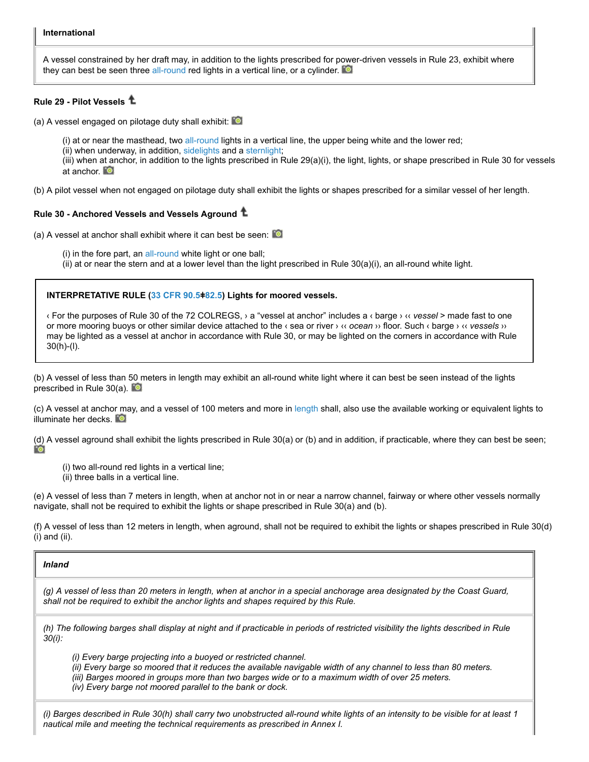**International**

A vessel constrained by her draft may, in addition to the lights prescribed for power-driven vessels in Rule 23, exhibit where they can best be seen three all-round red lights in a vertical line, or a cylinder.

**Rule 29 - Pilot Vessels**

(a) A vessel engaged on pilotage duty shall exhibit:

> (i) at or near the masthead, two all-round lights in a vertical line, the upper being white and the lower red;
> (ii) when underway, in addition, sidelights and a sternlight;
> (iii) when at anchor, in addition to the lights prescribed in Rule 29(a)(i), the light, lights, or shape prescribed in Rule 30 for vessels at anchor.

(b) A pilot vessel when not engaged on pilotage duty shall exhibit the lights or shapes prescribed for a similar vessel of her length.

**Rule 30 - Anchored Vessels and Vessels Aground**

(a) A vessel at anchor shall exhibit where it can best be seen:

> (i) in the fore part, an all-round white light or one ball;
> (ii) at or near the stern and at a lower level than the light prescribed in Rule 30(a)(i), an all-round white light.

**INTERPRETATIVE RULE (33 CFR 90.5‡82.5) Lights for moored vessels.**

‹ For the purposes of Rule 30 of the 72 COLREGS, › a "vessel at anchor" includes a ‹ barge › ‹‹ *vessel* > made fast to one or more mooring buoys or other similar device attached to the ‹ sea or river › ‹‹ *ocean* ›› floor. Such ‹ barge › ‹‹ *vessels* ›› may be lighted as a vessel at anchor in accordance with Rule 30, or may be lighted on the corners in accordance with Rule 30(h)-(l).

(b) A vessel of less than 50 meters in length may exhibit an all-round white light where it can best be seen instead of the lights prescribed in Rule 30(a).

(c) A vessel at anchor may, and a vessel of 100 meters and more in length shall, also use the available working or equivalent lights to illuminate her decks.

(d) A vessel aground shall exhibit the lights prescribed in Rule 30(a) or (b) and in addition, if practicable, where they can best be seen;

> (i) two all-round red lights in a vertical line;
> (ii) three balls in a vertical line.

(e) A vessel of less than 7 meters in length, when at anchor not in or near a narrow channel, fairway or where other vessels normally navigate, shall not be required to exhibit the lights or shape prescribed in Rule 30(a) and (b).

(f) A vessel of less than 12 meters in length, when aground, shall not be required to exhibit the lights or shapes prescribed in Rule 30(d) (i) and (ii).

***Inland***

*(g) A vessel of less than 20 meters in length, when at anchor in a special anchorage area designated by the Coast Guard, shall not be required to exhibit the anchor lights and shapes required by this Rule.*

*(h) The following barges shall display at night and if practicable in periods of restricted visibility the lights described in Rule 30(i):*

> *(i) Every barge projecting into a buoyed or restricted channel.*
> *(ii) Every barge so moored that it reduces the available navigable width of any channel to less than 80 meters.*
> *(iii) Barges moored in groups more than two barges wide or to a maximum width of over 25 meters.*
> *(iv) Every barge not moored parallel to the bank or dock.*

*(i) Barges described in Rule 30(h) shall carry two unobstructed all-round white lights of an intensity to be visible for at least 1 nautical mile and meeting the technical requirements as prescribed in Annex I.*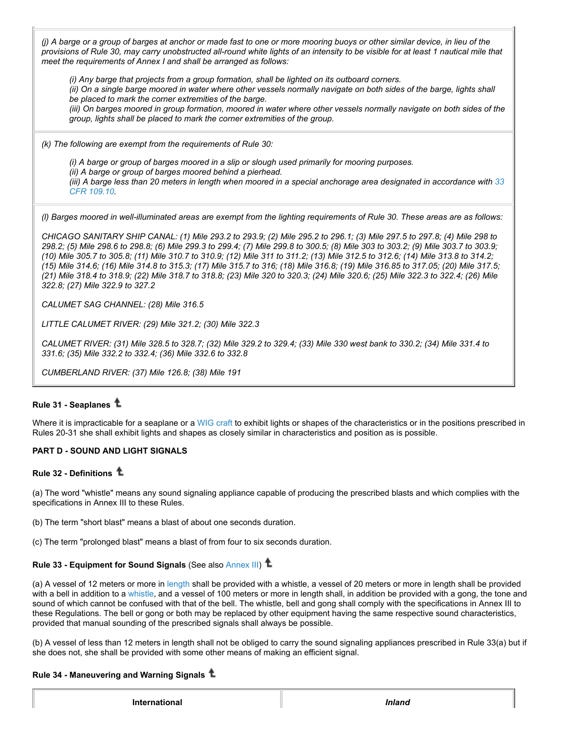*(j) A barge or a group of barges at anchor or made fast to one or more mooring buoys or other similar device, in lieu of the provisions of Rule 30, may carry unobstructed all-round white lights of an intensity to be visible for at least 1 nautical mile that meet the requirements of Annex I and shall be arranged as follows:*

> *(i) Any barge that projects from a group formation, shall be lighted on its outboard corners.*
> *(ii) On a single barge moored in water where other vessels normally navigate on both sides of the barge, lights shall be placed to mark the corner extremities of the barge.*
> *(iii) On barges moored in group formation, moored in water where other vessels normally navigate on both sides of the group, lights shall be placed to mark the corner extremities of the group.*

*(k) The following are exempt from the requirements of Rule 30:*

> *(i) A barge or group of barges moored in a slip or slough used primarily for mooring purposes.*
> *(ii) A barge or group of barges moored behind a pierhead.*
> *(iii) A barge less than 20 meters in length when moored in a special anchorage area designated in accordance with 33 CFR 109.10.*

*(l) Barges moored in well-illuminated areas are exempt from the lighting requirements of Rule 30. These areas are as follows:*

*CHICAGO SANITARY SHIP CANAL: (1) Mile 293.2 to 293.9; (2) Mile 295.2 to 296.1; (3) Mile 297.5 to 297.8; (4) Mile 298 to 298.2; (5) Mile 298.6 to 298.8; (6) Mile 299.3 to 299.4; (7) Mile 299.8 to 300.5; (8) Mile 303 to 303.2; (9) Mile 303.7 to 303.9; (10) Mile 305.7 to 305.8; (11) Mile 310.7 to 310.9; (12) Mile 311 to 311.2; (13) Mile 312.5 to 312.6; (14) Mile 313.8 to 314.2; (15) Mile 314.6; (16) Mile 314.8 to 315.3; (17) Mile 315.7 to 316; (18) Mile 316.8; (19) Mile 316.85 to 317.05; (20) Mile 317.5; (21) Mile 318.4 to 318.9; (22) Mile 318.7 to 318.8; (23) Mile 320 to 320.3; (24) Mile 320.6; (25) Mile 322.3 to 322.4; (26) Mile 322.8; (27) Mile 322.9 to 327.2*

*CALUMET SAG CHANNEL: (28) Mile 316.5*

*LITTLE CALUMET RIVER: (29) Mile 321.2; (30) Mile 322.3*

*CALUMET RIVER: (31) Mile 328.5 to 328.7; (32) Mile 329.2 to 329.4; (33) Mile 330 west bank to 330.2; (34) Mile 331.4 to 331.6; (35) Mile 332.2 to 332.4; (36) Mile 332.6 to 332.8*

*CUMBERLAND RIVER: (37) Mile 126.8; (38) Mile 191*

#### Rule 31 - Seaplanes

Where it is impracticable for a seaplane or a WIG craft to exhibit lights or shapes of the characteristics or in the positions prescribed in Rules 20-31 she shall exhibit lights and shapes as closely similar in characteristics and position as is possible.

### PART D - SOUND AND LIGHT SIGNALS

#### Rule 32 - Definitions

(a) The word "whistle" means any sound signaling appliance capable of producing the prescribed blasts and which complies with the specifications in Annex III to these Rules.

(b) The term "short blast" means a blast of about one seconds duration.

(c) The term "prolonged blast" means a blast of from four to six seconds duration.

#### Rule 33 - Equipment for Sound Signals (See also Annex III)

(a) A vessel of 12 meters or more in length shall be provided with a whistle, a vessel of 20 meters or more in length shall be provided with a bell in addition to a whistle, and a vessel of 100 meters or more in length shall, in addition be provided with a gong, the tone and sound of which cannot be confused with that of the bell. The whistle, bell and gong shall comply with the specifications in Annex III to these Regulations. The bell or gong or both may be replaced by other equipment having the same respective sound characteristics, provided that manual sounding of the prescribed signals shall always be possible.

(b) A vessel of less than 12 meters in length shall not be obliged to carry the sound signaling appliances prescribed in Rule 33(a) but if she does not, she shall be provided with some other means of making an efficient signal.

#### Rule 34 - Maneuvering and Warning Signals

| International | *Inland* |
| --- | --- |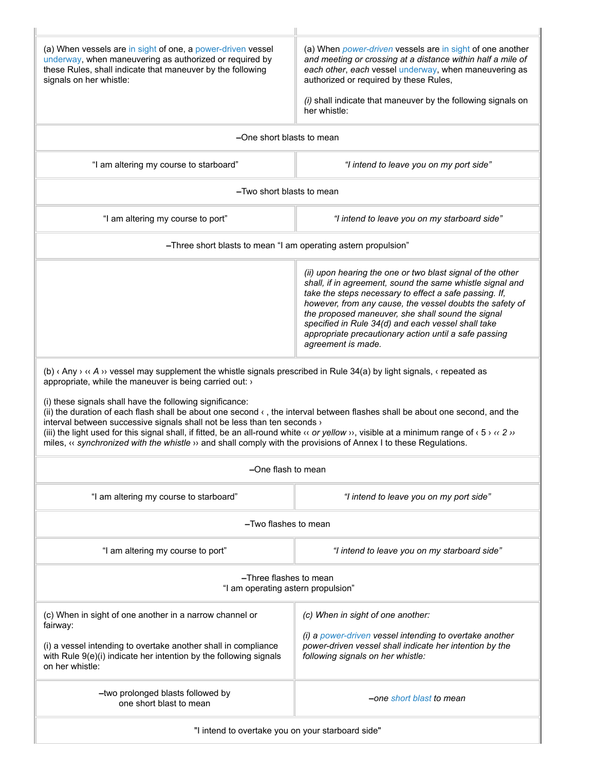|  |  |
|---|---|
| (a) When vessels are in sight of one, a power-driven vessel underway, when maneuvering as authorized or required by these Rules, shall indicate that maneuver by the following signals on her whistle: | (a) When *power-driven* vessels are in sight of one another *and meeting or crossing at a distance within half a mile of each other*, *each* vessel underway, when maneuvering as authorized or required by these Rules,<br><br>*(i)* shall indicate that maneuver by the following signals on her whistle: |
| –One short blasts to mean | |
| "I am altering my course to starboard" | *"I intend to leave you on my port side"* |
| –Two short blasts to mean | |
| "I am altering my course to port" | *"I intend to leave you on my starboard side"* |
| –Three short blasts to mean "I am operating astern propulsion" | |
|  | *(ii) upon hearing the one or two blast signal of the other shall, if in agreement, sound the same whistle signal and take the steps necessary to effect a safe passing. If, however, from any cause, the vessel doubts the safety of the proposed maneuver, she shall sound the signal specified in Rule 34(d) and each vessel shall take appropriate precautionary action until a safe passing agreement is made.* |
| (b) ‹ Any › ‹‹ *A* ›› vessel may supplement the whistle signals prescribed in Rule 34(a) by light signals, ‹ repeated as appropriate, while the maneuver is being carried out: ›<br><br>(i) these signals shall have the following significance:<br>(ii) the duration of each flash shall be about one second ‹ , the interval between flashes shall be about one second, and the interval between successive signals shall not be less than ten seconds ›<br>(iii) the light used for this signal shall, if fitted, be an all-round white ‹‹ *or yellow* ››, visible at a minimum range of ‹ 5 › ‹‹ *2* ›› miles, ‹‹ *synchronized with the whistle* ›› and shall comply with the provisions of Annex I to these Regulations. | |
| –One flash to mean | |
| "I am altering my course to starboard" | *"I intend to leave you on my port side"* |
| –Two flashes to mean | |
| "I am altering my course to port" | *"I intend to leave you on my starboard side"* |
| –Three flashes to mean "I am operating astern propulsion" | |
| (c) When in sight of one another in a narrow channel or fairway:<br><br>(i) a vessel intending to overtake another shall in compliance with Rule 9(e)(i) indicate her intention by the following signals on her whistle: | *(c) When in sight of one another:*<br><br>*(i) a power-driven vessel intending to overtake another power-driven vessel shall indicate her intention by the following signals on her whistle:* |
| –two prolonged blasts followed by one short blast to mean | *–one short blast to mean* |
| "I intend to overtake you on your starboard side" | |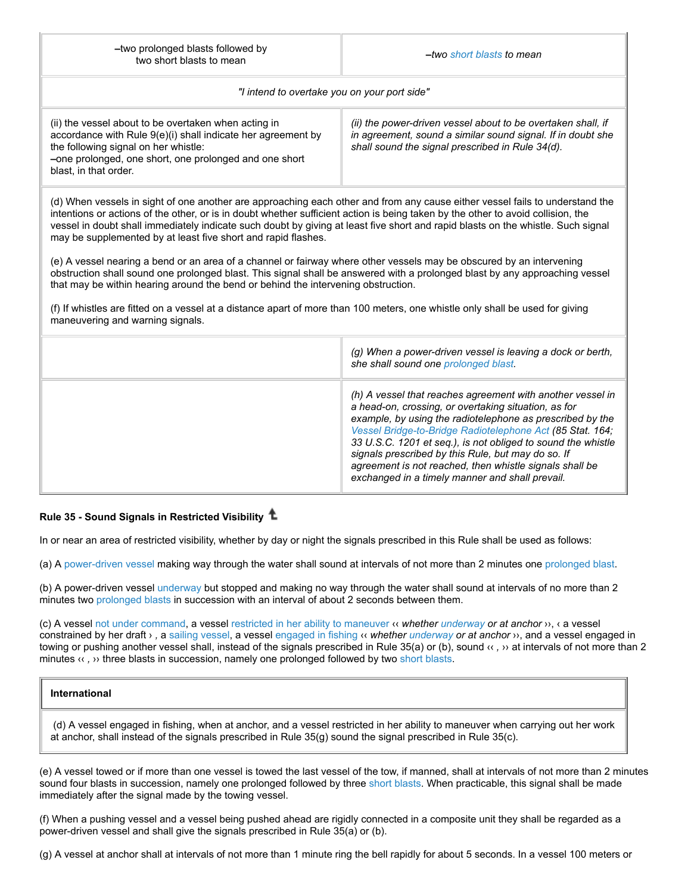| –two prolonged blasts followed by two short blasts to mean | *–two short blasts to mean* |
|---|---|
| *"I intend to overtake you on your port side"* | |
| (ii) the vessel about to be overtaken when acting in accordance with Rule 9(e)(i) shall indicate her agreement by the following signal on her whistle:<br>–one prolonged, one short, one prolonged and one short blast, in that order. | *(ii) the power-driven vessel about to be overtaken shall, if in agreement, sound a similar sound signal. If in doubt she shall sound the signal prescribed in Rule 34(d).* |
| (d) When vessels in sight of one another are approaching each other and from any cause either vessel fails to understand the intentions or actions of the other, or is in doubt whether sufficient action is being taken by the other to avoid collision, the vessel in doubt shall immediately indicate such doubt by giving at least five short and rapid blasts on the whistle. Such signal may be supplemented by at least five short and rapid flashes.<br><br>(e) A vessel nearing a bend or an area of a channel or fairway where other vessels may be obscured by an intervening obstruction shall sound one prolonged blast. This signal shall be answered with a prolonged blast by any approaching vessel that may be within hearing around the bend or behind the intervening obstruction.<br><br>(f) If whistles are fitted on a vessel at a distance apart of more than 100 meters, one whistle only shall be used for giving maneuvering and warning signals. | |
| | *(g) When a power-driven vessel is leaving a dock or berth, she shall sound one prolonged blast.* |
| | *(h) A vessel that reaches agreement with another vessel in a head-on, crossing, or overtaking situation, as for example, by using the radiotelephone as prescribed by the Vessel Bridge-to-Bridge Radiotelephone Act (85 Stat. 164; 33 U.S.C. 1201 et seq.), is not obliged to sound the whistle signals prescribed by this Rule, but may do so. If agreement is not reached, then whistle signals shall be exchanged in a timely manner and shall prevail.* |

**Rule 35 - Sound Signals in Restricted Visibility**

In or near an area of restricted visibility, whether by day or night the signals prescribed in this Rule shall be used as follows:

(a) A power-driven vessel making way through the water shall sound at intervals of not more than 2 minutes one prolonged blast.

(b) A power-driven vessel underway but stopped and making no way through the water shall sound at intervals of no more than 2 minutes two prolonged blasts in succession with an interval of about 2 seconds between them.

(c) A vessel not under command, a vessel restricted in her ability to maneuver ‹‹ *whether underway or at anchor* ››, ‹ a vessel constrained by her draft › , a sailing vessel, a vessel engaged in fishing ‹‹ *whether underway or at anchor* ››, and a vessel engaged in towing or pushing another vessel shall, instead of the signals prescribed in Rule 35(a) or (b), sound ‹‹ , ›› at intervals of not more than 2 minutes ‹‹ *,* ›› three blasts in succession, namely one prolonged followed by two short blasts.

| **International** |
|---|
| (d) A vessel engaged in fishing, when at anchor, and a vessel restricted in her ability to maneuver when carrying out her work at anchor, shall instead of the signals prescribed in Rule 35(g) sound the signal prescribed in Rule 35(c). |

(e) A vessel towed or if more than one vessel is towed the last vessel of the tow, if manned, shall at intervals of not more than 2 minutes sound four blasts in succession, namely one prolonged followed by three short blasts. When practicable, this signal shall be made immediately after the signal made by the towing vessel.

(f) When a pushing vessel and a vessel being pushed ahead are rigidly connected in a composite unit they shall be regarded as a power-driven vessel and shall give the signals prescribed in Rule 35(a) or (b).

(g) A vessel at anchor shall at intervals of not more than 1 minute ring the bell rapidly for about 5 seconds. In a vessel 100 meters or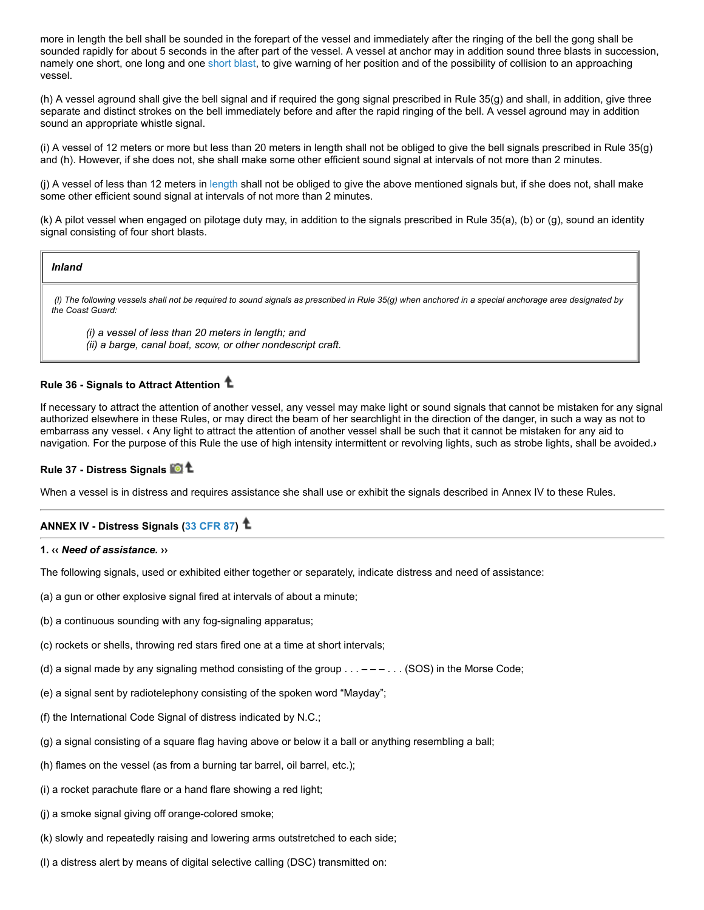more in length the bell shall be sounded in the forepart of the vessel and immediately after the ringing of the bell the gong shall be sounded rapidly for about 5 seconds in the after part of the vessel. A vessel at anchor may in addition sound three blasts in succession, namely one short, one long and one short blast, to give warning of her position and of the possibility of collision to an approaching vessel.

(h) A vessel aground shall give the bell signal and if required the gong signal prescribed in Rule 35(g) and shall, in addition, give three separate and distinct strokes on the bell immediately before and after the rapid ringing of the bell. A vessel aground may in addition sound an appropriate whistle signal.

(i) A vessel of 12 meters or more but less than 20 meters in length shall not be obliged to give the bell signals prescribed in Rule 35(g) and (h). However, if she does not, she shall make some other efficient sound signal at intervals of not more than 2 minutes.

(j) A vessel of less than 12 meters in length shall not be obliged to give the above mentioned signals but, if she does not, shall make some other efficient sound signal at intervals of not more than 2 minutes.

(k) A pilot vessel when engaged on pilotage duty may, in addition to the signals prescribed in Rule 35(a), (b) or (g), sound an identity signal consisting of four short blasts.

| ***Inland*** |
|---|
| *(l) The following vessels shall not be required to sound signals as prescribed in Rule 35(g) when anchored in a special anchorage area designated by the Coast Guard:*<br><br>*(i) a vessel of less than 20 meters in length; and*<br>*(ii) a barge, canal boat, scow, or other nondescript craft.* |

#### Rule 36 - Signals to Attract Attention

If necessary to attract the attention of another vessel, any vessel may make light or sound signals that cannot be mistaken for any signal authorized elsewhere in these Rules, or may direct the beam of her searchlight in the direction of the danger, in such a way as not to embarrass any vessel. ‹ Any light to attract the attention of another vessel shall be such that it cannot be mistaken for any aid to navigation. For the purpose of this Rule the use of high intensity intermittent or revolving lights, such as strobe lights, shall be avoided.›

#### Rule 37 - Distress Signals

When a vessel is in distress and requires assistance she shall use or exhibit the signals described in Annex IV to these Rules.

---

#### ANNEX IV - Distress Signals (33 CFR 87)

---

**1. ‹‹ *Need of assistance.* ››**

The following signals, used or exhibited either together or separately, indicate distress and need of assistance:

(a) a gun or other explosive signal fired at intervals of about a minute;

(b) a continuous sounding with any fog-signaling apparatus;

(c) rockets or shells, throwing red stars fired one at a time at short intervals;

(d) a signal made by any signaling method consisting of the group . . . – – – . . . (SOS) in the Morse Code;

(e) a signal sent by radiotelephony consisting of the spoken word “Mayday”;

(f) the International Code Signal of distress indicated by N.C.;

(g) a signal consisting of a square flag having above or below it a ball or anything resembling a ball;

(h) flames on the vessel (as from a burning tar barrel, oil barrel, etc.);

(i) a rocket parachute flare or a hand flare showing a red light;

(j) a smoke signal giving off orange-colored smoke;

(k) slowly and repeatedly raising and lowering arms outstretched to each side;

(l) a distress alert by means of digital selective calling (DSC) transmitted on: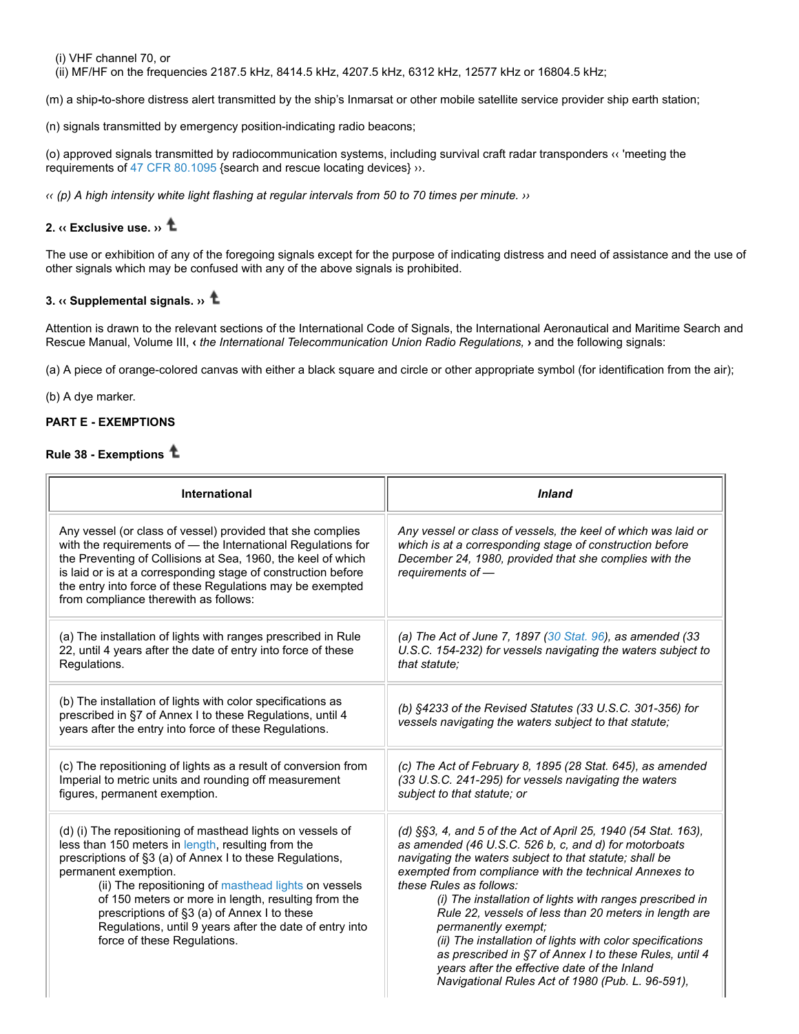(i) VHF channel 70, or
(ii) MF/HF on the frequencies 2187.5 kHz, 8414.5 kHz, 4207.5 kHz, 6312 kHz, 12577 kHz or 16804.5 kHz;

(m) a ship-to-shore distress alert transmitted by the ship's Inmarsat or other mobile satellite service provider ship earth station;

(n) signals transmitted by emergency position-indicating radio beacons;

(o) approved signals transmitted by radiocommunication systems, including survival craft radar transponders ‹‹ 'meeting the requirements of 47 CFR 80.1095 {search and rescue locating devices} ››.

*‹‹ (p) A high intensity white light flashing at regular intervals from 50 to 70 times per minute. ››*

**2. ‹‹ Exclusive use. ››**

The use or exhibition of any of the foregoing signals except for the purpose of indicating distress and need of assistance and the use of other signals which may be confused with any of the above signals is prohibited.

**3. ‹‹ Supplemental signals. ››**

Attention is drawn to the relevant sections of the International Code of Signals, the International Aeronautical and Maritime Search and Rescue Manual, Volume III, **‹** *the International Telecommunication Union Radio Regulations,* **›** and the following signals:

(a) A piece of orange-colored canvas with either a black square and circle or other appropriate symbol (for identification from the air);

(b) A dye marker.

**PART E - EXEMPTIONS**

**Rule 38 - Exemptions**

| International | *Inland* |
|---|---|
| Any vessel (or class of vessel) provided that she complies with the requirements of — the International Regulations for the Preventing of Collisions at Sea, 1960, the keel of which is laid or is at a corresponding stage of construction before the entry into force of these Regulations may be exempted from compliance therewith as follows: | *Any vessel or class of vessels, the keel of which was laid or which is at a corresponding stage of construction before December 24, 1980, provided that she complies with the requirements of —* |
| (a) The installation of lights with ranges prescribed in Rule 22, until 4 years after the date of entry into force of these Regulations. | *(a) The Act of June 7, 1897 (30 Stat. 96), as amended (33 U.S.C. 154-232) for vessels navigating the waters subject to that statute;* |
| (b) The installation of lights with color specifications as prescribed in §7 of Annex I to these Regulations, until 4 years after the entry into force of these Regulations. | *(b) §4233 of the Revised Statutes (33 U.S.C. 301-356) for vessels navigating the waters subject to that statute;* |
| (c) The repositioning of lights as a result of conversion from Imperial to metric units and rounding off measurement figures, permanent exemption. | *(c) The Act of February 8, 1895 (28 Stat. 645), as amended (33 U.S.C. 241-295) for vessels navigating the waters subject to that statute; or* |
| (d) (i) The repositioning of masthead lights on vessels of less than 150 meters in length, resulting from the prescriptions of §3 (a) of Annex I to these Regulations, permanent exemption.<br>(ii) The repositioning of masthead lights on vessels of 150 meters or more in length, resulting from the prescriptions of §3 (a) of Annex I to these Regulations, until 9 years after the date of entry into force of these Regulations. | *(d) §§3, 4, and 5 of the Act of April 25, 1940 (54 Stat. 163), as amended (46 U.S.C. 526 b, c, and d) for motorboats navigating the waters subject to that statute; shall be exempted from compliance with the technical Annexes to these Rules as follows:*<br>*(i) The installation of lights with ranges prescribed in Rule 22, vessels of less than 20 meters in length are permanently exempt;*<br>*(ii) The installation of lights with color specifications as prescribed in §7 of Annex I to these Rules, until 4 years after the effective date of the Inland Navigational Rules Act of 1980 (Pub. L. 96-591),* |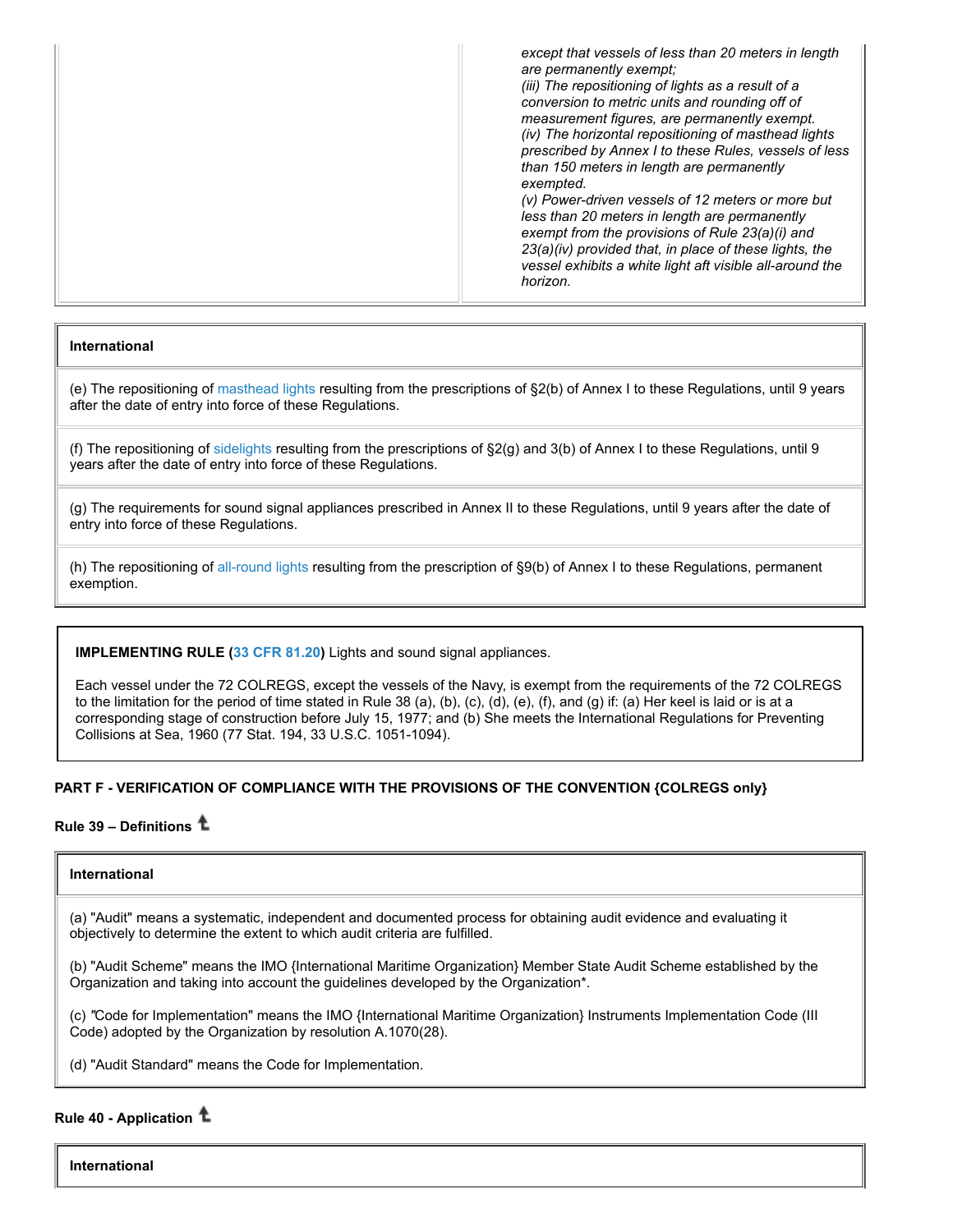| | *except that vessels of less than 20 meters in length are permanently exempt;* *(iii) The repositioning of lights as a result of a conversion to metric units and rounding off of measurement figures, are permanently exempt.* *(iv) The horizontal repositioning of masthead lights prescribed by Annex I to these Rules, vessels of less than 150 meters in length are permanently exempted.* *(v) Power-driven vessels of 12 meters or more but less than 20 meters in length are permanently exempt from the provisions of Rule 23(a)(i) and 23(a)(iv) provided that, in place of these lights, the vessel exhibits a white light aft visible all-around the horizon.* |
|---|---|

| International |
|---|
| (e) The repositioning of masthead lights resulting from the prescriptions of §2(b) of Annex I to these Regulations, until 9 years after the date of entry into force of these Regulations. |
| (f) The repositioning of sidelights resulting from the prescriptions of §2(g) and 3(b) of Annex I to these Regulations, until 9 years after the date of entry into force of these Regulations. |
| (g) The requirements for sound signal appliances prescribed in Annex II to these Regulations, until 9 years after the date of entry into force of these Regulations. |
| (h) The repositioning of all-round lights resulting from the prescription of §9(b) of Annex I to these Regulations, permanent exemption. |

**IMPLEMENTING RULE (33 CFR 81.20)** Lights and sound signal appliances.

Each vessel under the 72 COLREGS, except the vessels of the Navy, is exempt from the requirements of the 72 COLREGS to the limitation for the period of time stated in Rule 38 (a), (b), (c), (d), (e), (f), and (g) if: (a) Her keel is laid or is at a corresponding stage of construction before July 15, 1977; and (b) She meets the International Regulations for Preventing Collisions at Sea, 1960 (77 Stat. 194, 33 U.S.C. 1051-1094).

**PART F - VERIFICATION OF COMPLIANCE WITH THE PROVISIONS OF THE CONVENTION {COLREGS only}**

**Rule 39 – Definitions**

| International |
|---|
| (a) "Audit" means a systematic, independent and documented process for obtaining audit evidence and evaluating it objectively to determine the extent to which audit criteria are fulfilled.<br><br>(b) "Audit Scheme" means the IMO {International Maritime Organization} Member State Audit Scheme established by the Organization and taking into account the guidelines developed by the Organization*.<br><br>(c) "Code for Implementation" means the IMO {International Maritime Organization} Instruments Implementation Code (III Code) adopted by the Organization by resolution A.1070(28).<br><br>(d) "Audit Standard" means the Code for Implementation. |

**Rule 40 - Application**

| International |
|---|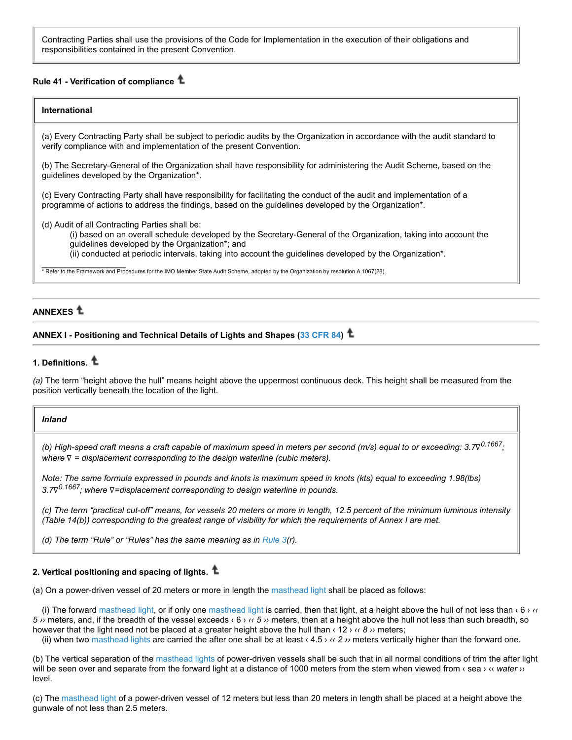Contracting Parties shall use the provisions of the Code for Implementation in the execution of their obligations and responsibilities contained in the present Convention.

#### Rule 41 - Verification of compliance

**International**

(a) Every Contracting Party shall be subject to periodic audits by the Organization in accordance with the audit standard to verify compliance with and implementation of the present Convention.

(b) The Secretary-General of the Organization shall have responsibility for administering the Audit Scheme, based on the guidelines developed by the Organization*.

(c) Every Contracting Party shall have responsibility for facilitating the conduct of the audit and implementation of a programme of actions to address the findings, based on the guidelines developed by the Organization*.

(d) Audit of all Contracting Parties shall be:

(i) based on an overall schedule developed by the Secretary-General of the Organization, taking into account the guidelines developed by the Organization*; and

(ii) conducted at periodic intervals, taking into account the guidelines developed by the Organization*.

* Refer to the Framework and Procedures for the IMO Member State Audit Scheme, adopted by the Organization by resolution A.1067(28).

## ANNEXES

### ANNEX I - Positioning and Technical Details of Lights and Shapes (33 CFR 84)

#### 1. Definitions.

*(a)* The term "height above the hull" means height above the uppermost continuous deck. This height shall be measured from the position vertically beneath the location of the light.

***Inland***

*(b) High-speed craft means a craft capable of maximum speed in meters per second (m/s) equal to or exceeding: $3.7\nabla^{0.1667}$; where ∇ = displacement corresponding to the design waterline (cubic meters).*

*Note: The same formula expressed in pounds and knots is maximum speed in knots (kts) equal to exceeding 1.98(lbs) $3.7\nabla^{0.1667}$; where ∇=displacement corresponding to design waterline in pounds.*

*(c) The term "practical cut-off" means, for vessels 20 meters or more in length, 12.5 percent of the minimum luminous intensity (Table 14(b)) corresponding to the greatest range of visibility for which the requirements of Annex I are met.*

*(d) The term "Rule" or "Rules" has the same meaning as in Rule 3(r).*

#### 2. Vertical positioning and spacing of lights.

(a) On a power-driven vessel of 20 meters or more in length the masthead light shall be placed as follows:

(i) The forward masthead light, or if only one masthead light is carried, then that light, at a height above the hull of not less than ‹ 6 › *‹‹ 5 ››* meters, and, if the breadth of the vessel exceeds ‹ 6 › *‹‹ 5 ››* meters, then at a height above the hull not less than such breadth, so however that the light need not be placed at a greater height above the hull than ‹ 12 › *‹‹ 8 ››* meters;

(ii) when two masthead lights are carried the after one shall be at least ‹ 4.5 › *‹‹ 2 ››* meters vertically higher than the forward one.

(b) The vertical separation of the masthead lights of power-driven vessels shall be such that in all normal conditions of trim the after light will be seen over and separate from the forward light at a distance of 1000 meters from the stem when viewed from ‹ sea › *‹‹ water ››* level.

(c) The masthead light of a power-driven vessel of 12 meters but less than 20 meters in length shall be placed at a height above the gunwale of not less than 2.5 meters.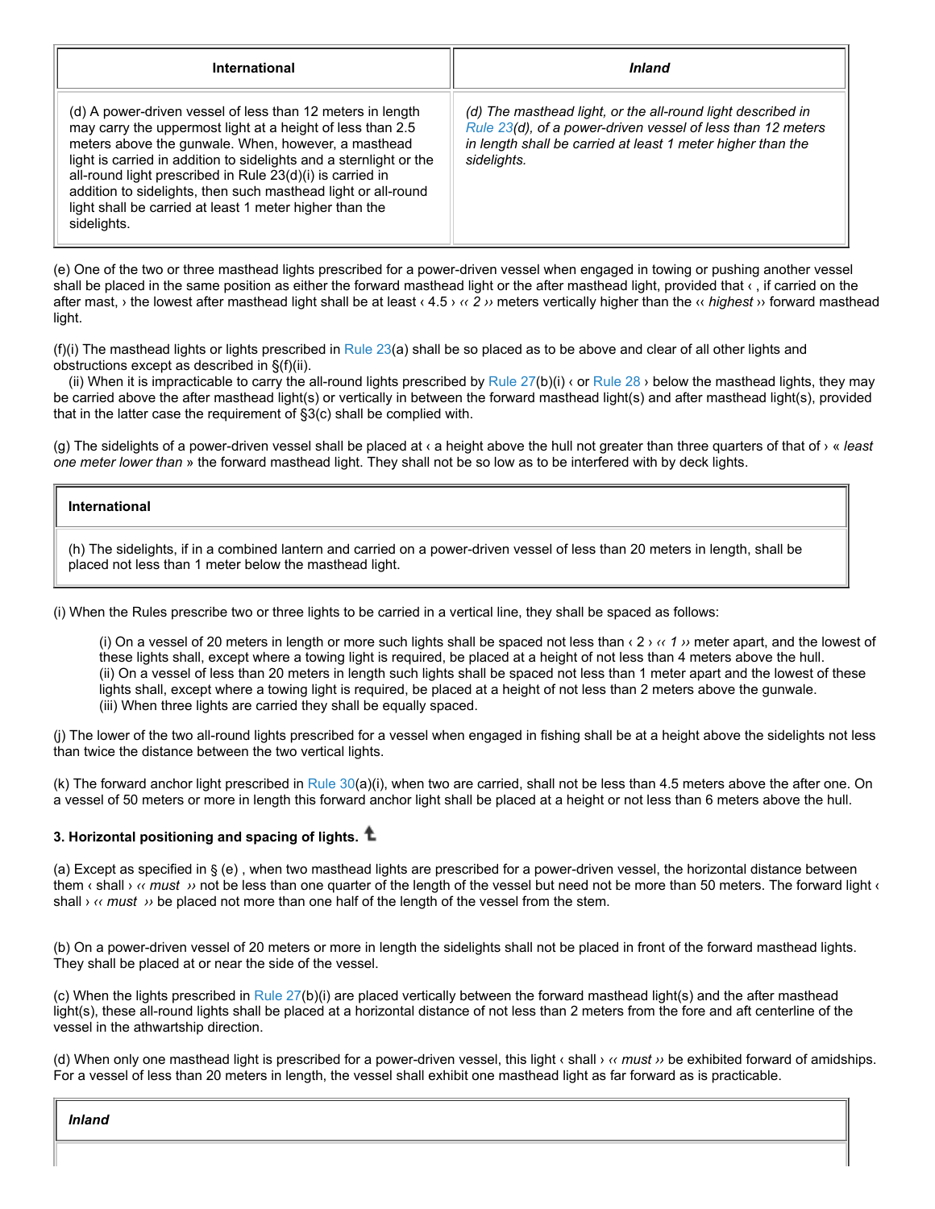| International | *Inland* |
|---|---|
| (d) A power-driven vessel of less than 12 meters in length may carry the uppermost light at a height of less than 2.5 meters above the gunwale. When, however, a masthead light is carried in addition to sidelights and a sternlight or the all-round light prescribed in Rule 23(d)(i) is carried in addition to sidelights, then such masthead light or all-round light shall be carried at least 1 meter higher than the sidelights. | *(d) The masthead light, or the all-round light described in Rule 23(d), of a power-driven vessel of less than 12 meters in length shall be carried at least 1 meter higher than the sidelights.* |

(e) One of the two or three masthead lights prescribed for a power-driven vessel when engaged in towing or pushing another vessel shall be placed in the same position as either the forward masthead light or the after masthead light, provided that ‹ , if carried on the after mast, › the lowest after masthead light shall be at least ‹ 4.5 › ‹‹ *2* ›› meters vertically higher than the ‹‹ *highest* ›› forward masthead light.

(f)(i) The masthead lights or lights prescribed in Rule 23(a) shall be so placed as to be above and clear of all other lights and obstructions except as described in §(f)(ii).
(ii) When it is impracticable to carry the all-round lights prescribed by Rule 27(b)(i) ‹ or Rule 28 › below the masthead lights, they may be carried above the after masthead light(s) or vertically in between the forward masthead light(s) and after masthead light(s), provided that in the latter case the requirement of §3(c) shall be complied with.

(g) The sidelights of a power-driven vessel shall be placed at ‹ a height above the hull not greater than three quarters of that of › « *least one meter lower than* » the forward masthead light. They shall not be so low as to be interfered with by deck lights.

| International |
|---|
| (h) The sidelights, if in a combined lantern and carried on a power-driven vessel of less than 20 meters in length, shall be placed not less than 1 meter below the masthead light. |

(i) When the Rules prescribe two or three lights to be carried in a vertical line, they shall be spaced as follows:

(i) On a vessel of 20 meters in length or more such lights shall be spaced not less than ‹ 2 › ‹‹ *1* ›› meter apart, and the lowest of these lights shall, except where a towing light is required, be placed at a height of not less than 4 meters above the hull.
(ii) On a vessel of less than 20 meters in length such lights shall be spaced not less than 1 meter apart and the lowest of these lights shall, except where a towing light is required, be placed at a height of not less than 2 meters above the gunwale.
(iii) When three lights are carried they shall be equally spaced.

(j) The lower of the two all-round lights prescribed for a vessel when engaged in fishing shall be at a height above the sidelights not less than twice the distance between the two vertical lights.

(k) The forward anchor light prescribed in Rule 30(a)(i), when two are carried, shall not be less than 4.5 meters above the after one. On a vessel of 50 meters or more in length this forward anchor light shall be placed at a height or not less than 6 meters above the hull.

### 3. Horizontal positioning and spacing of lights.

(a) Except as specified in § (e) , when two masthead lights are prescribed for a power-driven vessel, the horizontal distance between them ‹ shall › ‹‹ *must* ›› not be less than one quarter of the length of the vessel but need not be more than 50 meters. The forward light ‹ shall › ‹‹ *must* ›› be placed not more than one half of the length of the vessel from the stem.

(b) On a power-driven vessel of 20 meters or more in length the sidelights shall not be placed in front of the forward masthead lights. They shall be placed at or near the side of the vessel.

(c) When the lights prescribed in Rule 27(b)(i) are placed vertically between the forward masthead light(s) and the after masthead light(s), these all-round lights shall be placed at a horizontal distance of not less than 2 meters from the fore and aft centerline of the vessel in the athwartship direction.

(d) When only one masthead light is prescribed for a power-driven vessel, this light ‹ shall › ‹‹ *must* ›› be exhibited forward of amidships. For a vessel of less than 20 meters in length, the vessel shall exhibit one masthead light as far forward as is practicable.

| *Inland* |
|---|
| |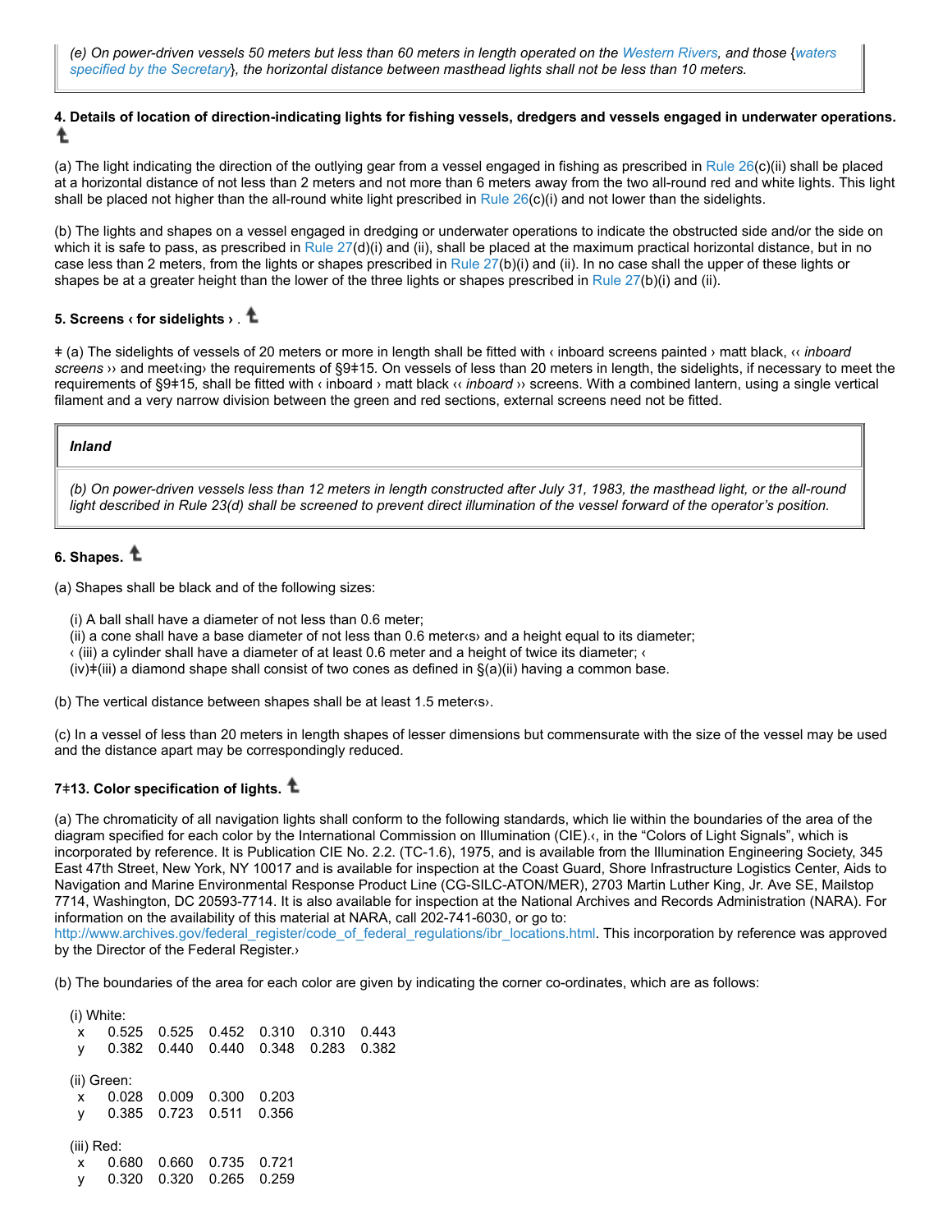*(e) On power-driven vessels 50 meters but less than 60 meters in length operated on the Western Rivers, and those {waters specified by the Secretary}, the horizontal distance between masthead lights shall not be less than 10 meters.*

### 4. Details of location of direction-indicating lights for fishing vessels, dredgers and vessels engaged in underwater operations.

(a) The light indicating the direction of the outlying gear from a vessel engaged in fishing as prescribed in Rule 26(c)(ii) shall be placed at a horizontal distance of not less than 2 meters and not more than 6 meters away from the two all-round red and white lights. This light shall be placed not higher than the all-round white light prescribed in Rule 26(c)(i) and not lower than the sidelights.

(b) The lights and shapes on a vessel engaged in dredging or underwater operations to indicate the obstructed side and/or the side on which it is safe to pass, as prescribed in Rule 27(d)(i) and (ii), shall be placed at the maximum practical horizontal distance, but in no case less than 2 meters, from the lights or shapes prescribed in Rule 27(b)(i) and (ii). In no case shall the upper of these lights or shapes be at a greater height than the lower of the three lights or shapes prescribed in Rule 27(b)(i) and (ii).

### 5. Screens ‹ for sidelights › .

ǂ (a) The sidelights of vessels of 20 meters or more in length shall be fitted with ‹ inboard screens painted › matt black, ‹‹ *inboard screens* ›› and meet‹ing› the requirements of §9ǂ15. On vessels of less than 20 meters in length, the sidelights, if necessary to meet the requirements of §9ǂ15, shall be fitted with ‹ inboard › matt black ‹‹ *inboard* ›› screens. With a combined lantern, using a single vertical filament and a very narrow division between the green and red sections, external screens need not be fitted.

| ***Inland*** |
|---|
| *(b) On power-driven vessels less than 12 meters in length constructed after July 31, 1983, the masthead light, or the all-round light described in Rule 23(d) shall be screened to prevent direct illumination of the vessel forward of the operator's position.* |

### 6. Shapes.

(a) Shapes shall be black and of the following sizes:

(i) A ball shall have a diameter of not less than 0.6 meter;
(ii) a cone shall have a base diameter of not less than 0.6 meter‹s› and a height equal to its diameter;
‹ (iii) a cylinder shall have a diameter of at least 0.6 meter and a height of twice its diameter; ‹
(iv)ǂ(iii) a diamond shape shall consist of two cones as defined in §(a)(ii) having a common base.

(b) The vertical distance between shapes shall be at least 1.5 meter‹s›.

(c) In a vessel of less than 20 meters in length shapes of lesser dimensions but commensurate with the size of the vessel may be used and the distance apart may be correspondingly reduced.

### 7ǂ13. Color specification of lights.

(a) The chromaticity of all navigation lights shall conform to the following standards, which lie within the boundaries of the area of the diagram specified for each color by the International Commission on Illumination (CIE).‹, in the "Colors of Light Signals", which is incorporated by reference. It is Publication CIE No. 2.2. (TC-1.6), 1975, and is available from the Illumination Engineering Society, 345 East 47th Street, New York, NY 10017 and is available for inspection at the Coast Guard, Shore Infrastructure Logistics Center, Aids to Navigation and Marine Environmental Response Product Line (CG-SILC-ATON/MER), 2703 Martin Luther King, Jr. Ave SE, Mailstop 7714, Washington, DC 20593-7714. It is also available for inspection at the National Archives and Records Administration (NARA). For information on the availability of this material at NARA, call 202-741-6030, or go to: http://www.archives.gov/federal_register/code_of_federal_regulations/ibr_locations.html. This incorporation by reference was approved by the Director of the Federal Register.›

(b) The boundaries of the area for each color are given by indicating the corner co-ordinates, which are as follows:

(i) White:

| | | | | | | |
|---|---|---|---|---|---|---|
| x | 0.525 | 0.525 | 0.452 | 0.310 | 0.310 | 0.443 |
| y | 0.382 | 0.440 | 0.440 | 0.348 | 0.283 | 0.382 |

(ii) Green:

| | | | | |
|---|---|---|---|---|
| x | 0.028 | 0.009 | 0.300 | 0.203 |
| y | 0.385 | 0.723 | 0.511 | 0.356 |

(iii) Red:

| | | | | |
|---|---|---|---|---|
| x | 0.680 | 0.660 | 0.735 | 0.721 |
| y | 0.320 | 0.320 | 0.265 | 0.259 |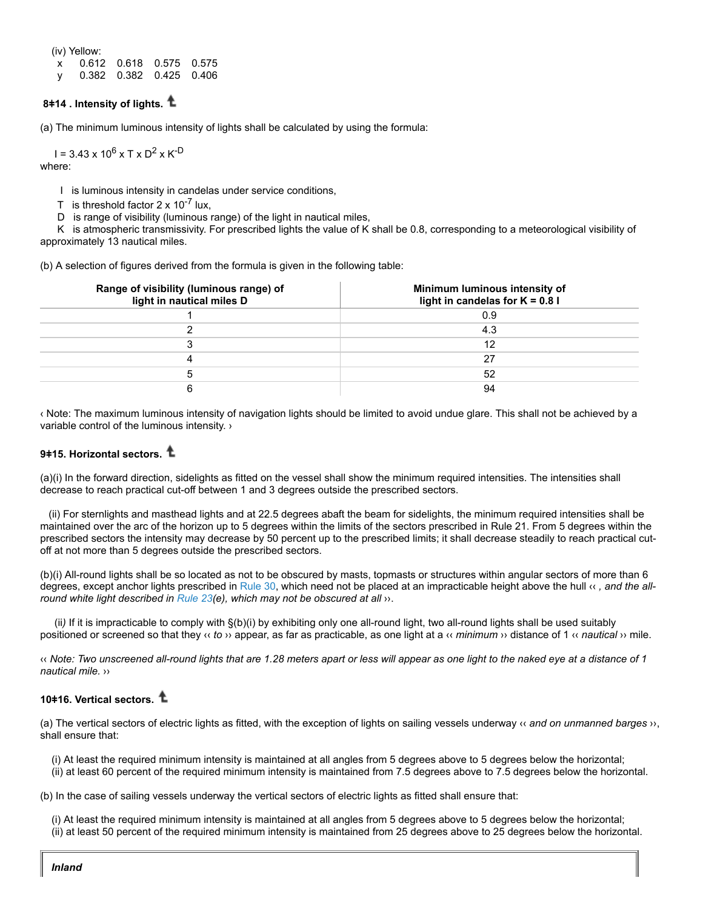(iv) Yellow:

| | | | | |
|---|---|---|---|---|
| x | 0.612 | 0.618 | 0.575 | 0.575 |
| y | 0.382 | 0.382 | 0.425 | 0.406 |

### 8‡14 . Intensity of lights.

(a) The minimum luminous intensity of lights shall be calculated by using the formula:

$$I = 3.43 \times 10^6 \times T \times D^2 \times K^{-D}$$

where:

- I is luminous intensity in candelas under service conditions,
- T is threshold factor $2 \times 10^{-7}$ lux,
- D is range of visibility (luminous range) of the light in nautical miles,
- K is atmospheric transmissivity. For prescribed lights the value of K shall be 0.8, corresponding to a meteorological visibility of approximately 13 nautical miles.

(b) A selection of figures derived from the formula is given in the following table:

| Range of visibility (luminous range) of light in nautical miles D | Minimum luminous intensity of light in candelas for K = 0.8 I |
|---|---|
| 1 | 0.9 |
| 2 | 4.3 |
| 3 | 12 |
| 4 | 27 |
| 5 | 52 |
| 6 | 94 |

‹ Note: The maximum luminous intensity of navigation lights should be limited to avoid undue glare. This shall not be achieved by a variable control of the luminous intensity. ›

### 9‡15. Horizontal sectors.

(a)(i) In the forward direction, sidelights as fitted on the vessel shall show the minimum required intensities. The intensities shall decrease to reach practical cut-off between 1 and 3 degrees outside the prescribed sectors.

(ii) For sternlights and masthead lights and at 22.5 degrees abaft the beam for sidelights, the minimum required intensities shall be maintained over the arc of the horizon up to 5 degrees within the limits of the sectors prescribed in Rule 21. From 5 degrees within the prescribed sectors the intensity may decrease by 50 percent up to the prescribed limits; it shall decrease steadily to reach practical cut-off at not more than 5 degrees outside the prescribed sectors.

(b)(i) All-round lights shall be so located as not to be obscured by masts, topmasts or structures within angular sectors of more than 6 degrees, except anchor lights prescribed in Rule 30, which need not be placed at an impracticable height above the hull ‹‹ *, and the all-round white light described in Rule 23(e), which may not be obscured at all* ››.

(ii) If it is impracticable to comply with §(b)(i) by exhibiting only one all-round light, two all-round lights shall be used suitably positioned or screened so that they ‹‹ *to* ›› appear, as far as practicable, as one light at a ‹‹ *minimum* ›› distance of 1 ‹‹ *nautical* ›› mile.

‹‹ *Note: Two unscreened all-round lights that are 1.28 meters apart or less will appear as one light to the naked eye at a distance of 1 nautical mile.* ››

### 10‡16. Vertical sectors.

(a) The vertical sectors of electric lights as fitted, with the exception of lights on sailing vessels underway ‹‹ *and on unmanned barges* ››, shall ensure that:

(i) At least the required minimum intensity is maintained at all angles from 5 degrees above to 5 degrees below the horizontal;
(ii) at least 60 percent of the required minimum intensity is maintained from 7.5 degrees above to 7.5 degrees below the horizontal.

(b) In the case of sailing vessels underway the vertical sectors of electric lights as fitted shall ensure that:

(i) At least the required minimum intensity is maintained at all angles from 5 degrees above to 5 degrees below the horizontal;
(ii) at least 50 percent of the required minimum intensity is maintained from 25 degrees above to 25 degrees below the horizontal.

***Inland***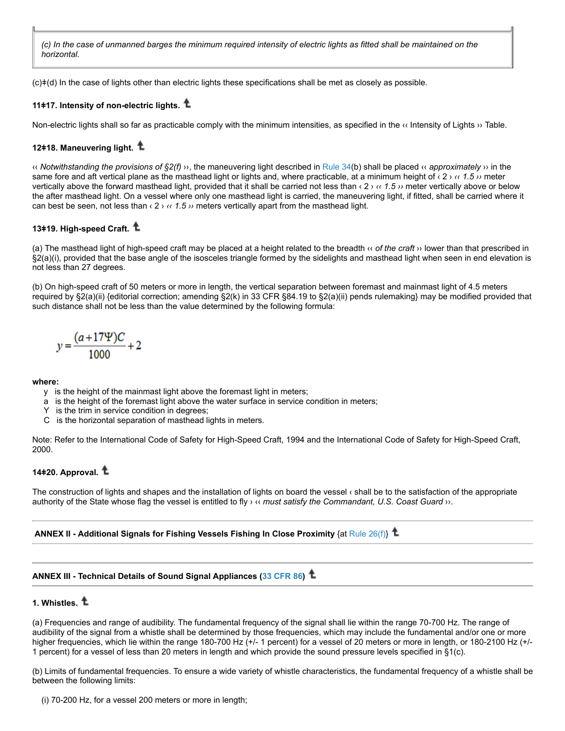> (c) *In the case of unmanned barges the minimum required intensity of electric lights as fitted shall be maintained on the horizontal.*

(c)‡(d) In the case of lights other than electric lights these specifications shall be met as closely as possible.

#### 11‡17. Intensity of non-electric lights.

Non-electric lights shall so far as practicable comply with the minimum intensities, as specified in the ‹‹ Intensity of Lights ›› Table.

#### 12‡18. Maneuvering light.

‹‹ *Notwithstanding the provisions of §2(f)* ››, the maneuvering light described in Rule 34(b) shall be placed ‹‹ *approximately* ›› in the same fore and aft vertical plane as the masthead light or lights and, where practicable, at a minimum height of ‹ 2 › ‹‹ *1.5* ›› meter vertically above the forward masthead light, provided that it shall be carried not less than ‹ 2 › ‹‹ *1.5* ›› meter vertically above or below the after masthead light. On a vessel where only one masthead light is carried, the maneuvering light, if fitted, shall be carried where it can best be seen, not less than ‹ 2 › ‹‹ *1.5* ›› meters vertically apart from the masthead light.

#### 13‡19. High-speed Craft.

(a) The masthead light of high-speed craft may be placed at a height related to the breadth ‹‹ *of the craft* ›› lower than that prescribed in §2(a)(i), provided that the base angle of the isosceles triangle formed by the sidelights and masthead light when seen in end elevation is not less than 27 degrees.

(b) On high-speed craft of 50 meters or more in length, the vertical separation between foremast and mainmast light of 4.5 meters required by §2(a)(ii) {editorial correction; amending §2(k) in 33 CFR §84.19 to §2(a)(ii) pends rulemaking} may be modified provided that such distance shall not be less than the value determined by the following formula:

$$y = \frac{(a + 17\Psi)C}{1000} + 2$$

**where:**

- y is the height of the mainmast light above the foremast light in meters;
- a is the height of the foremast light above the water surface in service condition in meters;
- Y is the trim in service condition in degrees;
- C is the horizontal separation of masthead lights in meters.

Note: Refer to the International Code of Safety for High-Speed Craft, 1994 and the International Code of Safety for High-Speed Craft, 2000.

#### 14‡20. Approval.

The construction of lights and shapes and the installation of lights on board the vessel ‹ shall be to the satisfaction of the appropriate authority of the State whose flag the vessel is entitled to fly › ‹‹ *must satisfy the Commandant, U.S. Coast Guard* ››.

---

### ANNEX II - Additional Signals for Fishing Vessels Fishing In Close Proximity {at Rule 26(f)}

---

### ANNEX III - Technical Details of Sound Signal Appliances (33 CFR 86)

#### 1. Whistles.

(a) Frequencies and range of audibility. The fundamental frequency of the signal shall lie within the range 70-700 Hz. The range of audibility of the signal from a whistle shall be determined by those frequencies, which may include the fundamental and/or one or more higher frequencies, which lie within the range 180-700 Hz (+/- 1 percent) for a vessel of 20 meters or more in length, or 180-2100 Hz (+/- 1 percent) for a vessel of less than 20 meters in length and which provide the sound pressure levels specified in §1(c).

(b) Limits of fundamental frequencies. To ensure a wide variety of whistle characteristics, the fundamental frequency of a whistle shall be between the following limits:

(i) 70-200 Hz, for a vessel 200 meters or more in length;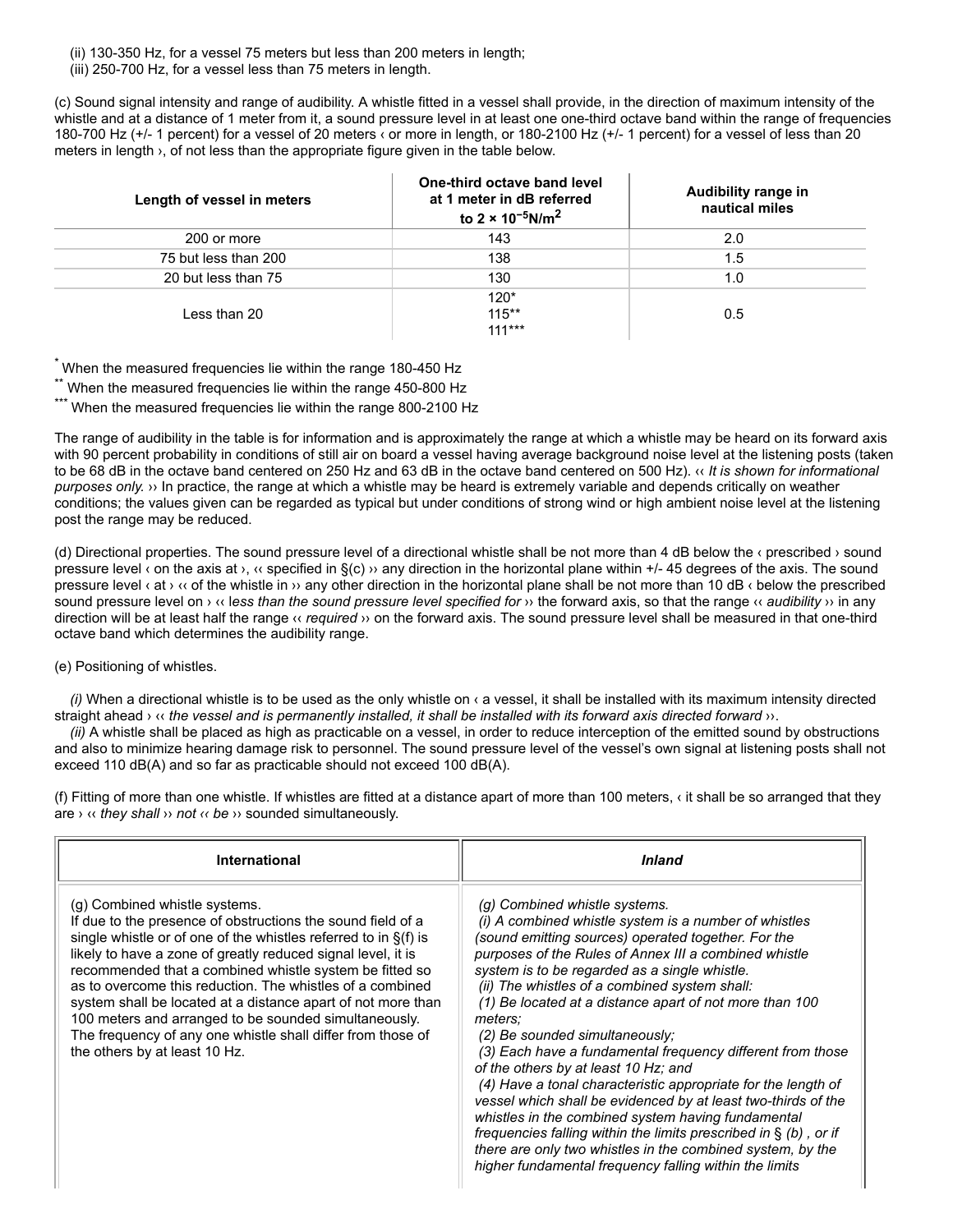(ii) 130-350 Hz, for a vessel 75 meters but less than 200 meters in length;
(iii) 250-700 Hz, for a vessel less than 75 meters in length.

(c) Sound signal intensity and range of audibility. A whistle fitted in a vessel shall provide, in the direction of maximum intensity of the whistle and at a distance of 1 meter from it, a sound pressure level in at least one one-third octave band within the range of frequencies 180-700 Hz (+/- 1 percent) for a vessel of 20 meters ‹ or more in length, or 180-2100 Hz (+/- 1 percent) for a vessel of less than 20 meters in length ›, of not less than the appropriate figure given in the table below.

| Length of vessel in meters | One-third octave band level at 1 meter in dB referred to $2 \times 10^{-5}$N/m$^2$ | Audibility range in nautical miles |
|---|---|---|
| 200 or more | 143 | 2.0 |
| 75 but less than 200 | 138 | 1.5 |
| 20 but less than 75 | 130 | 1.0 |
| Less than 20 | 120* <br> 115** <br> 111*** | 0.5 |

* When the measured frequencies lie within the range 180-450 Hz
** When the measured frequencies lie within the range 450-800 Hz
*** When the measured frequencies lie within the range 800-2100 Hz

The range of audibility in the table is for information and is approximately the range at which a whistle may be heard on its forward axis with 90 percent probability in conditions of still air on board a vessel having average background noise level at the listening posts (taken to be 68 dB in the octave band centered on 250 Hz and 63 dB in the octave band centered on 500 Hz). ‹‹ *It is shown for informational purposes only.* ›› In practice, the range at which a whistle may be heard is extremely variable and depends critically on weather conditions; the values given can be regarded as typical but under conditions of strong wind or high ambient noise level at the listening post the range may be reduced.

(d) Directional properties. The sound pressure level of a directional whistle shall be not more than 4 dB below the ‹ prescribed › sound pressure level ‹ on the axis at ›, ‹‹ specified in §(c) ›› any direction in the horizontal plane within +/- 45 degrees of the axis. The sound pressure level ‹ at › ‹‹ of the whistle in ›› any other direction in the horizontal plane shall be not more than 10 dB ‹ below the prescribed sound pressure level on › ‹‹ *less than the sound pressure level specified for* ›› the forward axis, so that the range ‹‹ *audibility* ›› in any direction will be at least half the range ‹‹ *required* ›› on the forward axis. The sound pressure level shall be measured in that one-third octave band which determines the audibility range.

(e) Positioning of whistles.

*(i)* When a directional whistle is to be used as the only whistle on ‹ a vessel, it shall be installed with its maximum intensity directed straight ahead › ‹‹ *the vessel and is permanently installed, it shall be installed with its forward axis directed forward* ››.
*(ii)* A whistle shall be placed as high as practicable on a vessel, in order to reduce interception of the emitted sound by obstructions and also to minimize hearing damage risk to personnel. The sound pressure level of the vessel's own signal at listening posts shall not exceed 110 dB(A) and so far as practicable should not exceed 100 dB(A).

(f) Fitting of more than one whistle. If whistles are fitted at a distance apart of more than 100 meters, ‹ it shall be so arranged that they are › ‹‹ *they shall* ›› *not* ‹‹ *be* ›› sounded simultaneously.

| International | *Inland* |
|---|---|
| (g) Combined whistle systems.<br>If due to the presence of obstructions the sound field of a single whistle or of one of the whistles referred to in §(f) is likely to have a zone of greatly reduced signal level, it is recommended that a combined whistle system be fitted so as to overcome this reduction. The whistles of a combined system shall be located at a distance apart of not more than 100 meters and arranged to be sounded simultaneously. The frequency of any one whistle shall differ from those of the others by at least 10 Hz. | *(g) Combined whistle systems.*<br>*(i) A combined whistle system is a number of whistles (sound emitting sources) operated together. For the purposes of the Rules of Annex III a combined whistle system is to be regarded as a single whistle.*<br>*(ii) The whistles of a combined system shall:*<br>*(1) Be located at a distance apart of not more than 100 meters;*<br>*(2) Be sounded simultaneously;*<br>*(3) Each have a fundamental frequency different from those of the others by at least 10 Hz; and*<br>*(4) Have a tonal characteristic appropriate for the length of vessel which shall be evidenced by at least two-thirds of the whistles in the combined system having fundamental frequencies falling within the limits prescribed in § (b) , or if there are only two whistles in the combined system, by the higher fundamental frequency falling within the limits* |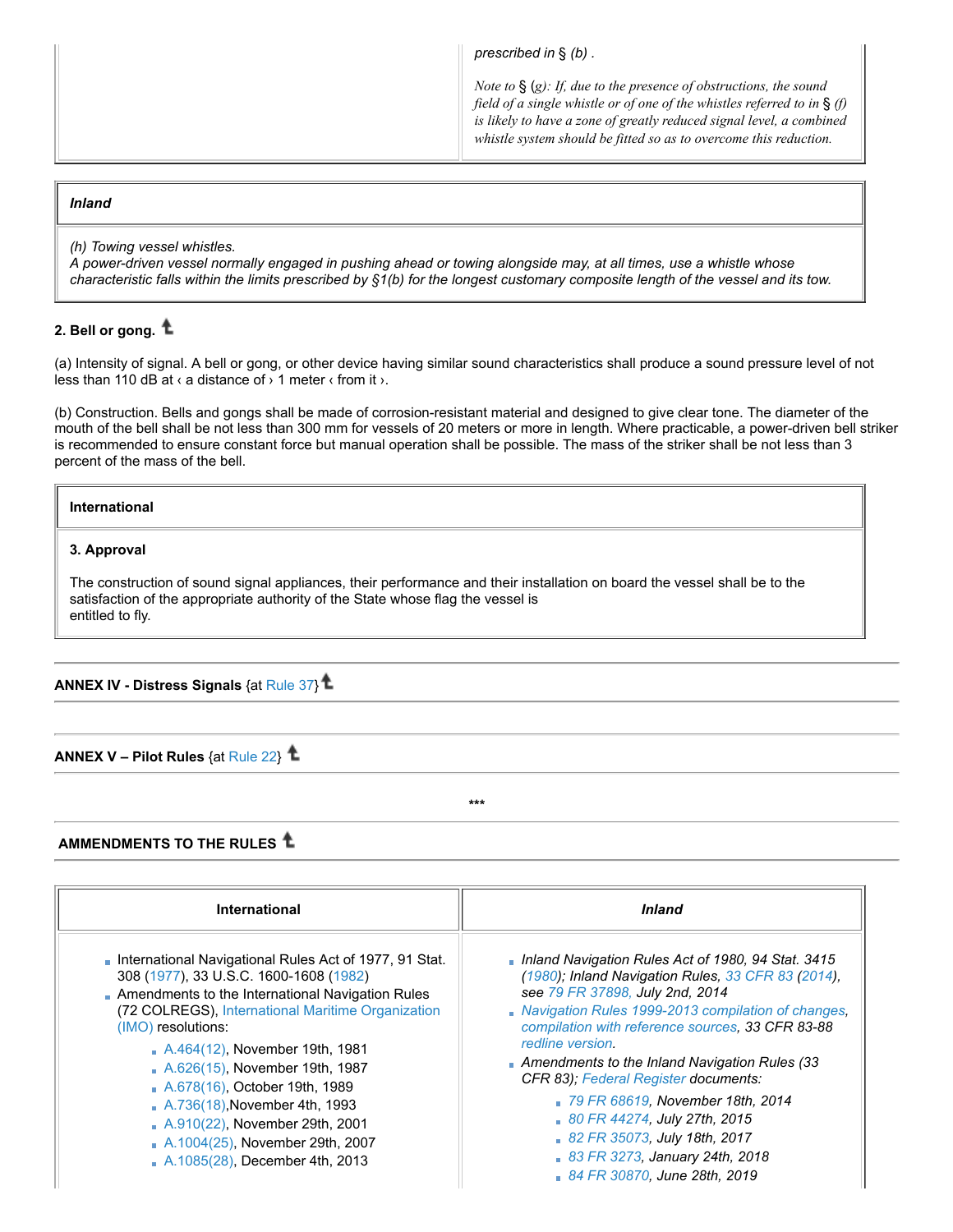| | *prescribed in § (b) .*<br><br>*Note to § (g): If, due to the presence of obstructions, the sound field of a single whistle or of one of the whistles referred to in § (f) is likely to have a zone of greatly reduced signal level, a combined whistle system should be fitted so as to overcome this reduction.* |
|---|---|

| ***Inland*** |
|---|
| *(h) Towing vessel whistles.*<br>*A power-driven vessel normally engaged in pushing ahead or towing alongside may, at all times, use a whistle whose characteristic falls within the limits prescribed by §1(b) for the longest customary composite length of the vessel and its tow.* |

**2. Bell or gong.**

(a) Intensity of signal. A bell or gong, or other device having similar sound characteristics shall produce a sound pressure level of not less than 110 dB at ‹ a distance of › 1 meter ‹ from it ›.

(b) Construction. Bells and gongs shall be made of corrosion-resistant material and designed to give clear tone. The diameter of the mouth of the bell shall be not less than 300 mm for vessels of 20 meters or more in length. Where practicable, a power-driven bell striker is recommended to ensure constant force but manual operation shall be possible. The mass of the striker shall be not less than 3 percent of the mass of the bell.

| **International** |
|---|
| **3. Approval**<br><br>The construction of sound signal appliances, their performance and their installation on board the vessel shall be to the satisfaction of the appropriate authority of the State whose flag the vessel is entitled to fly. |

**ANNEX IV - Distress Signals** {at Rule 37}

**ANNEX V – Pilot Rules** {at Rule 22}

***

**AMMENDMENTS TO THE RULES**

| **International** | ***Inland*** |
|---|---|
| - International Navigational Rules Act of 1977, 91 Stat. 308 (1977), 33 U.S.C. 1600-1608 (1982)<br>- Amendments to the International Navigation Rules (72 COLREGS), International Maritime Organization (IMO) resolutions:<br>&nbsp;&nbsp;- A.464(12), November 19th, 1981<br>&nbsp;&nbsp;- A.626(15), November 19th, 1987<br>&nbsp;&nbsp;- A.678(16), October 19th, 1989<br>&nbsp;&nbsp;- A.736(18),November 4th, 1993<br>&nbsp;&nbsp;- A.910(22), November 29th, 2001<br>&nbsp;&nbsp;- A.1004(25), November 29th, 2007<br>&nbsp;&nbsp;- A.1085(28), December 4th, 2013 | - *Inland Navigation Rules Act of 1980, 94 Stat. 3415 (1980); Inland Navigation Rules, 33 CFR 83 (2014), see 79 FR 37898, July 2nd, 2014*<br>- *Navigation Rules 1999-2013 compilation of changes, compilation with reference sources, 33 CFR 83-88 redline version.*<br>- *Amendments to the Inland Navigation Rules (33 CFR 83); Federal Register documents:*<br>&nbsp;&nbsp;- *79 FR 68619, November 18th, 2014*<br>&nbsp;&nbsp;- *80 FR 44274, July 27th, 2015*<br>&nbsp;&nbsp;- *82 FR 35073, July 18th, 2017*<br>&nbsp;&nbsp;- *83 FR 3273, January 24th, 2018*<br>&nbsp;&nbsp;- *84 FR 30870, June 28th, 2019* |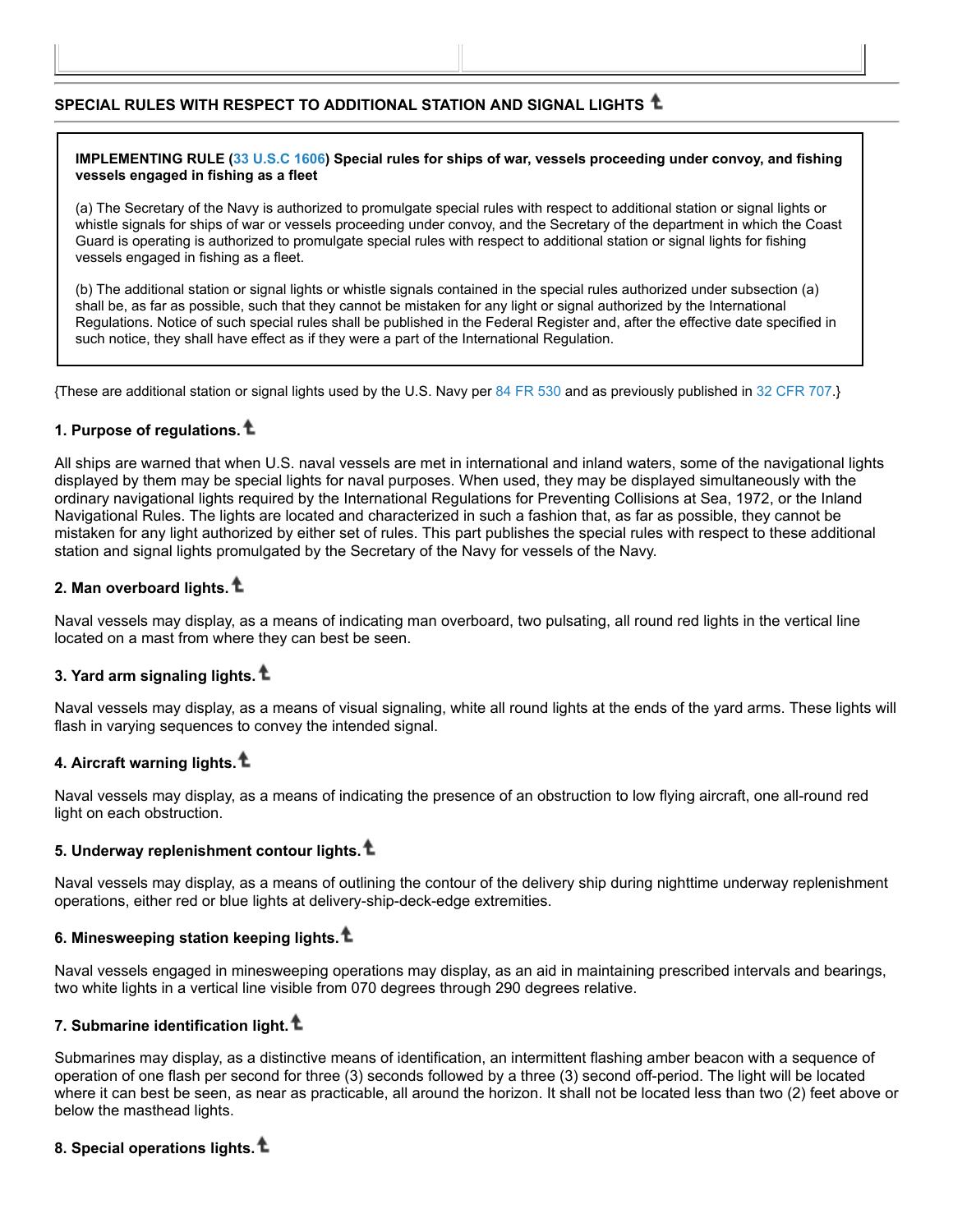## SPECIAL RULES WITH RESPECT TO ADDITIONAL STATION AND SIGNAL LIGHTS

> **IMPLEMENTING RULE (33 U.S.C 1606) Special rules for ships of war, vessels proceeding under convoy, and fishing vessels engaged in fishing as a fleet**
>
> (a) The Secretary of the Navy is authorized to promulgate special rules with respect to additional station or signal lights or whistle signals for ships of war or vessels proceeding under convoy, and the Secretary of the department in which the Coast Guard is operating is authorized to promulgate special rules with respect to additional station or signal lights for fishing vessels engaged in fishing as a fleet.
>
> (b) The additional station or signal lights or whistle signals contained in the special rules authorized under subsection (a) shall be, as far as possible, such that they cannot be mistaken for any light or signal authorized by the International Regulations. Notice of such special rules shall be published in the Federal Register and, after the effective date specified in such notice, they shall have effect as if they were a part of the International Regulation.

{These are additional station or signal lights used by the U.S. Navy per 84 FR 530 and as previously published in 32 CFR 707.}

### 1. Purpose of regulations.

All ships are warned that when U.S. naval vessels are met in international and inland waters, some of the navigational lights displayed by them may be special lights for naval purposes. When used, they may be displayed simultaneously with the ordinary navigational lights required by the International Regulations for Preventing Collisions at Sea, 1972, or the Inland Navigational Rules. The lights are located and characterized in such a fashion that, as far as possible, they cannot be mistaken for any light authorized by either set of rules. This part publishes the special rules with respect to these additional station and signal lights promulgated by the Secretary of the Navy for vessels of the Navy.

### 2. Man overboard lights.

Naval vessels may display, as a means of indicating man overboard, two pulsating, all round red lights in the vertical line located on a mast from where they can best be seen.

### 3. Yard arm signaling lights.

Naval vessels may display, as a means of visual signaling, white all round lights at the ends of the yard arms. These lights will flash in varying sequences to convey the intended signal.

### 4. Aircraft warning lights.

Naval vessels may display, as a means of indicating the presence of an obstruction to low flying aircraft, one all-round red light on each obstruction.

### 5. Underway replenishment contour lights.

Naval vessels may display, as a means of outlining the contour of the delivery ship during nighttime underway replenishment operations, either red or blue lights at delivery-ship-deck-edge extremities.

### 6. Minesweeping station keeping lights.

Naval vessels engaged in minesweeping operations may display, as an aid in maintaining prescribed intervals and bearings, two white lights in a vertical line visible from 070 degrees through 290 degrees relative.

### 7. Submarine identification light.

Submarines may display, as a distinctive means of identification, an intermittent flashing amber beacon with a sequence of operation of one flash per second for three (3) seconds followed by a three (3) second off-period. The light will be located where it can best be seen, as near as practicable, all around the horizon. It shall not be located less than two (2) feet above or below the masthead lights.

### 8. Special operations lights.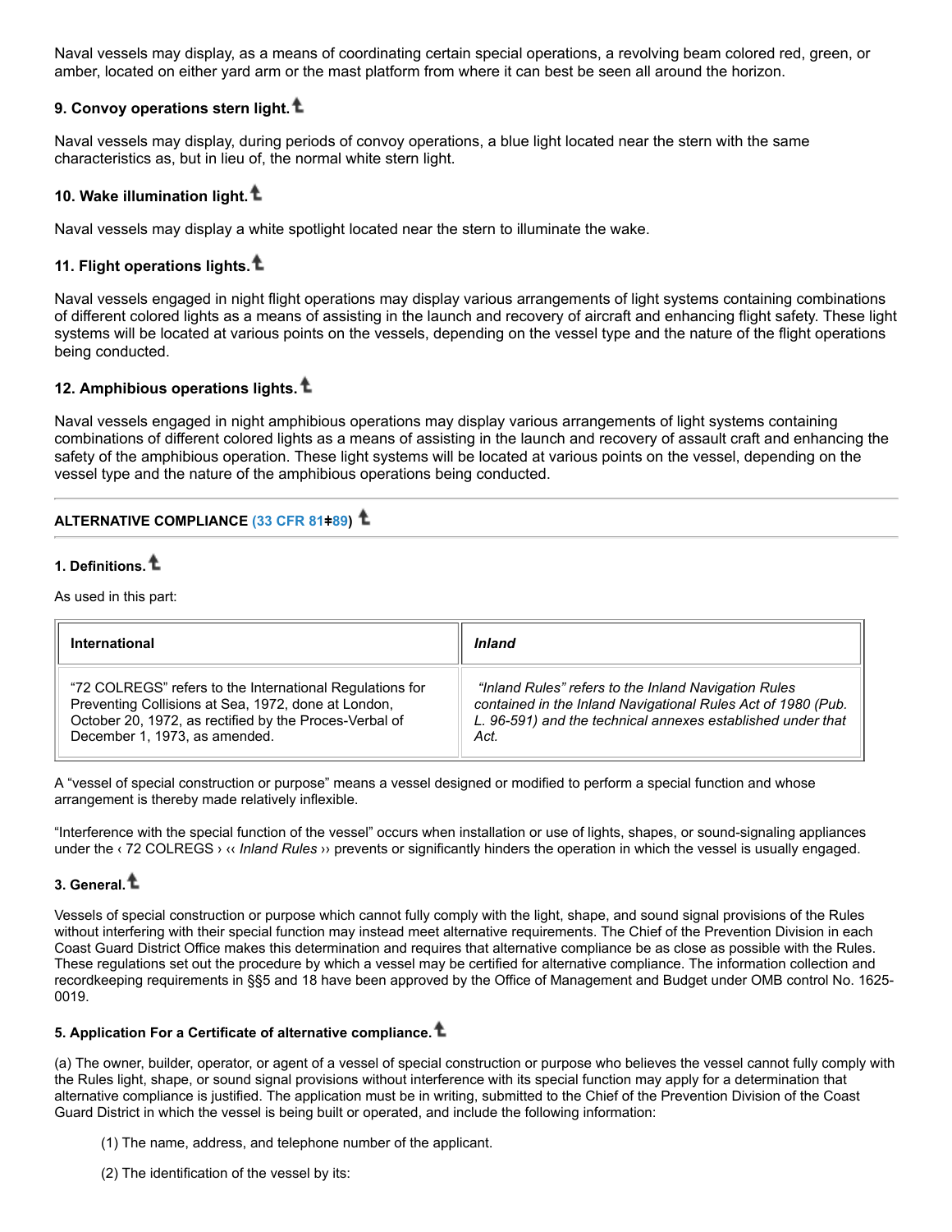Naval vessels may display, as a means of coordinating certain special operations, a revolving beam colored red, green, or amber, located on either yard arm or the mast platform from where it can best be seen all around the horizon.

### 9. Convoy operations stern light.

Naval vessels may display, during periods of convoy operations, a blue light located near the stern with the same characteristics as, but in lieu of, the normal white stern light.

### 10. Wake illumination light.

Naval vessels may display a white spotlight located near the stern to illuminate the wake.

### 11. Flight operations lights.

Naval vessels engaged in night flight operations may display various arrangements of light systems containing combinations of different colored lights as a means of assisting in the launch and recovery of aircraft and enhancing flight safety. These light systems will be located at various points on the vessels, depending on the vessel type and the nature of the flight operations being conducted.

### 12. Amphibious operations lights.

Naval vessels engaged in night amphibious operations may display various arrangements of light systems containing combinations of different colored lights as a means of assisting in the launch and recovery of assault craft and enhancing the safety of the amphibious operation. These light systems will be located at various points on the vessel, depending on the vessel type and the nature of the amphibious operations being conducted.

---

## ALTERNATIVE COMPLIANCE (33 CFR 81‡89)

---

### 1. Definitions.

As used in this part:

| International | *Inland* |
|---|---|
| “72 COLREGS” refers to the International Regulations for Preventing Collisions at Sea, 1972, done at London, October 20, 1972, as rectified by the Proces-Verbal of December 1, 1973, as amended. | *“Inland Rules” refers to the Inland Navigation Rules contained in the Inland Navigational Rules Act of 1980 (Pub. L. 96-591) and the technical annexes established under that Act.* |

A “vessel of special construction or purpose” means a vessel designed or modified to perform a special function and whose arrangement is thereby made relatively inflexible.

“Interference with the special function of the vessel” occurs when installation or use of lights, shapes, or sound-signaling appliances under the ‹ 72 COLREGS › ‹‹ *Inland Rules* ›› prevents or significantly hinders the operation in which the vessel is usually engaged.

### 3. General.

Vessels of special construction or purpose which cannot fully comply with the light, shape, and sound signal provisions of the Rules without interfering with their special function may instead meet alternative requirements. The Chief of the Prevention Division in each Coast Guard District Office makes this determination and requires that alternative compliance be as close as possible with the Rules. These regulations set out the procedure by which a vessel may be certified for alternative compliance. The information collection and recordkeeping requirements in §§5 and 18 have been approved by the Office of Management and Budget under OMB control No. 1625-0019.

### 5. Application For a Certificate of alternative compliance.

(a) The owner, builder, operator, or agent of a vessel of special construction or purpose who believes the vessel cannot fully comply with the Rules light, shape, or sound signal provisions without interference with its special function may apply for a determination that alternative compliance is justified. The application must be in writing, submitted to the Chief of the Prevention Division of the Coast Guard District in which the vessel is being built or operated, and include the following information:

(1) The name, address, and telephone number of the applicant.

(2) The identification of the vessel by its: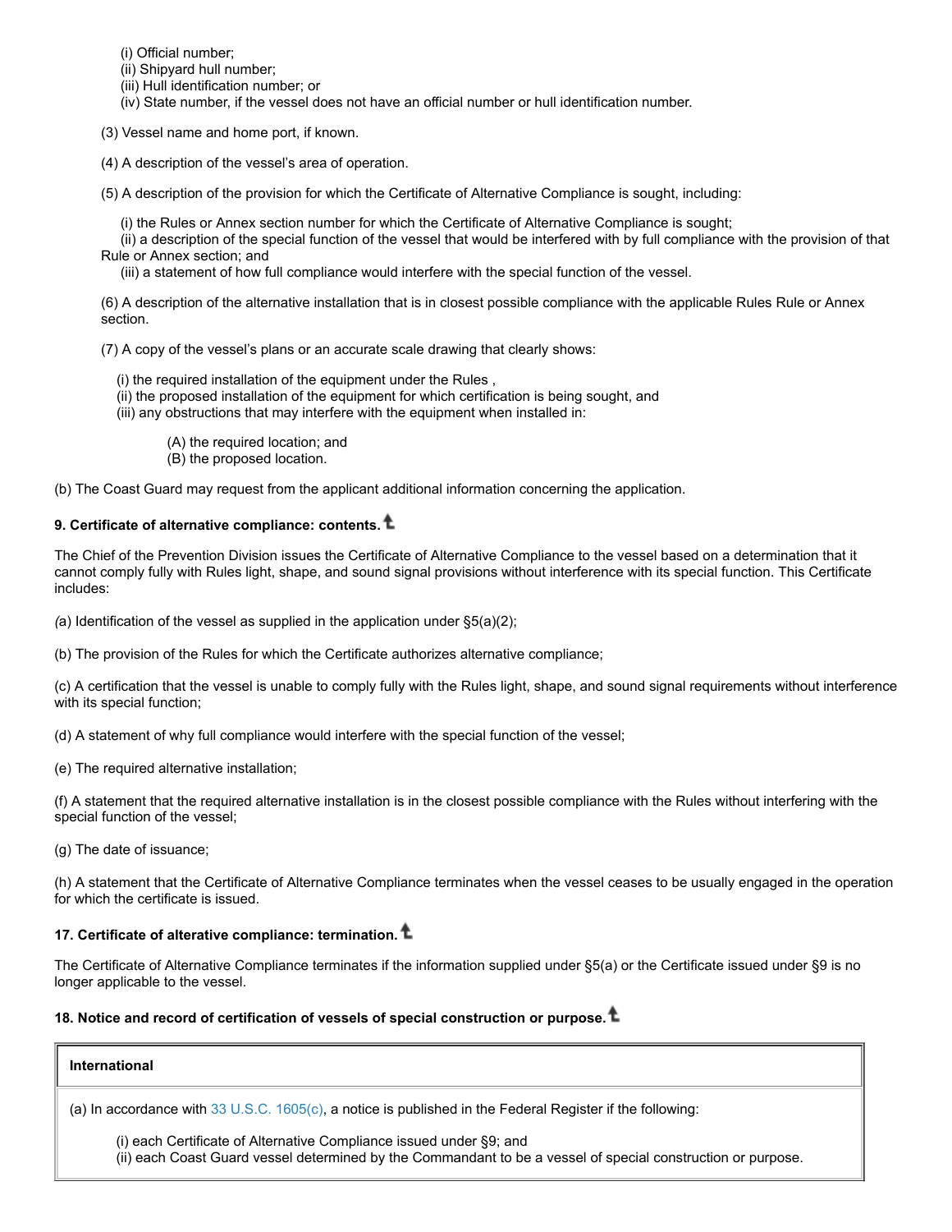(i) Official number;
(ii) Shipyard hull number;
(iii) Hull identification number; or
(iv) State number, if the vessel does not have an official number or hull identification number.

(3) Vessel name and home port, if known.

(4) A description of the vessel's area of operation.

(5) A description of the provision for which the Certificate of Alternative Compliance is sought, including:

(i) the Rules or Annex section number for which the Certificate of Alternative Compliance is sought;
(ii) a description of the special function of the vessel that would be interfered with by full compliance with the provision of that Rule or Annex section; and
(iii) a statement of how full compliance would interfere with the special function of the vessel.

(6) A description of the alternative installation that is in closest possible compliance with the applicable Rules Rule or Annex section.

(7) A copy of the vessel's plans or an accurate scale drawing that clearly shows:

(i) the required installation of the equipment under the Rules ,
(ii) the proposed installation of the equipment for which certification is being sought, and
(iii) any obstructions that may interfere with the equipment when installed in:

(A) the required location; and
(B) the proposed location.

(b) The Coast Guard may request from the applicant additional information concerning the application.

**9. Certificate of alternative compliance: contents.**

The Chief of the Prevention Division issues the Certificate of Alternative Compliance to the vessel based on a determination that it cannot comply fully with Rules light, shape, and sound signal provisions without interference with its special function. This Certificate includes:

*(*a) Identification of the vessel as supplied in the application under §5(a)(2);

(b) The provision of the Rules for which the Certificate authorizes alternative compliance;

(c) A certification that the vessel is unable to comply fully with the Rules light, shape, and sound signal requirements without interference with its special function;

(d) A statement of why full compliance would interfere with the special function of the vessel;

(e) The required alternative installation;

(f) A statement that the required alternative installation is in the closest possible compliance with the Rules without interfering with the special function of the vessel;

(g) The date of issuance;

(h) A statement that the Certificate of Alternative Compliance terminates when the vessel ceases to be usually engaged in the operation for which the certificate is issued.

**17. Certificate of alterative compliance: termination.**

The Certificate of Alternative Compliance terminates if the information supplied under §5(a) or the Certificate issued under §9 is no longer applicable to the vessel.

**18. Notice and record of certification of vessels of special construction or purpose.**

| **International** |
| --- |
| (a) In accordance with 33 U.S.C. 1605(c), a notice is published in the Federal Register if the following:<br><br>(i) each Certificate of Alternative Compliance issued under §9; and<br>(ii) each Coast Guard vessel determined by the Commandant to be a vessel of special construction or purpose. |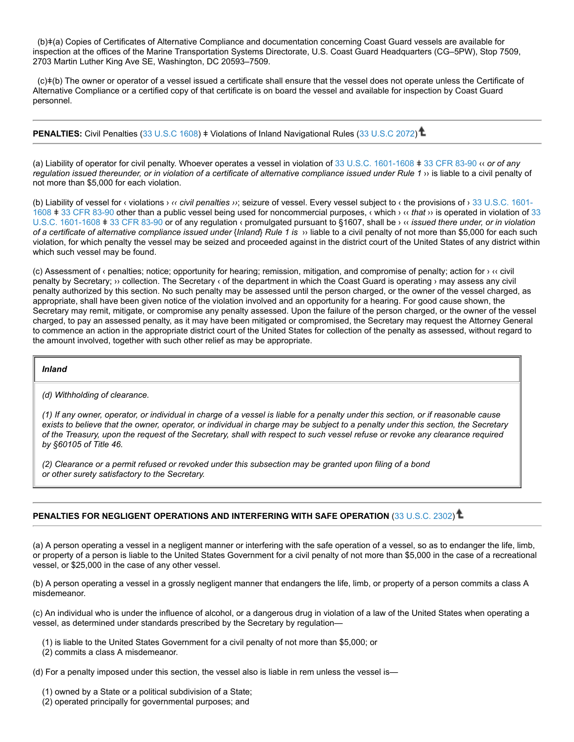(b)ǂ(a) Copies of Certificates of Alternative Compliance and documentation concerning Coast Guard vessels are available for inspection at the offices of the Marine Transportation Systems Directorate, U.S. Coast Guard Headquarters (CG–5PW), Stop 7509, 2703 Martin Luther King Ave SE, Washington, DC 20593–7509.

(c)ǂ(b) The owner or operator of a vessel issued a certificate shall ensure that the vessel does not operate unless the Certificate of Alternative Compliance or a certified copy of that certificate is on board the vessel and available for inspection by Coast Guard personnel.

---

**PENALTIES:** Civil Penalties (33 U.S.C 1608) ǂ Violations of Inland Navigational Rules (33 U.S.C 2072)

---

(a) Liability of operator for civil penalty. Whoever operates a vessel in violation of 33 U.S.C. 1601-1608 ǂ 33 CFR 83-90 ‹‹ *or of any regulation issued thereunder, or in violation of a certificate of alternative compliance issued under Rule 1* ›› is liable to a civil penalty of not more than $5,000 for each violation.

(b) Liability of vessel for ‹ violations › ‹‹ *civil penalties* ››; seizure of vessel. Every vessel subject to ‹ the provisions of › 33 U.S.C. 1601-1608 ǂ 33 CFR 83-90 other than a public vessel being used for noncommercial purposes, ‹ which › ‹‹ *that* ›› is operated in violation of 33 U.S.C. 1601-1608 ǂ 33 CFR 83-90 or of any regulation ‹ promulgated pursuant to §1607, shall be › ‹‹ *issued there under, or in violation of a certificate of alternative compliance issued under* {*Inland*} *Rule 1 is* ›› liable to a civil penalty of not more than $5,000 for each such violation, for which penalty the vessel may be seized and proceeded against in the district court of the United States of any district within which such vessel may be found.

(c) Assessment of ‹ penalties; notice; opportunity for hearing; remission, mitigation, and compromise of penalty; action for › ‹‹ civil penalty by Secretary; ›› collection. The Secretary ‹ of the department in which the Coast Guard is operating › may assess any civil penalty authorized by this section. No such penalty may be assessed until the person charged, or the owner of the vessel charged, as appropriate, shall have been given notice of the violation involved and an opportunity for a hearing. For good cause shown, the Secretary may remit, mitigate, or compromise any penalty assessed. Upon the failure of the person charged, or the owner of the vessel charged, to pay an assessed penalty, as it may have been mitigated or compromised, the Secretary may request the Attorney General to commence an action in the appropriate district court of the United States for collection of the penalty as assessed, without regard to the amount involved, together with such other relief as may be appropriate.

| ***Inland*** |
|---|
| *(d) Withholding of clearance.*<br><br>*(1) If any owner, operator, or individual in charge of a vessel is liable for a penalty under this section, or if reasonable cause exists to believe that the owner, operator, or individual in charge may be subject to a penalty under this section, the Secretary of the Treasury, upon the request of the Secretary, shall with respect to such vessel refuse or revoke any clearance required by §60105 of Title 46.*<br><br>*(2) Clearance or a permit refused or revoked under this subsection may be granted upon filing of a bond or other surety satisfactory to the Secretary.* |

---

**PENALTIES FOR NEGLIGENT OPERATIONS AND INTERFERING WITH SAFE OPERATION** (33 U.S.C. 2302)

---

(a) A person operating a vessel in a negligent manner or interfering with the safe operation of a vessel, so as to endanger the life, limb, or property of a person is liable to the United States Government for a civil penalty of not more than $5,000 in the case of a recreational vessel, or $25,000 in the case of any other vessel.

(b) A person operating a vessel in a grossly negligent manner that endangers the life, limb, or property of a person commits a class A misdemeanor.

(c) An individual who is under the influence of alcohol, or a dangerous drug in violation of a law of the United States when operating a vessel, as determined under standards prescribed by the Secretary by regulation—

(1) is liable to the United States Government for a civil penalty of not more than $5,000; or
(2) commits a class A misdemeanor.

(d) For a penalty imposed under this section, the vessel also is liable in rem unless the vessel is—

(1) owned by a State or a political subdivision of a State;
(2) operated principally for governmental purposes; and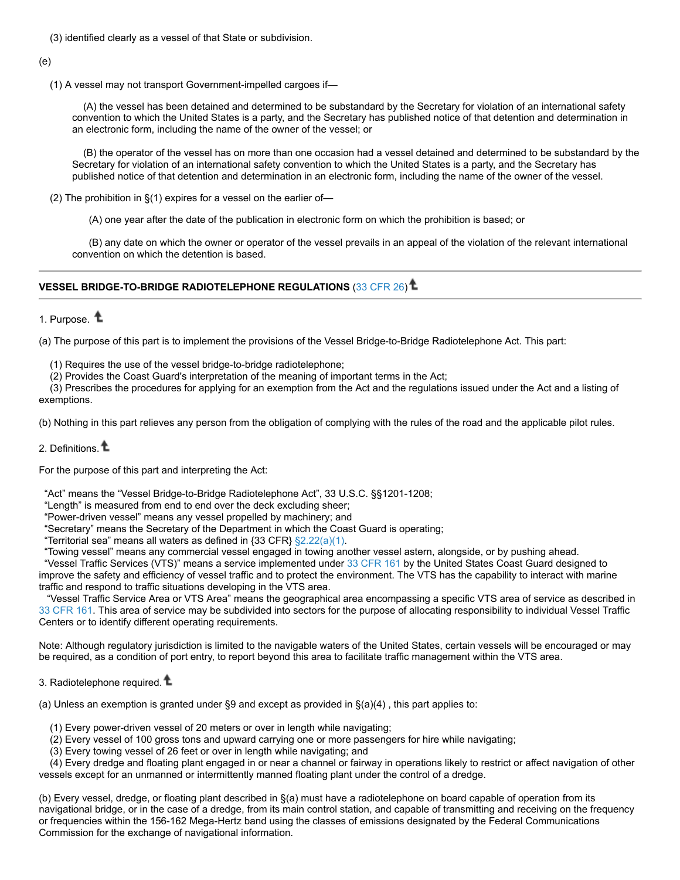(3) identified clearly as a vessel of that State or subdivision.

(e)

(1) A vessel may not transport Government-impelled cargoes if—

(A) the vessel has been detained and determined to be substandard by the Secretary for violation of an international safety convention to which the United States is a party, and the Secretary has published notice of that detention and determination in an electronic form, including the name of the owner of the vessel; or

(B) the operator of the vessel has on more than one occasion had a vessel detained and determined to be substandard by the Secretary for violation of an international safety convention to which the United States is a party, and the Secretary has published notice of that detention and determination in an electronic form, including the name of the owner of the vessel.

(2) The prohibition in §(1) expires for a vessel on the earlier of—

(A) one year after the date of the publication in electronic form on which the prohibition is based; or

(B) any date on which the owner or operator of the vessel prevails in an appeal of the violation of the relevant international convention on which the detention is based.

---

## VESSEL BRIDGE-TO-BRIDGE RADIOTELEPHONE REGULATIONS (33 CFR 26)

---

1. Purpose.

(a) The purpose of this part is to implement the provisions of the Vessel Bridge-to-Bridge Radiotelephone Act. This part:

(1) Requires the use of the vessel bridge-to-bridge radiotelephone;
(2) Provides the Coast Guard's interpretation of the meaning of important terms in the Act;
(3) Prescribes the procedures for applying for an exemption from the Act and the regulations issued under the Act and a listing of exemptions.

(b) Nothing in this part relieves any person from the obligation of complying with the rules of the road and the applicable pilot rules.

2. Definitions.

For the purpose of this part and interpreting the Act:

"Act" means the "Vessel Bridge-to-Bridge Radiotelephone Act", 33 U.S.C. §§1201-1208;
"Length" is measured from end to end over the deck excluding sheer;
"Power-driven vessel" means any vessel propelled by machinery; and
"Secretary" means the Secretary of the Department in which the Coast Guard is operating;
"Territorial sea" means all waters as defined in {33 CFR} §2.22(a)(1).
"Towing vessel" means any commercial vessel engaged in towing another vessel astern, alongside, or by pushing ahead.
"Vessel Traffic Services (VTS)" means a service implemented under 33 CFR 161 by the United States Coast Guard designed to improve the safety and efficiency of vessel traffic and to protect the environment. The VTS has the capability to interact with marine traffic and respond to traffic situations developing in the VTS area.
"Vessel Traffic Service Area or VTS Area" means the geographical area encompassing a specific VTS area of service as described in 33 CFR 161. This area of service may be subdivided into sectors for the purpose of allocating responsibility to individual Vessel Traffic Centers or to identify different operating requirements.

Note: Although regulatory jurisdiction is limited to the navigable waters of the United States, certain vessels will be encouraged or may be required, as a condition of port entry, to report beyond this area to facilitate traffic management within the VTS area.

3. Radiotelephone required.

(a) Unless an exemption is granted under §9 and except as provided in §(a)(4) , this part applies to:

(1) Every power-driven vessel of 20 meters or over in length while navigating;
(2) Every vessel of 100 gross tons and upward carrying one or more passengers for hire while navigating;
(3) Every towing vessel of 26 feet or over in length while navigating; and
(4) Every dredge and floating plant engaged in or near a channel or fairway in operations likely to restrict or affect navigation of other vessels except for an unmanned or intermittently manned floating plant under the control of a dredge.

(b) Every vessel, dredge, or floating plant described in §(a) must have a radiotelephone on board capable of operation from its navigational bridge, or in the case of a dredge, from its main control station, and capable of transmitting and receiving on the frequency or frequencies within the 156-162 Mega-Hertz band using the classes of emissions designated by the Federal Communications Commission for the exchange of navigational information.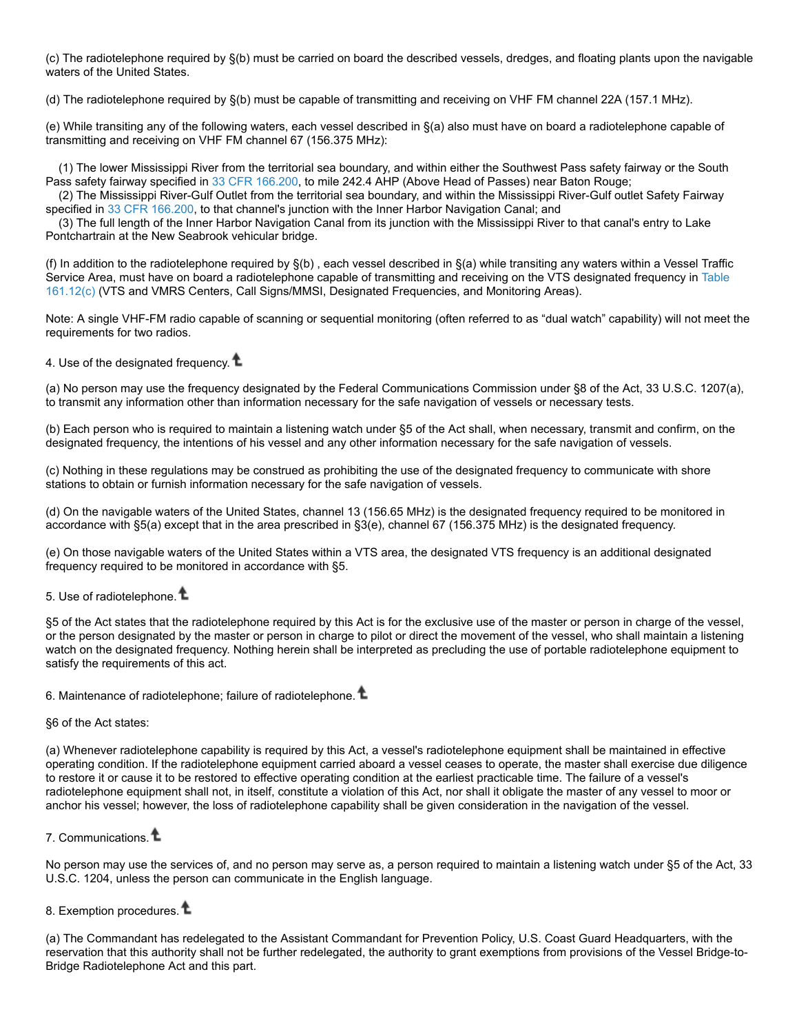(c) The radiotelephone required by §(b) must be carried on board the described vessels, dredges, and floating plants upon the navigable waters of the United States.

(d) The radiotelephone required by §(b) must be capable of transmitting and receiving on VHF FM channel 22A (157.1 MHz).

(e) While transiting any of the following waters, each vessel described in §(a) also must have on board a radiotelephone capable of transmitting and receiving on VHF FM channel 67 (156.375 MHz):

(1) The lower Mississippi River from the territorial sea boundary, and within either the Southwest Pass safety fairway or the South Pass safety fairway specified in 33 CFR 166.200, to mile 242.4 AHP (Above Head of Passes) near Baton Rouge;
(2) The Mississippi River-Gulf Outlet from the territorial sea boundary, and within the Mississippi River-Gulf outlet Safety Fairway specified in 33 CFR 166.200, to that channel's junction with the Inner Harbor Navigation Canal; and
(3) The full length of the Inner Harbor Navigation Canal from its junction with the Mississippi River to that canal's entry to Lake Pontchartrain at the New Seabrook vehicular bridge.

(f) In addition to the radiotelephone required by §(b) , each vessel described in §(a) while transiting any waters within a Vessel Traffic Service Area, must have on board a radiotelephone capable of transmitting and receiving on the VTS designated frequency in Table 161.12(c) (VTS and VMRS Centers, Call Signs/MMSI, Designated Frequencies, and Monitoring Areas).

Note: A single VHF-FM radio capable of scanning or sequential monitoring (often referred to as "dual watch" capability) will not meet the requirements for two radios.

4. Use of the designated frequency.

(a) No person may use the frequency designated by the Federal Communications Commission under §8 of the Act, 33 U.S.C. 1207(a), to transmit any information other than information necessary for the safe navigation of vessels or necessary tests.

(b) Each person who is required to maintain a listening watch under §5 of the Act shall, when necessary, transmit and confirm, on the designated frequency, the intentions of his vessel and any other information necessary for the safe navigation of vessels.

(c) Nothing in these regulations may be construed as prohibiting the use of the designated frequency to communicate with shore stations to obtain or furnish information necessary for the safe navigation of vessels.

(d) On the navigable waters of the United States, channel 13 (156.65 MHz) is the designated frequency required to be monitored in accordance with §5(a) except that in the area prescribed in §3(e), channel 67 (156.375 MHz) is the designated frequency.

(e) On those navigable waters of the United States within a VTS area, the designated VTS frequency is an additional designated frequency required to be monitored in accordance with §5.

5. Use of radiotelephone.

§5 of the Act states that the radiotelephone required by this Act is for the exclusive use of the master or person in charge of the vessel, or the person designated by the master or person in charge to pilot or direct the movement of the vessel, who shall maintain a listening watch on the designated frequency. Nothing herein shall be interpreted as precluding the use of portable radiotelephone equipment to satisfy the requirements of this act.

6. Maintenance of radiotelephone; failure of radiotelephone.

§6 of the Act states:

(a) Whenever radiotelephone capability is required by this Act, a vessel's radiotelephone equipment shall be maintained in effective operating condition. If the radiotelephone equipment carried aboard a vessel ceases to operate, the master shall exercise due diligence to restore it or cause it to be restored to effective operating condition at the earliest practicable time. The failure of a vessel's radiotelephone equipment shall not, in itself, constitute a violation of this Act, nor shall it obligate the master of any vessel to moor or anchor his vessel; however, the loss of radiotelephone capability shall be given consideration in the navigation of the vessel.

7. Communications.

No person may use the services of, and no person may serve as, a person required to maintain a listening watch under §5 of the Act, 33 U.S.C. 1204, unless the person can communicate in the English language.

8. Exemption procedures.

(a) The Commandant has redelegated to the Assistant Commandant for Prevention Policy, U.S. Coast Guard Headquarters, with the reservation that this authority shall not be further redelegated, the authority to grant exemptions from provisions of the Vessel Bridge-to-Bridge Radiotelephone Act and this part.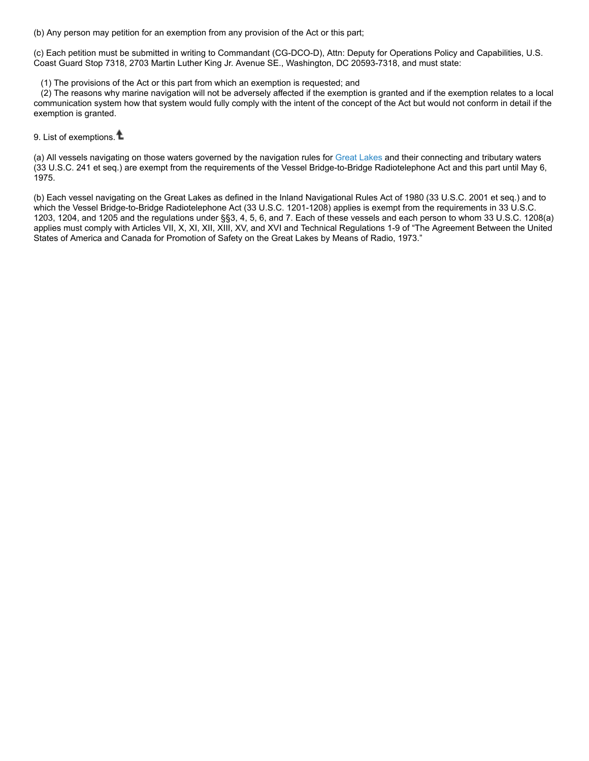(b) Any person may petition for an exemption from any provision of the Act or this part;

(c) Each petition must be submitted in writing to Commandant (CG-DCO-D), Attn: Deputy for Operations Policy and Capabilities, U.S. Coast Guard Stop 7318, 2703 Martin Luther King Jr. Avenue SE., Washington, DC 20593-7318, and must state:

(1) The provisions of the Act or this part from which an exemption is requested; and
(2) The reasons why marine navigation will not be adversely affected if the exemption is granted and if the exemption relates to a local communication system how that system would fully comply with the intent of the concept of the Act but would not conform in detail if the exemption is granted.

9. List of exemptions.

(a) All vessels navigating on those waters governed by the navigation rules for Great Lakes and their connecting and tributary waters (33 U.S.C. 241 et seq.) are exempt from the requirements of the Vessel Bridge-to-Bridge Radiotelephone Act and this part until May 6, 1975.

(b) Each vessel navigating on the Great Lakes as defined in the Inland Navigational Rules Act of 1980 (33 U.S.C. 2001 et seq.) and to which the Vessel Bridge-to-Bridge Radiotelephone Act (33 U.S.C. 1201-1208) applies is exempt from the requirements in 33 U.S.C. 1203, 1204, and 1205 and the regulations under §§3, 4, 5, 6, and 7. Each of these vessels and each person to whom 33 U.S.C. 1208(a) applies must comply with Articles VII, X, XI, XII, XIII, XV, and XVI and Technical Regulations 1-9 of "The Agreement Between the United States of America and Canada for Promotion of Safety on the Great Lakes by Means of Radio, 1973."